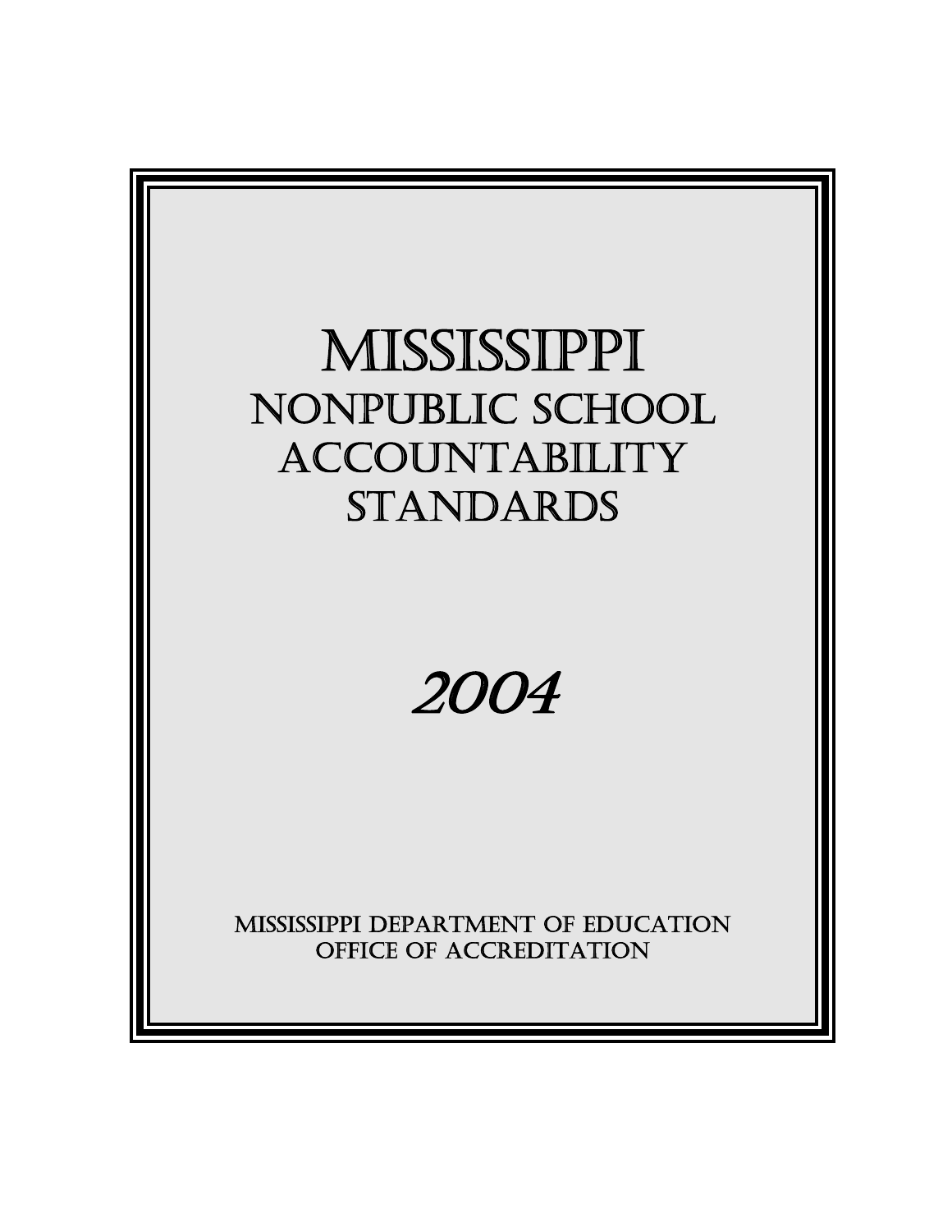# MISSISSIPPI

## NONPUBLIC SCHOOL ACCOUNTABILITY STANDARDS

*2004*

MISSISSIPPI DEPARTMENT OF EDUCATION
OFFICE OF ACCREDITATION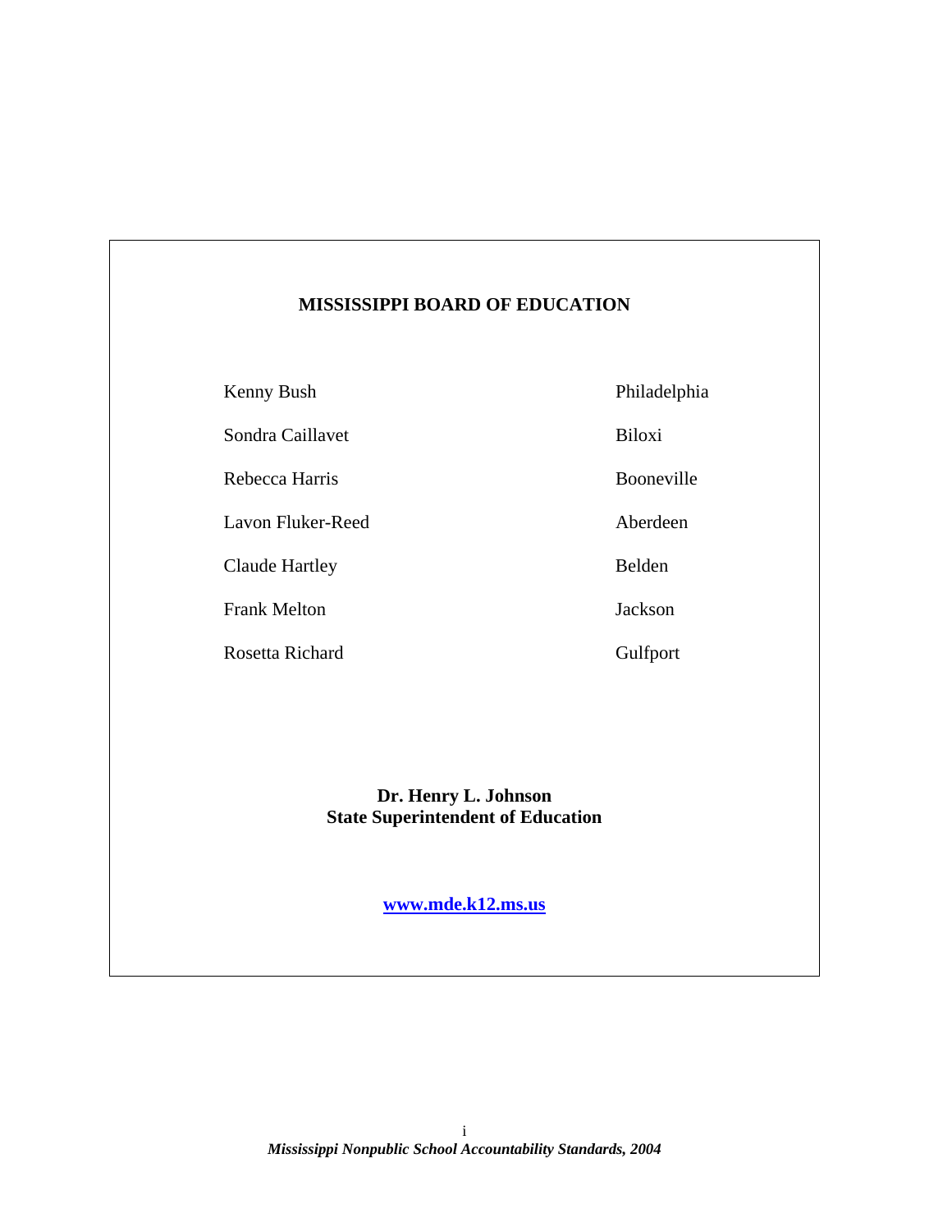## MISSISSIPPI BOARD OF EDUCATION

| | |
|---|---|
| Kenny Bush | Philadelphia |
| Sondra Caillavet | Biloxi |
| Rebecca Harris | Booneville |
| Lavon Fluker-Reed | Aberdeen |
| Claude Hartley | Belden |
| Frank Melton | Jackson |
| Rosetta Richard | Gulfport |

**Dr. Henry L. Johnson**
**State Superintendent of Education**

**www.mde.k12.ms.us**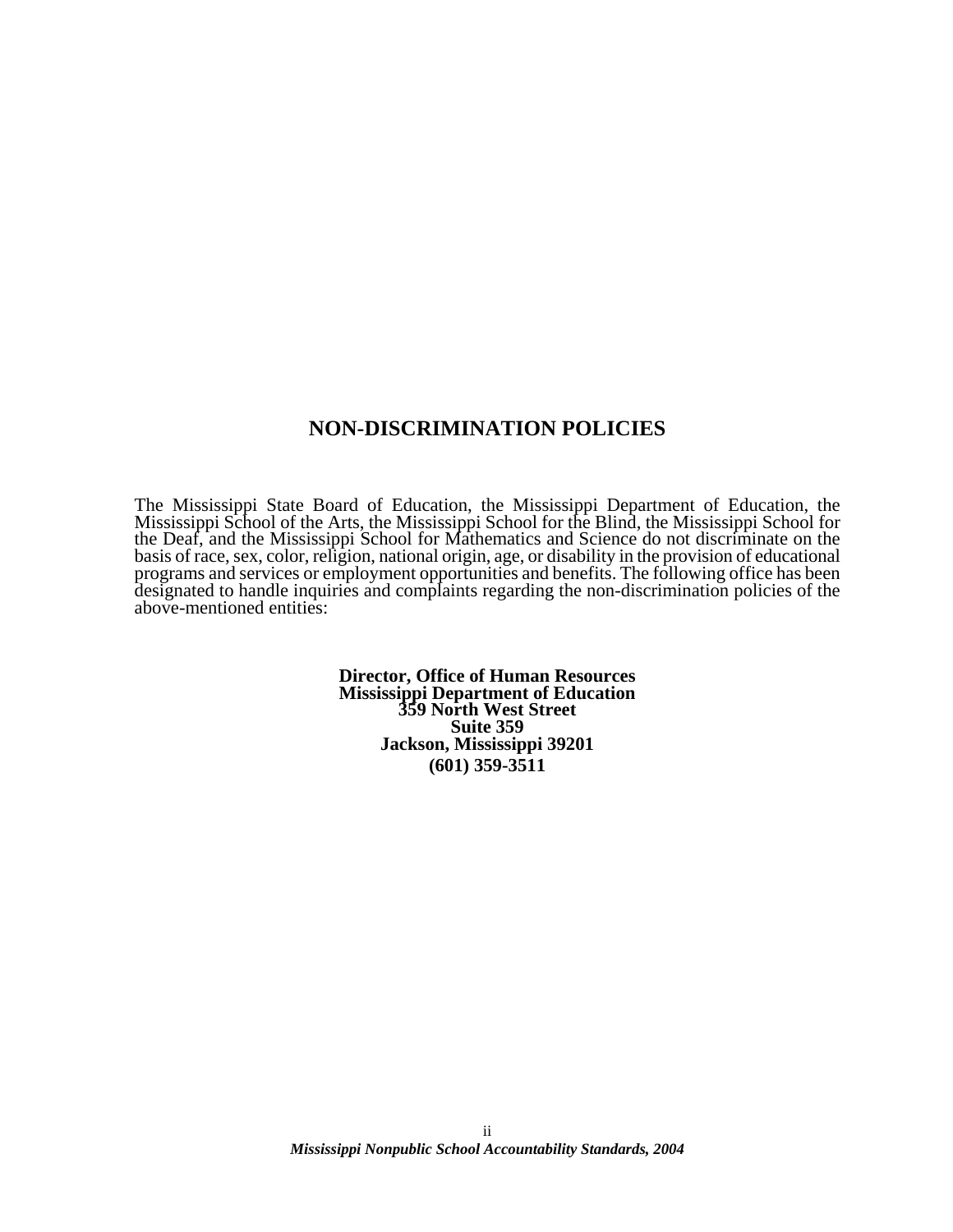# NON-DISCRIMINATION POLICIES

The Mississippi State Board of Education, the Mississippi Department of Education, the Mississippi School of the Arts, the Mississippi School for the Blind, the Mississippi School for the Deaf, and the Mississippi School for Mathematics and Science do not discriminate on the basis of race, sex, color, religion, national origin, age, or disability in the provision of educational programs and services or employment opportunities and benefits. The following office has been designated to handle inquiries and complaints regarding the non-discrimination policies of the above-mentioned entities:

**Director, Office of Human Resources**
**Mississippi Department of Education**
**359 North West Street**
**Suite 359**
**Jackson, Mississippi 39201**
**(601) 359-3511**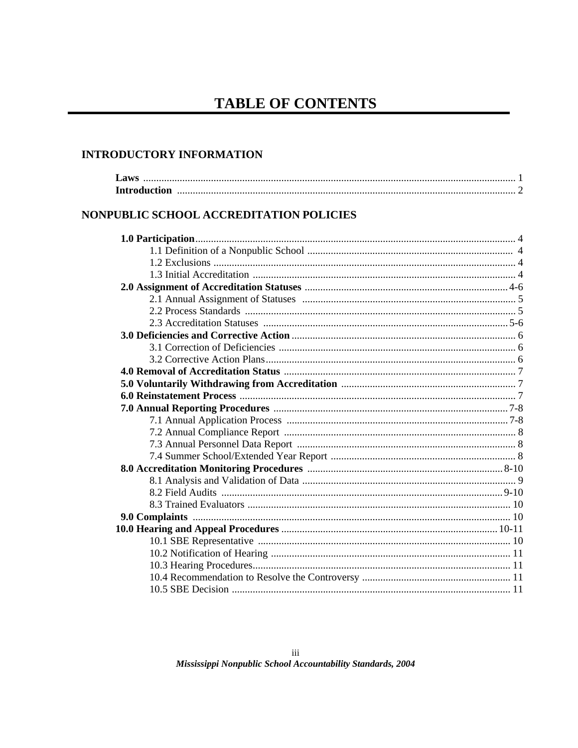# TABLE OF CONTENTS

## INTRODUCTORY INFORMATION

**Laws** ........................................................................................................................................ 1
**Introduction** ............................................................................................................................ 2

## NONPUBLIC SCHOOL ACCREDITATION POLICIES

**1.0 Participation** ...................................................................................................................... 4
- 1.1 Definition of a Nonpublic School ..................................................................................... 4
- 1.2 Exclusions ....................................................................................................................... 4
- 1.3 Initial Accreditation ......................................................................................................... 4

**2.0 Assignment of Accreditation Statuses** ............................................................................ 4-6
- 2.1 Annual Assignment of Statuses ...................................................................................... 5
- 2.2 Process Standards .......................................................................................................... 5
- 2.3 Accreditation Statuses ................................................................................................. 5-6

**3.0 Deficiencies and Corrective Action** .................................................................................. 6
- 3.1 Correction of Deficiencies ............................................................................................... 6
- 3.2 Corrective Action Plans ................................................................................................... 6

**4.0 Removal of Accreditation Status** ...................................................................................... 7
**5.0 Voluntarily Withdrawing from Accreditation** .................................................................... 7
**6.0 Reinstatement Process** ..................................................................................................... 7
**7.0 Annual Reporting Procedures** ........................................................................................ 7-8
- 7.1 Annual Application Process ......................................................................................... 7-8
- 7.2 Annual Compliance Report ............................................................................................. 8
- 7.3 Annual Personnel Data Report ........................................................................................ 8
- 7.4 Summer School/Extended Year Report ........................................................................... 8

**8.0 Accreditation Monitoring Procedures** ............................................................................ 8-10
- 8.1 Analysis and Validation of Data ...................................................................................... 9
- 8.2 Field Audits ................................................................................................................ 9-10
- 8.3 Trained Evaluators ........................................................................................................ 10

**9.0 Complaints** ...................................................................................................................... 10
**10.0 Hearing and Appeal Procedures** .................................................................................. 10-11
- 10.1 SBE Representative .................................................................................................... 10
- 10.2 Notification of Hearing ................................................................................................ 11
- 10.3 Hearing Procedures ..................................................................................................... 11
- 10.4 Recommendation to Resolve the Controversy ............................................................. 11
- 10.5 SBE Decision .............................................................................................................. 11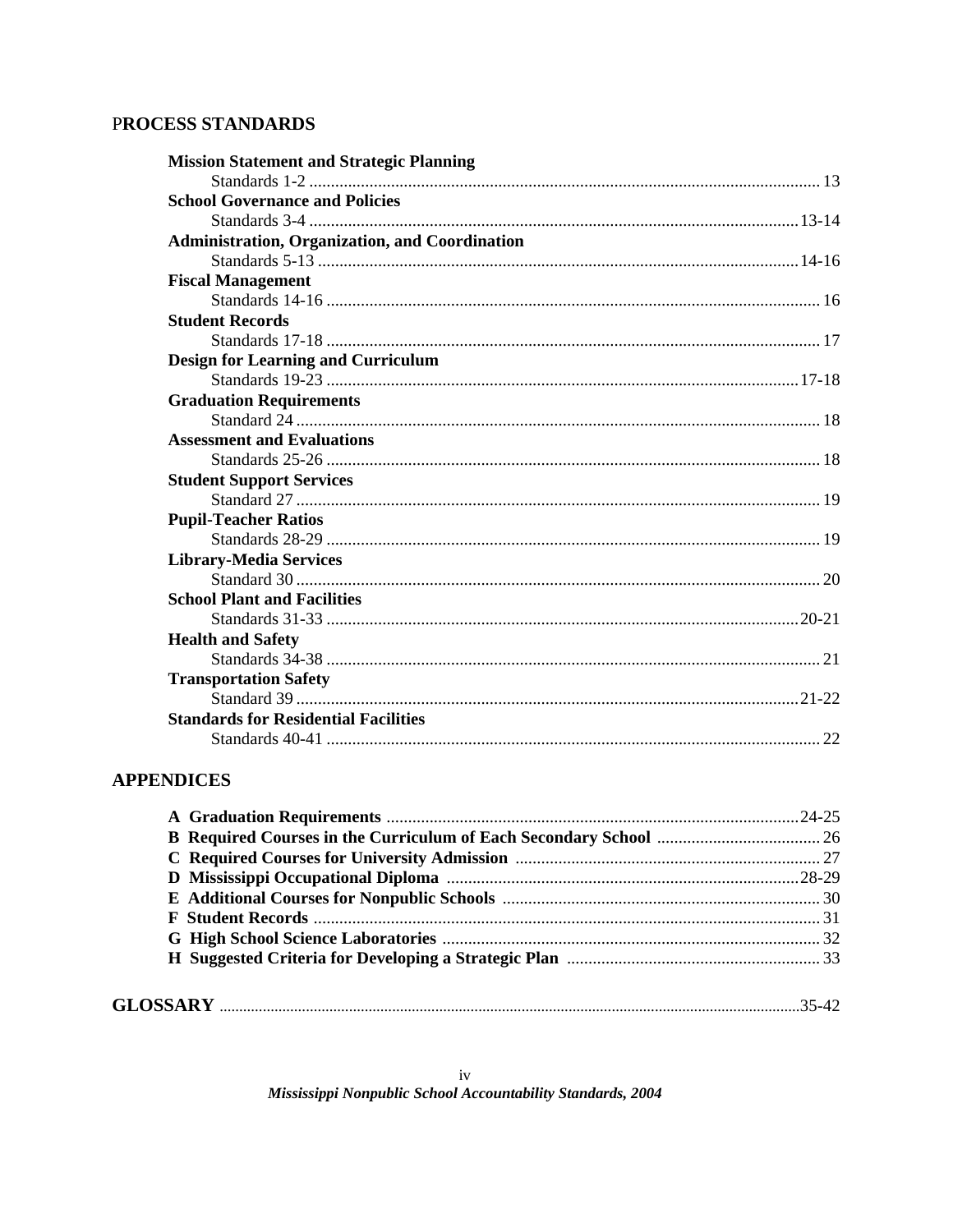## PROCESS STANDARDS

**Mission Statement and Strategic Planning**
Standards 1-2 ........................................................................................................... 13

**School Governance and Policies**
Standards 3-4 ........................................................................................................... 13-14

**Administration, Organization, and Coordination**
Standards 5-13 ......................................................................................................... 14-16

**Fiscal Management**
Standards 14-16 ....................................................................................................... 16

**Student Records**
Standards 17-18 ....................................................................................................... 17

**Design for Learning and Curriculum**
Standards 19-23 ....................................................................................................... 17-18

**Graduation Requirements**
Standard 24 .............................................................................................................. 18

**Assessment and Evaluations**
Standards 25-26 ....................................................................................................... 18

**Student Support Services**
Standard 27 .............................................................................................................. 19

**Pupil-Teacher Ratios**
Standards 28-29 ....................................................................................................... 19

**Library-Media Services**
Standard 30 .............................................................................................................. 20

**School Plant and Facilities**
Standards 31-33 ....................................................................................................... 20-21

**Health and Safety**
Standards 34-38 ....................................................................................................... 21

**Transportation Safety**
Standard 39 .............................................................................................................. 21-22

**Standards for Residential Facilities**
Standards 40-41 ....................................................................................................... 22

## APPENDICES

**A Graduation Requirements** ........................................................................................ 24-25
**B Required Courses in the Curriculum of Each Secondary School** ............................... 26
**C Required Courses for University Admission** ............................................................ 27
**D Mississippi Occupational Diploma** ............................................................................ 28-29
**E Additional Courses for Nonpublic Schools** ............................................................... 30
**F Student Records** ......................................................................................................... 31
**G High School Science Laboratories** ............................................................................. 32
**H Suggested Criteria for Developing a Strategic Plan** .................................................. 33

## GLOSSARY ........................................................................................................................ 35-42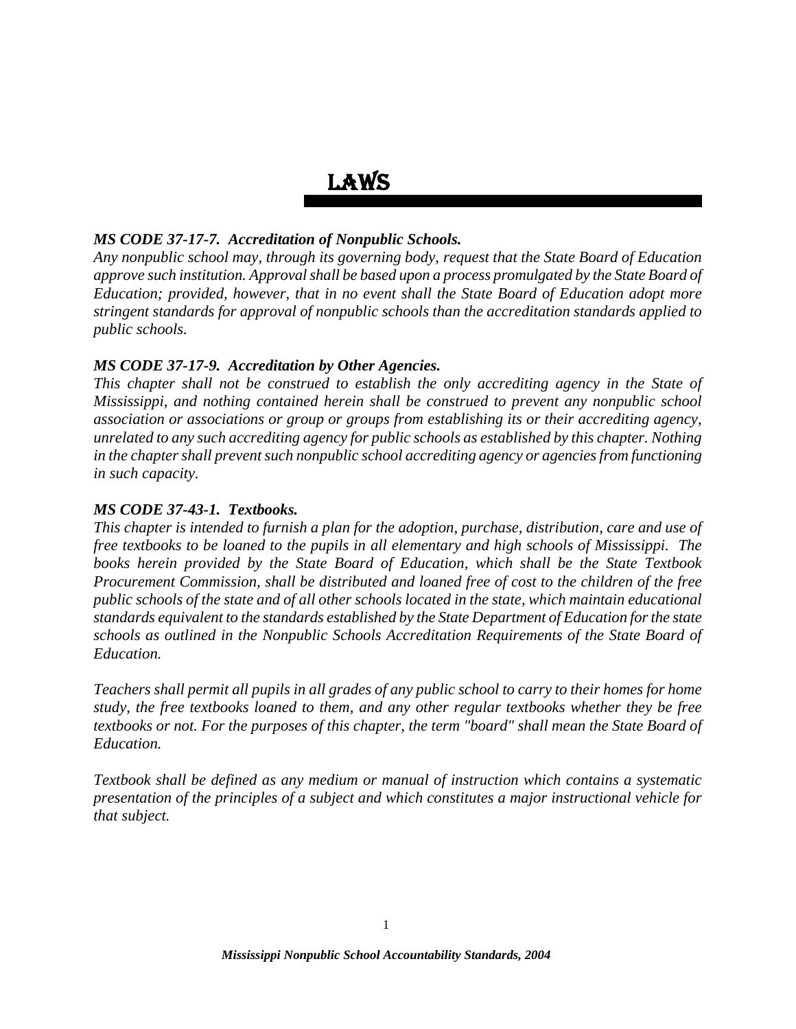# LAWS

***MS CODE 37-17-7. Accreditation of Nonpublic Schools.***
*Any nonpublic school may, through its governing body, request that the State Board of Education approve such institution. Approval shall be based upon a process promulgated by the State Board of Education; provided, however, that in no event shall the State Board of Education adopt more stringent standards for approval of nonpublic schools than the accreditation standards applied to public schools.*

***MS CODE 37-17-9. Accreditation by Other Agencies.***
*This chapter shall not be construed to establish the only accrediting agency in the State of Mississippi, and nothing contained herein shall be construed to prevent any nonpublic school association or associations or group or groups from establishing its or their accrediting agency, unrelated to any such accrediting agency for public schools as established by this chapter. Nothing in the chapter shall prevent such nonpublic school accrediting agency or agencies from functioning in such capacity.*

***MS CODE 37-43-1. Textbooks.***
*This chapter is intended to furnish a plan for the adoption, purchase, distribution, care and use of free textbooks to be loaned to the pupils in all elementary and high schools of Mississippi. The books herein provided by the State Board of Education, which shall be the State Textbook Procurement Commission, shall be distributed and loaned free of cost to the children of the free public schools of the state and of all other schools located in the state, which maintain educational standards equivalent to the standards established by the State Department of Education for the state schools as outlined in the Nonpublic Schools Accreditation Requirements of the State Board of Education.*

*Teachers shall permit all pupils in all grades of any public school to carry to their homes for home study, the free textbooks loaned to them, and any other regular textbooks whether they be free textbooks or not. For the purposes of this chapter, the term "board" shall mean the State Board of Education.*

*Textbook shall be defined as any medium or manual of instruction which contains a systematic presentation of the principles of a subject and which constitutes a major instructional vehicle for that subject.*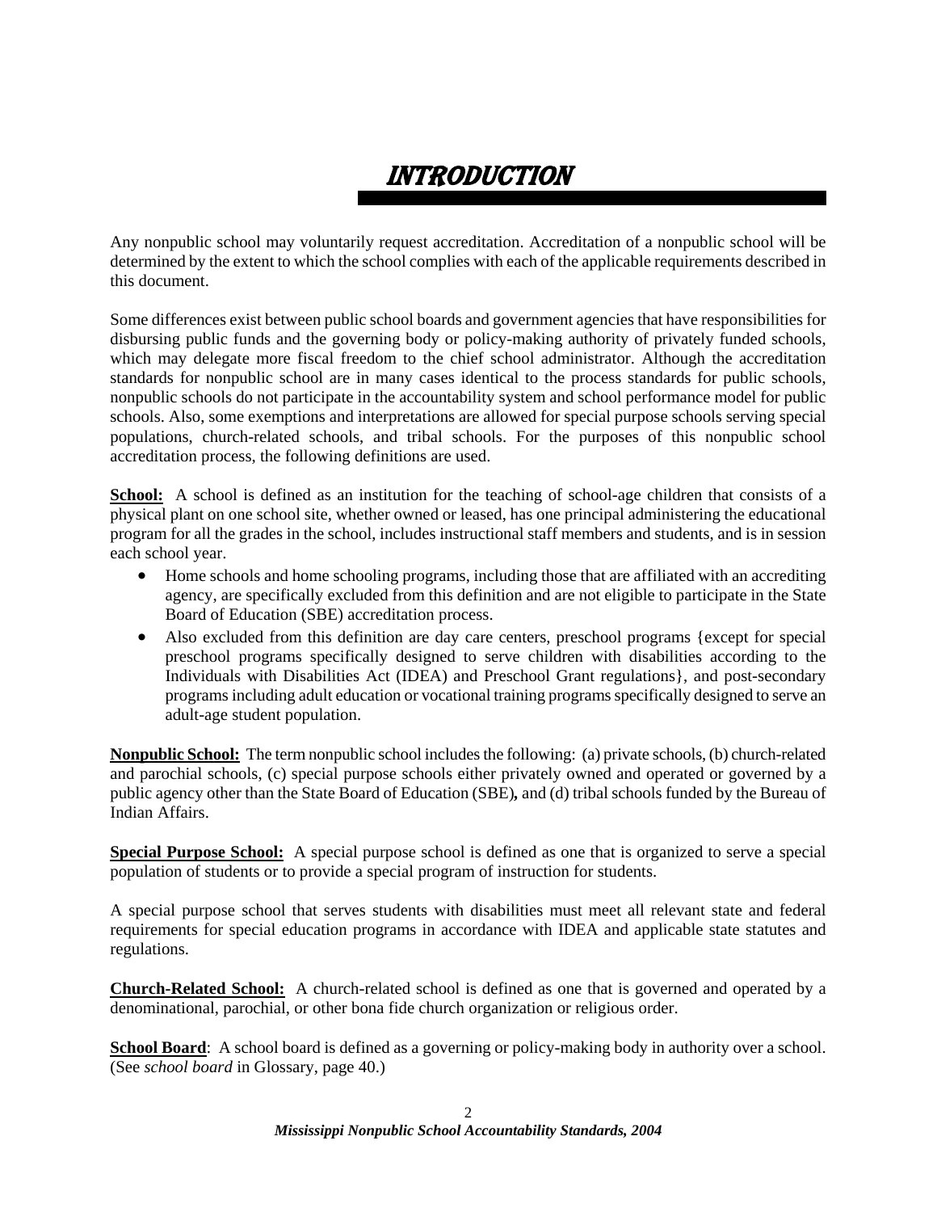# INTRODUCTION

Any nonpublic school may voluntarily request accreditation. Accreditation of a nonpublic school will be determined by the extent to which the school complies with each of the applicable requirements described in this document.

Some differences exist between public school boards and government agencies that have responsibilities for disbursing public funds and the governing body or policy-making authority of privately funded schools, which may delegate more fiscal freedom to the chief school administrator. Although the accreditation standards for nonpublic school are in many cases identical to the process standards for public schools, nonpublic schools do not participate in the accountability system and school performance model for public schools. Also, some exemptions and interpretations are allowed for special purpose schools serving special populations, church-related schools, and tribal schools. For the purposes of this nonpublic school accreditation process, the following definitions are used.

**School:** A school is defined as an institution for the teaching of school-age children that consists of a physical plant on one school site, whether owned or leased, has one principal administering the educational program for all the grades in the school, includes instructional staff members and students, and is in session each school year.

- Home schools and home schooling programs, including those that are affiliated with an accrediting agency, are specifically excluded from this definition and are not eligible to participate in the State Board of Education (SBE) accreditation process.
- Also excluded from this definition are day care centers, preschool programs {except for special preschool programs specifically designed to serve children with disabilities according to the Individuals with Disabilities Act (IDEA) and Preschool Grant regulations}, and post-secondary programs including adult education or vocational training programs specifically designed to serve an adult-age student population.

**Nonpublic School:** The term nonpublic school includes the following: (a) private schools, (b) church-related and parochial schools, (c) special purpose schools either privately owned and operated or governed by a public agency other than the State Board of Education (SBE)**,** and (d) tribal schools funded by the Bureau of Indian Affairs.

**Special Purpose School:** A special purpose school is defined as one that is organized to serve a special population of students or to provide a special program of instruction for students.

A special purpose school that serves students with disabilities must meet all relevant state and federal requirements for special education programs in accordance with IDEA and applicable state statutes and regulations.

**Church-Related School:** A church-related school is defined as one that is governed and operated by a denominational, parochial, or other bona fide church organization or religious order.

**School Board**: A school board is defined as a governing or policy-making body in authority over a school. (See *school board* in Glossary, page 40.)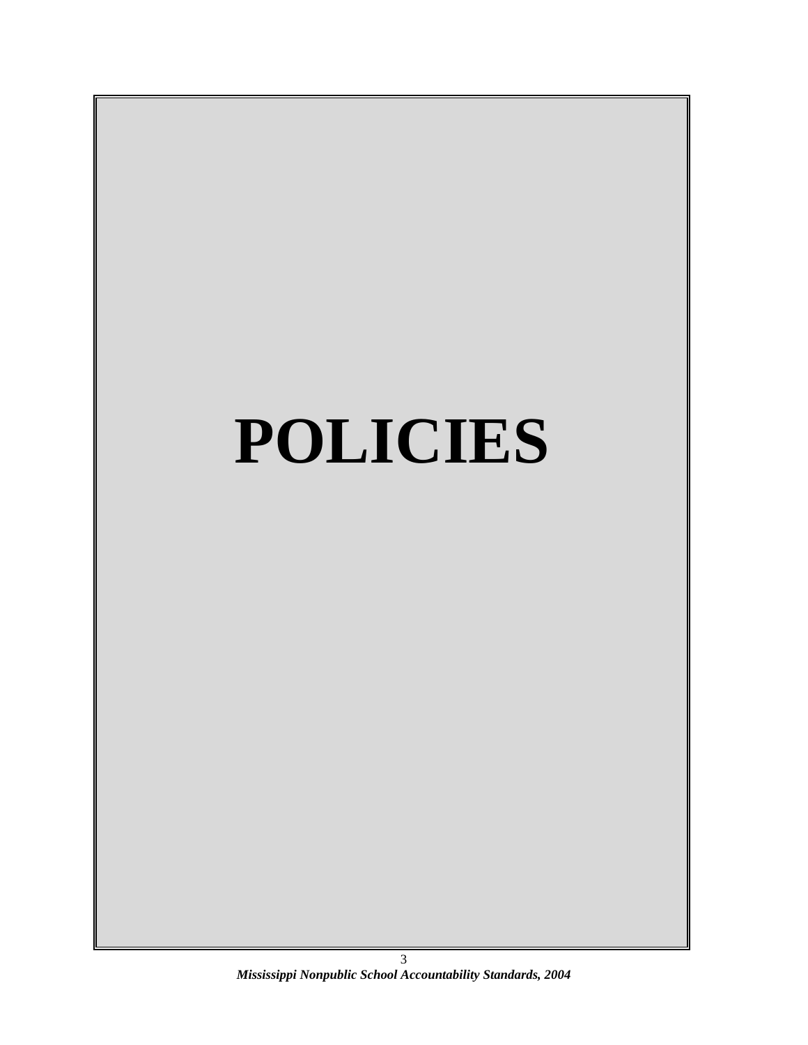# POLICIES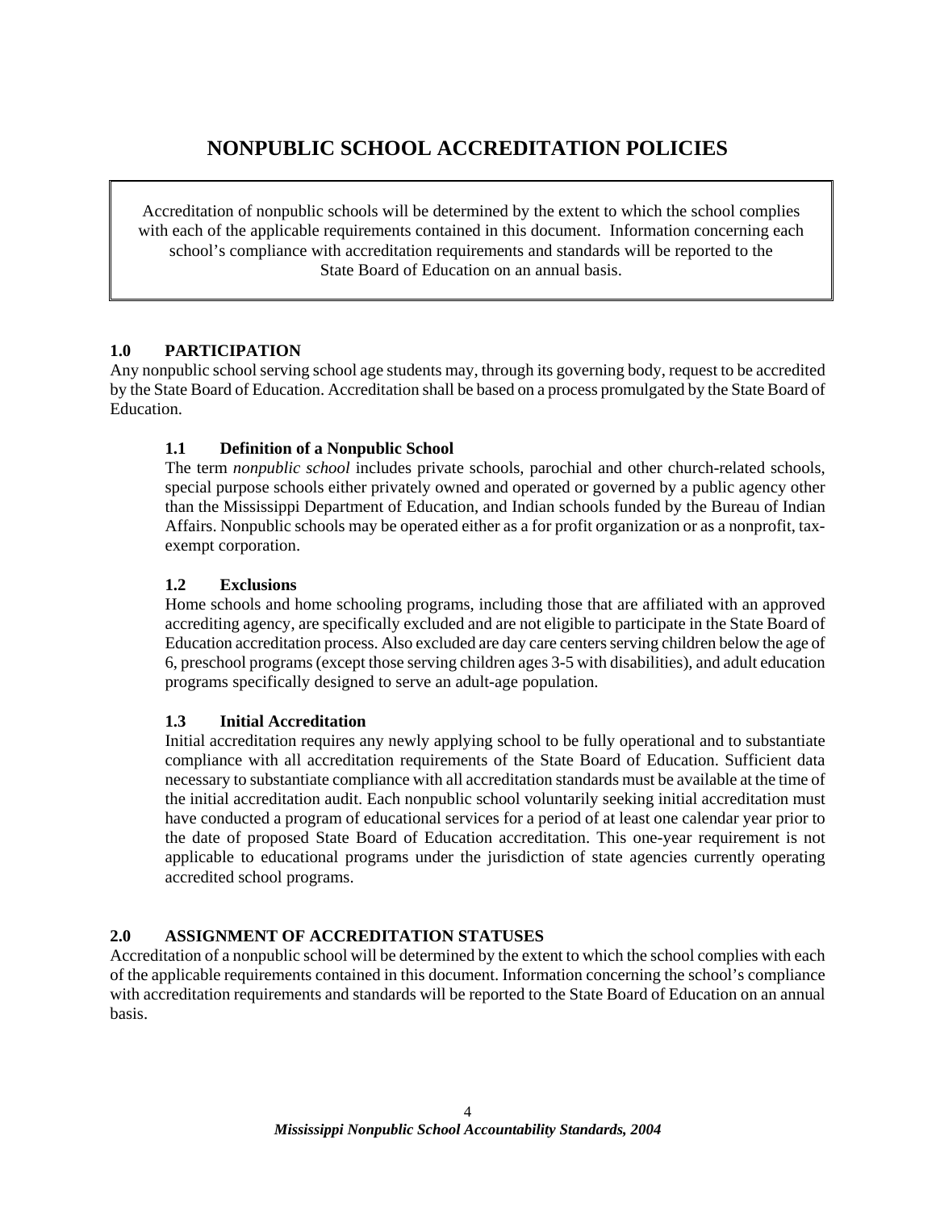# NONPUBLIC SCHOOL ACCREDITATION POLICIES

> Accreditation of nonpublic schools will be determined by the extent to which the school complies with each of the applicable requirements contained in this document. Information concerning each school's compliance with accreditation requirements and standards will be reported to the State Board of Education on an annual basis.

## 1.0 PARTICIPATION

Any nonpublic school serving school age students may, through its governing body, request to be accredited by the State Board of Education. Accreditation shall be based on a process promulgated by the State Board of Education.

### 1.1 Definition of a Nonpublic School

The term *nonpublic school* includes private schools, parochial and other church-related schools, special purpose schools either privately owned and operated or governed by a public agency other than the Mississippi Department of Education, and Indian schools funded by the Bureau of Indian Affairs. Nonpublic schools may be operated either as a for profit organization or as a nonprofit, tax-exempt corporation.

### 1.2 Exclusions

Home schools and home schooling programs, including those that are affiliated with an approved accrediting agency, are specifically excluded and are not eligible to participate in the State Board of Education accreditation process. Also excluded are day care centers serving children below the age of 6, preschool programs (except those serving children ages 3-5 with disabilities), and adult education programs specifically designed to serve an adult-age population.

### 1.3 Initial Accreditation

Initial accreditation requires any newly applying school to be fully operational and to substantiate compliance with all accreditation requirements of the State Board of Education. Sufficient data necessary to substantiate compliance with all accreditation standards must be available at the time of the initial accreditation audit. Each nonpublic school voluntarily seeking initial accreditation must have conducted a program of educational services for a period of at least one calendar year prior to the date of proposed State Board of Education accreditation. This one-year requirement is not applicable to educational programs under the jurisdiction of state agencies currently operating accredited school programs.

## 2.0 ASSIGNMENT OF ACCREDITATION STATUSES

Accreditation of a nonpublic school will be determined by the extent to which the school complies with each of the applicable requirements contained in this document. Information concerning the school's compliance with accreditation requirements and standards will be reported to the State Board of Education on an annual basis.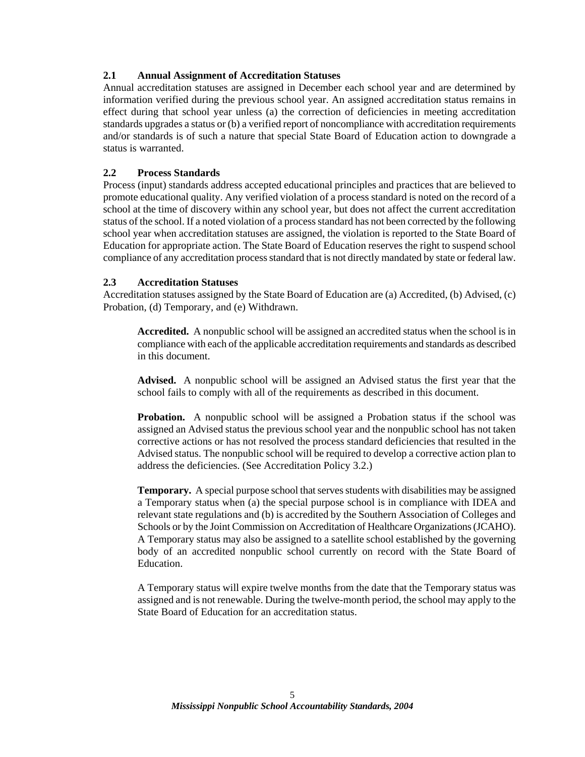### 2.1 Annual Assignment of Accreditation Statuses

Annual accreditation statuses are assigned in December each school year and are determined by information verified during the previous school year. An assigned accreditation status remains in effect during that school year unless (a) the correction of deficiencies in meeting accreditation standards upgrades a status or (b) a verified report of noncompliance with accreditation requirements and/or standards is of such a nature that special State Board of Education action to downgrade a status is warranted.

### 2.2 Process Standards

Process (input) standards address accepted educational principles and practices that are believed to promote educational quality. Any verified violation of a process standard is noted on the record of a school at the time of discovery within any school year, but does not affect the current accreditation status of the school. If a noted violation of a process standard has not been corrected by the following school year when accreditation statuses are assigned, the violation is reported to the State Board of Education for appropriate action. The State Board of Education reserves the right to suspend school compliance of any accreditation process standard that is not directly mandated by state or federal law.

### 2.3 Accreditation Statuses

Accreditation statuses assigned by the State Board of Education are (a) Accredited, (b) Advised, (c) Probation, (d) Temporary, and (e) Withdrawn.

**Accredited.** A nonpublic school will be assigned an accredited status when the school is in compliance with each of the applicable accreditation requirements and standards as described in this document.

**Advised.** A nonpublic school will be assigned an Advised status the first year that the school fails to comply with all of the requirements as described in this document.

**Probation.** A nonpublic school will be assigned a Probation status if the school was assigned an Advised status the previous school year and the nonpublic school has not taken corrective actions or has not resolved the process standard deficiencies that resulted in the Advised status. The nonpublic school will be required to develop a corrective action plan to address the deficiencies. (See Accreditation Policy 3.2.)

**Temporary.** A special purpose school that serves students with disabilities may be assigned a Temporary status when (a) the special purpose school is in compliance with IDEA and relevant state regulations and (b) is accredited by the Southern Association of Colleges and Schools or by the Joint Commission on Accreditation of Healthcare Organizations (JCAHO). A Temporary status may also be assigned to a satellite school established by the governing body of an accredited nonpublic school currently on record with the State Board of Education.

A Temporary status will expire twelve months from the date that the Temporary status was assigned and is not renewable. During the twelve-month period, the school may apply to the State Board of Education for an accreditation status.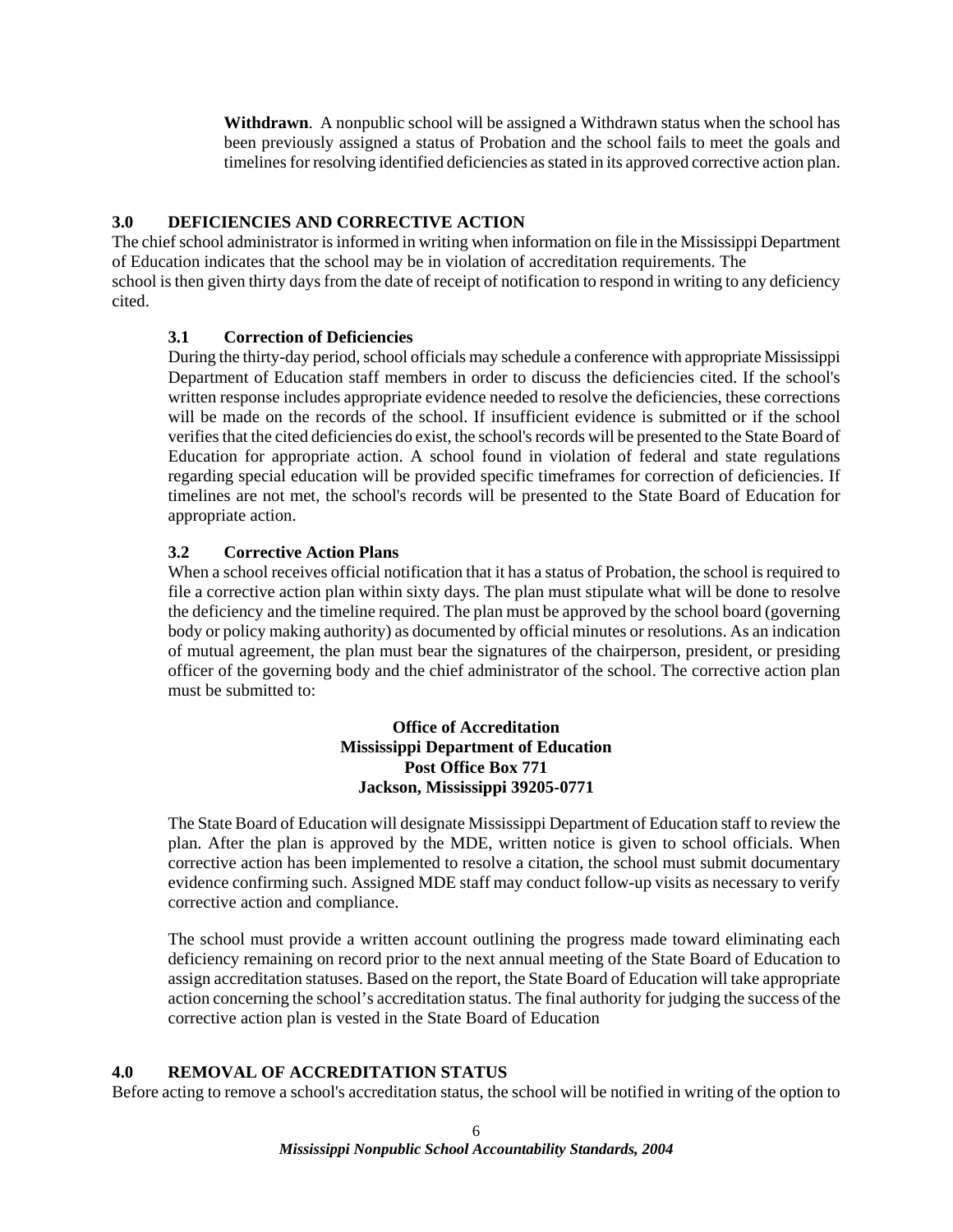**Withdrawn**. A nonpublic school will be assigned a Withdrawn status when the school has been previously assigned a status of Probation and the school fails to meet the goals and timelines for resolving identified deficiencies as stated in its approved corrective action plan.

## 3.0 DEFICIENCIES AND CORRECTIVE ACTION

The chief school administrator is informed in writing when information on file in the Mississippi Department of Education indicates that the school may be in violation of accreditation requirements. The school is then given thirty days from the date of receipt of notification to respond in writing to any deficiency cited.

### 3.1 Correction of Deficiencies

During the thirty-day period, school officials may schedule a conference with appropriate Mississippi Department of Education staff members in order to discuss the deficiencies cited. If the school's written response includes appropriate evidence needed to resolve the deficiencies, these corrections will be made on the records of the school. If insufficient evidence is submitted or if the school verifies that the cited deficiencies do exist, the school's records will be presented to the State Board of Education for appropriate action. A school found in violation of federal and state regulations regarding special education will be provided specific timeframes for correction of deficiencies. If timelines are not met, the school's records will be presented to the State Board of Education for appropriate action.

### 3.2 Corrective Action Plans

When a school receives official notification that it has a status of Probation, the school is required to file a corrective action plan within sixty days. The plan must stipulate what will be done to resolve the deficiency and the timeline required. The plan must be approved by the school board (governing body or policy making authority) as documented by official minutes or resolutions. As an indication of mutual agreement, the plan must bear the signatures of the chairperson, president, or presiding officer of the governing body and the chief administrator of the school. The corrective action plan must be submitted to:

**Office of Accreditation**
**Mississippi Department of Education**
**Post Office Box 771**
**Jackson, Mississippi 39205-0771**

The State Board of Education will designate Mississippi Department of Education staff to review the plan. After the plan is approved by the MDE, written notice is given to school officials. When corrective action has been implemented to resolve a citation, the school must submit documentary evidence confirming such. Assigned MDE staff may conduct follow-up visits as necessary to verify corrective action and compliance.

The school must provide a written account outlining the progress made toward eliminating each deficiency remaining on record prior to the next annual meeting of the State Board of Education to assign accreditation statuses. Based on the report, the State Board of Education will take appropriate action concerning the school's accreditation status. The final authority for judging the success of the corrective action plan is vested in the State Board of Education

## 4.0 REMOVAL OF ACCREDITATION STATUS

Before acting to remove a school's accreditation status, the school will be notified in writing of the option to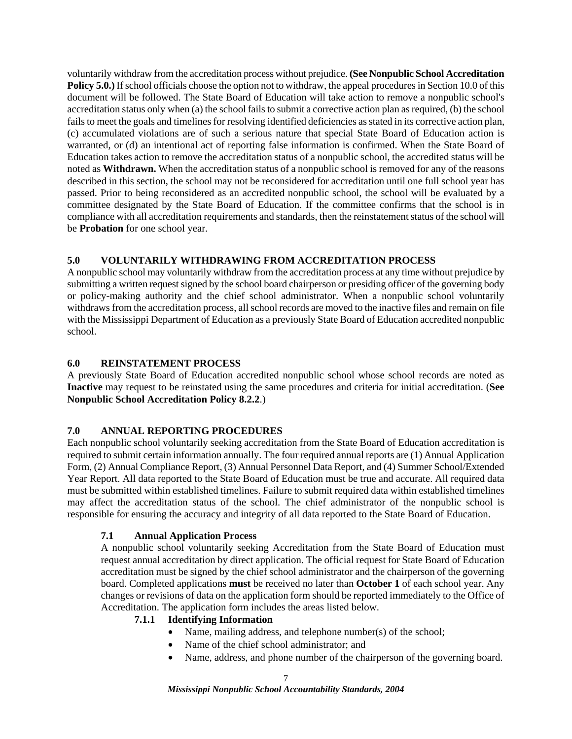voluntarily withdraw from the accreditation process without prejudice. **(See Nonpublic School Accreditation Policy 5.0.)** If school officials choose the option not to withdraw, the appeal procedures in Section 10.0 of this document will be followed. The State Board of Education will take action to remove a nonpublic school's accreditation status only when (a) the school fails to submit a corrective action plan as required, (b) the school fails to meet the goals and timelines for resolving identified deficiencies as stated in its corrective action plan, (c) accumulated violations are of such a serious nature that special State Board of Education action is warranted, or (d) an intentional act of reporting false information is confirmed. When the State Board of Education takes action to remove the accreditation status of a nonpublic school, the accredited status will be noted as **Withdrawn.** When the accreditation status of a nonpublic school is removed for any of the reasons described in this section, the school may not be reconsidered for accreditation until one full school year has passed. Prior to being reconsidered as an accredited nonpublic school, the school will be evaluated by a committee designated by the State Board of Education. If the committee confirms that the school is in compliance with all accreditation requirements and standards, then the reinstatement status of the school will be **Probation** for one school year.

## 5.0 VOLUNTARILY WITHDRAWING FROM ACCREDITATION PROCESS

A nonpublic school may voluntarily withdraw from the accreditation process at any time without prejudice by submitting a written request signed by the school board chairperson or presiding officer of the governing body or policy-making authority and the chief school administrator. When a nonpublic school voluntarily withdraws from the accreditation process, all school records are moved to the inactive files and remain on file with the Mississippi Department of Education as a previously State Board of Education accredited nonpublic school.

## 6.0 REINSTATEMENT PROCESS

A previously State Board of Education accredited nonpublic school whose school records are noted as **Inactive** may request to be reinstated using the same procedures and criteria for initial accreditation. (**See Nonpublic School Accreditation Policy 8.2.2**.)

## 7.0 ANNUAL REPORTING PROCEDURES

Each nonpublic school voluntarily seeking accreditation from the State Board of Education accreditation is required to submit certain information annually. The four required annual reports are (1) Annual Application Form, (2) Annual Compliance Report, (3) Annual Personnel Data Report, and (4) Summer School/Extended Year Report. All data reported to the State Board of Education must be true and accurate. All required data must be submitted within established timelines. Failure to submit required data within established timelines may affect the accreditation status of the school. The chief administrator of the nonpublic school is responsible for ensuring the accuracy and integrity of all data reported to the State Board of Education.

### 7.1 Annual Application Process

A nonpublic school voluntarily seeking Accreditation from the State Board of Education must request annual accreditation by direct application. The official request for State Board of Education accreditation must be signed by the chief school administrator and the chairperson of the governing board. Completed applications **must** be received no later than **October 1** of each school year. Any changes or revisions of data on the application form should be reported immediately to the Office of Accreditation. The application form includes the areas listed below.

#### 7.1.1 Identifying Information

- Name, mailing address, and telephone number(s) of the school;
- Name of the chief school administrator; and
- Name, address, and phone number of the chairperson of the governing board.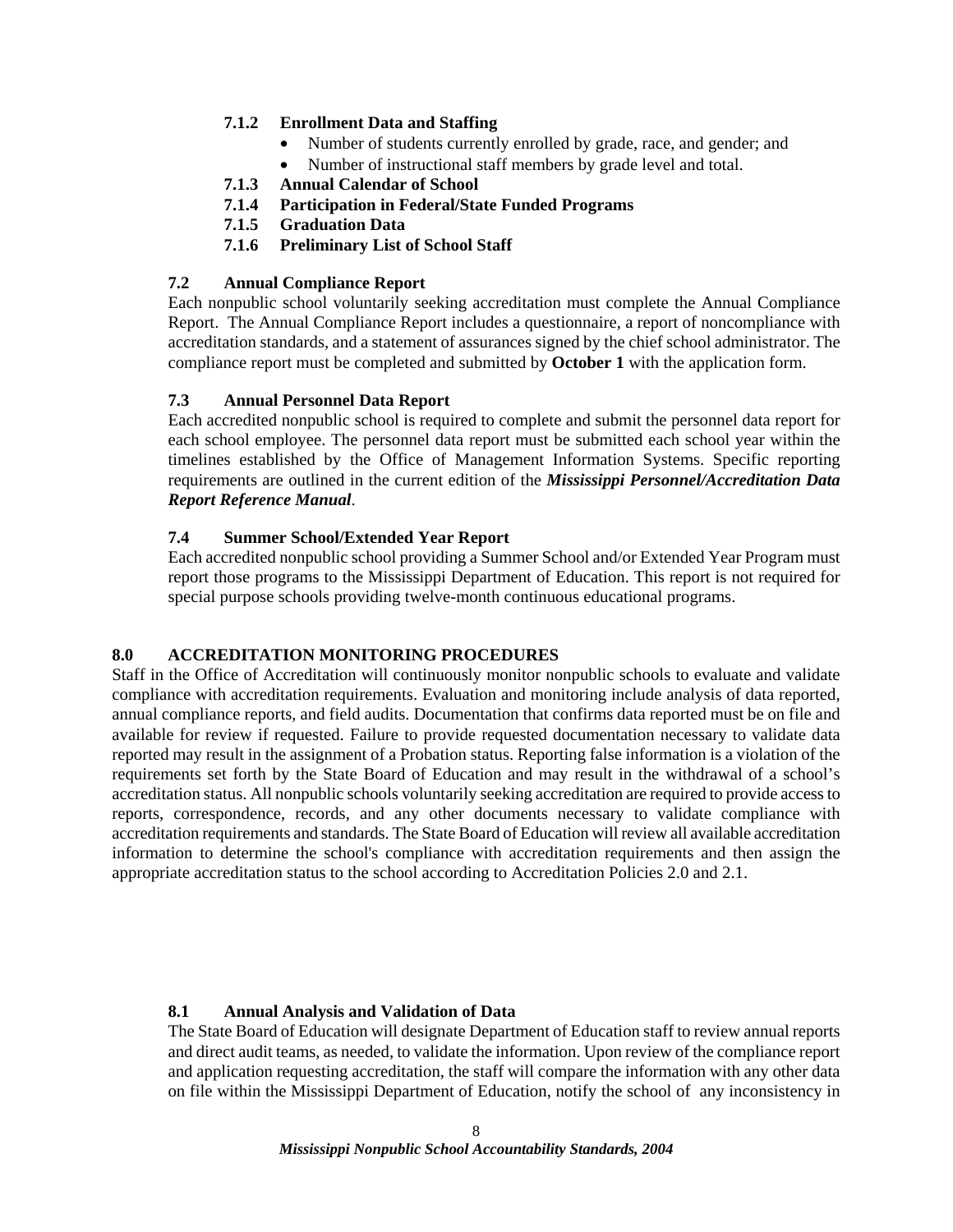#### 7.1.2 Enrollment Data and Staffing

- Number of students currently enrolled by grade, race, and gender; and
- Number of instructional staff members by grade level and total.

#### 7.1.3 Annual Calendar of School

#### 7.1.4 Participation in Federal/State Funded Programs

#### 7.1.5 Graduation Data

#### 7.1.6 Preliminary List of School Staff

### 7.2 Annual Compliance Report

Each nonpublic school voluntarily seeking accreditation must complete the Annual Compliance Report. The Annual Compliance Report includes a questionnaire, a report of noncompliance with accreditation standards, and a statement of assurances signed by the chief school administrator. The compliance report must be completed and submitted by **October 1** with the application form.

### 7.3 Annual Personnel Data Report

Each accredited nonpublic school is required to complete and submit the personnel data report for each school employee. The personnel data report must be submitted each school year within the timelines established by the Office of Management Information Systems. Specific reporting requirements are outlined in the current edition of the ***Mississippi Personnel/Accreditation Data Report Reference Manual***.

### 7.4 Summer School/Extended Year Report

Each accredited nonpublic school providing a Summer School and/or Extended Year Program must report those programs to the Mississippi Department of Education. This report is not required for special purpose schools providing twelve-month continuous educational programs.

## 8.0 ACCREDITATION MONITORING PROCEDURES

Staff in the Office of Accreditation will continuously monitor nonpublic schools to evaluate and validate compliance with accreditation requirements. Evaluation and monitoring include analysis of data reported, annual compliance reports, and field audits. Documentation that confirms data reported must be on file and available for review if requested. Failure to provide requested documentation necessary to validate data reported may result in the assignment of a Probation status. Reporting false information is a violation of the requirements set forth by the State Board of Education and may result in the withdrawal of a school's accreditation status. All nonpublic schools voluntarily seeking accreditation are required to provide access to reports, correspondence, records, and any other documents necessary to validate compliance with accreditation requirements and standards. The State Board of Education will review all available accreditation information to determine the school's compliance with accreditation requirements and then assign the appropriate accreditation status to the school according to Accreditation Policies 2.0 and 2.1.

### 8.1 Annual Analysis and Validation of Data

The State Board of Education will designate Department of Education staff to review annual reports and direct audit teams, as needed, to validate the information. Upon review of the compliance report and application requesting accreditation, the staff will compare the information with any other data on file within the Mississippi Department of Education, notify the school of any inconsistency in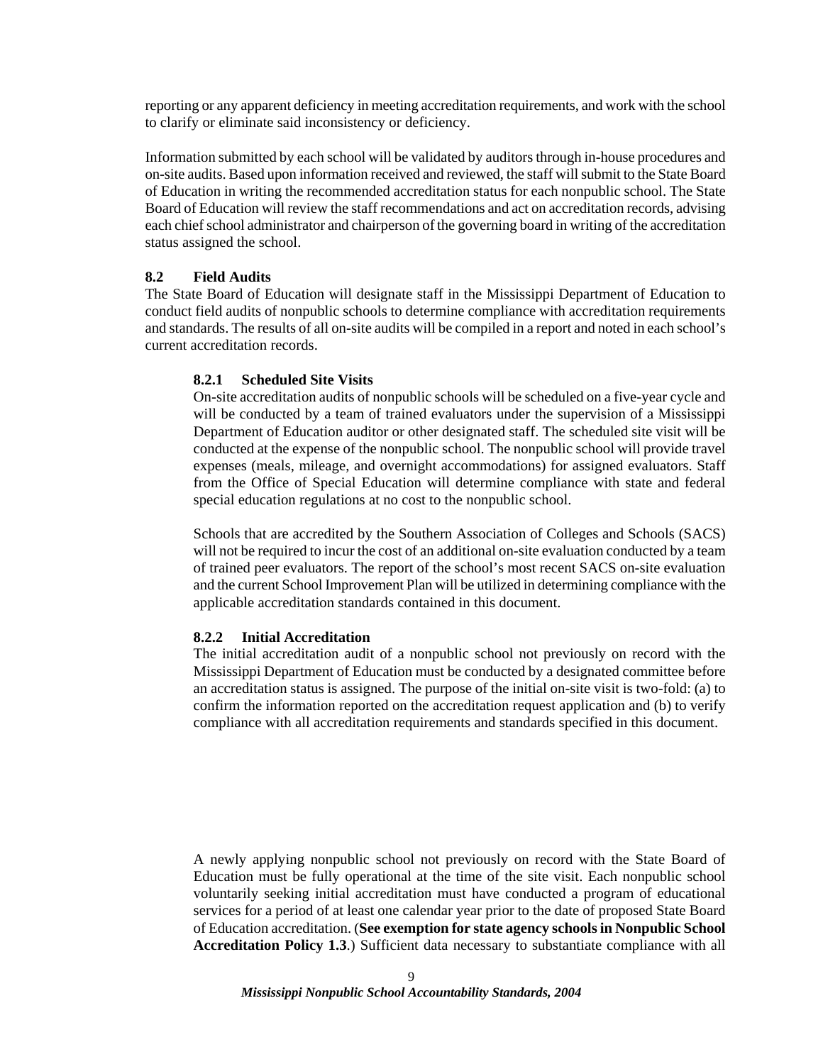reporting or any apparent deficiency in meeting accreditation requirements, and work with the school to clarify or eliminate said inconsistency or deficiency.

Information submitted by each school will be validated by auditors through in-house procedures and on-site audits. Based upon information received and reviewed, the staff will submit to the State Board of Education in writing the recommended accreditation status for each nonpublic school. The State Board of Education will review the staff recommendations and act on accreditation records, advising each chief school administrator and chairperson of the governing board in writing of the accreditation status assigned the school.

### 8.2 Field Audits

The State Board of Education will designate staff in the Mississippi Department of Education to conduct field audits of nonpublic schools to determine compliance with accreditation requirements and standards. The results of all on-site audits will be compiled in a report and noted in each school's current accreditation records.

#### 8.2.1 Scheduled Site Visits

On-site accreditation audits of nonpublic schools will be scheduled on a five-year cycle and will be conducted by a team of trained evaluators under the supervision of a Mississippi Department of Education auditor or other designated staff. The scheduled site visit will be conducted at the expense of the nonpublic school. The nonpublic school will provide travel expenses (meals, mileage, and overnight accommodations) for assigned evaluators. Staff from the Office of Special Education will determine compliance with state and federal special education regulations at no cost to the nonpublic school.

Schools that are accredited by the Southern Association of Colleges and Schools (SACS) will not be required to incur the cost of an additional on-site evaluation conducted by a team of trained peer evaluators. The report of the school's most recent SACS on-site evaluation and the current School Improvement Plan will be utilized in determining compliance with the applicable accreditation standards contained in this document.

#### 8.2.2 Initial Accreditation

The initial accreditation audit of a nonpublic school not previously on record with the Mississippi Department of Education must be conducted by a designated committee before an accreditation status is assigned. The purpose of the initial on-site visit is two-fold: (a) to confirm the information reported on the accreditation request application and (b) to verify compliance with all accreditation requirements and standards specified in this document.

A newly applying nonpublic school not previously on record with the State Board of Education must be fully operational at the time of the site visit. Each nonpublic school voluntarily seeking initial accreditation must have conducted a program of educational services for a period of at least one calendar year prior to the date of proposed State Board of Education accreditation. (**See exemption for state agency schools in Nonpublic School Accreditation Policy 1.3**.) Sufficient data necessary to substantiate compliance with all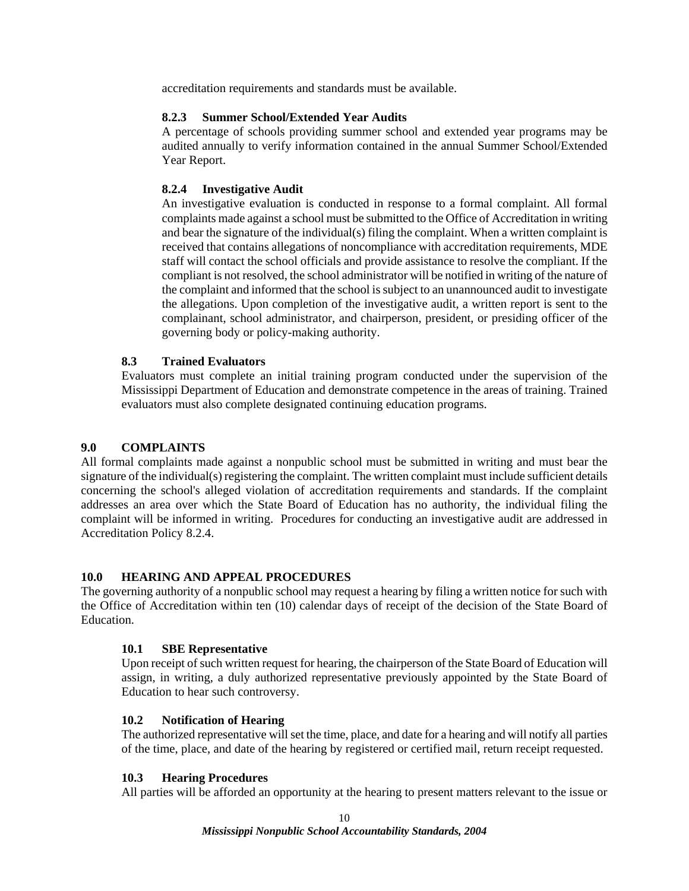accreditation requirements and standards must be available.

#### 8.2.3 Summer School/Extended Year Audits

A percentage of schools providing summer school and extended year programs may be audited annually to verify information contained in the annual Summer School/Extended Year Report.

#### 8.2.4 Investigative Audit

An investigative evaluation is conducted in response to a formal complaint. All formal complaints made against a school must be submitted to the Office of Accreditation in writing and bear the signature of the individual(s) filing the complaint. When a written complaint is received that contains allegations of noncompliance with accreditation requirements, MDE staff will contact the school officials and provide assistance to resolve the compliant. If the compliant is not resolved, the school administrator will be notified in writing of the nature of the complaint and informed that the school is subject to an unannounced audit to investigate the allegations. Upon completion of the investigative audit, a written report is sent to the complainant, school administrator, and chairperson, president, or presiding officer of the governing body or policy-making authority.

### 8.3 Trained Evaluators

Evaluators must complete an initial training program conducted under the supervision of the Mississippi Department of Education and demonstrate competence in the areas of training. Trained evaluators must also complete designated continuing education programs.

## 9.0 COMPLAINTS

All formal complaints made against a nonpublic school must be submitted in writing and must bear the signature of the individual(s) registering the complaint. The written complaint must include sufficient details concerning the school's alleged violation of accreditation requirements and standards. If the complaint addresses an area over which the State Board of Education has no authority, the individual filing the complaint will be informed in writing. Procedures for conducting an investigative audit are addressed in Accreditation Policy 8.2.4.

## 10.0 HEARING AND APPEAL PROCEDURES

The governing authority of a nonpublic school may request a hearing by filing a written notice for such with the Office of Accreditation within ten (10) calendar days of receipt of the decision of the State Board of Education.

### 10.1 SBE Representative

Upon receipt of such written request for hearing, the chairperson of the State Board of Education will assign, in writing, a duly authorized representative previously appointed by the State Board of Education to hear such controversy.

### 10.2 Notification of Hearing

The authorized representative will set the time, place, and date for a hearing and will notify all parties of the time, place, and date of the hearing by registered or certified mail, return receipt requested.

### 10.3 Hearing Procedures

All parties will be afforded an opportunity at the hearing to present matters relevant to the issue or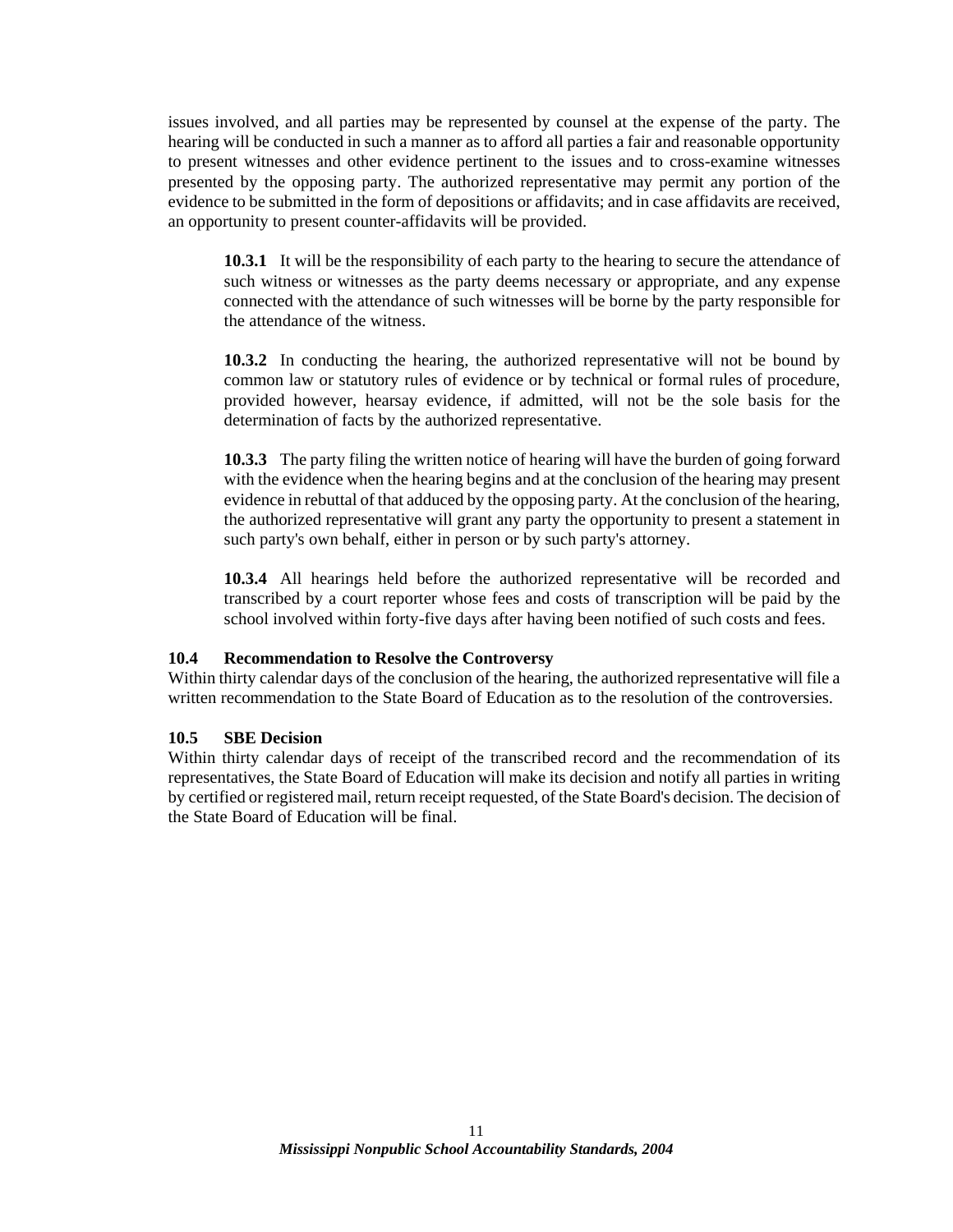issues involved, and all parties may be represented by counsel at the expense of the party. The hearing will be conducted in such a manner as to afford all parties a fair and reasonable opportunity to present witnesses and other evidence pertinent to the issues and to cross-examine witnesses presented by the opposing party. The authorized representative may permit any portion of the evidence to be submitted in the form of depositions or affidavits; and in case affidavits are received, an opportunity to present counter-affidavits will be provided.

> **10.3.1** It will be the responsibility of each party to the hearing to secure the attendance of such witness or witnesses as the party deems necessary or appropriate, and any expense connected with the attendance of such witnesses will be borne by the party responsible for the attendance of the witness.
>
> **10.3.2** In conducting the hearing, the authorized representative will not be bound by common law or statutory rules of evidence or by technical or formal rules of procedure, provided however, hearsay evidence, if admitted, will not be the sole basis for the determination of facts by the authorized representative.
>
> **10.3.3** The party filing the written notice of hearing will have the burden of going forward with the evidence when the hearing begins and at the conclusion of the hearing may present evidence in rebuttal of that adduced by the opposing party. At the conclusion of the hearing, the authorized representative will grant any party the opportunity to present a statement in such party's own behalf, either in person or by such party's attorney.
>
> **10.3.4** All hearings held before the authorized representative will be recorded and transcribed by a court reporter whose fees and costs of transcription will be paid by the school involved within forty-five days after having been notified of such costs and fees.

### 10.4 Recommendation to Resolve the Controversy

Within thirty calendar days of the conclusion of the hearing, the authorized representative will file a written recommendation to the State Board of Education as to the resolution of the controversies.

### 10.5 SBE Decision

Within thirty calendar days of receipt of the transcribed record and the recommendation of its representatives, the State Board of Education will make its decision and notify all parties in writing by certified or registered mail, return receipt requested, of the State Board's decision. The decision of the State Board of Education will be final.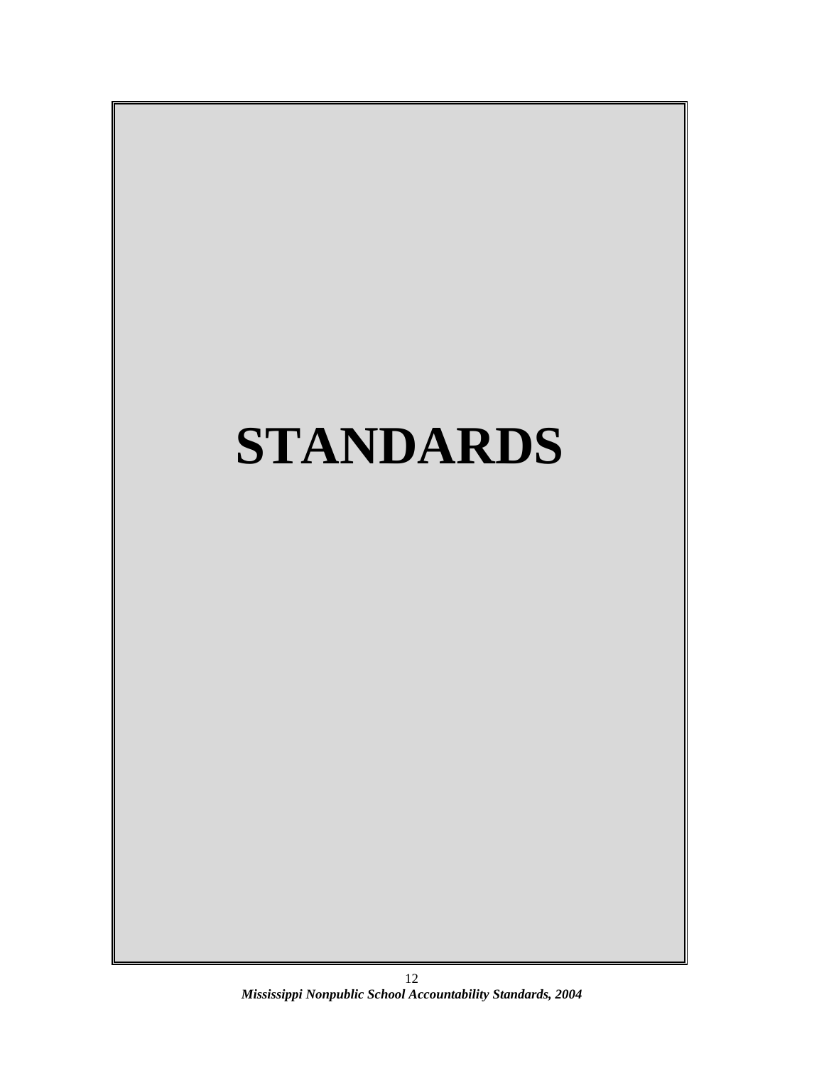# STANDARDS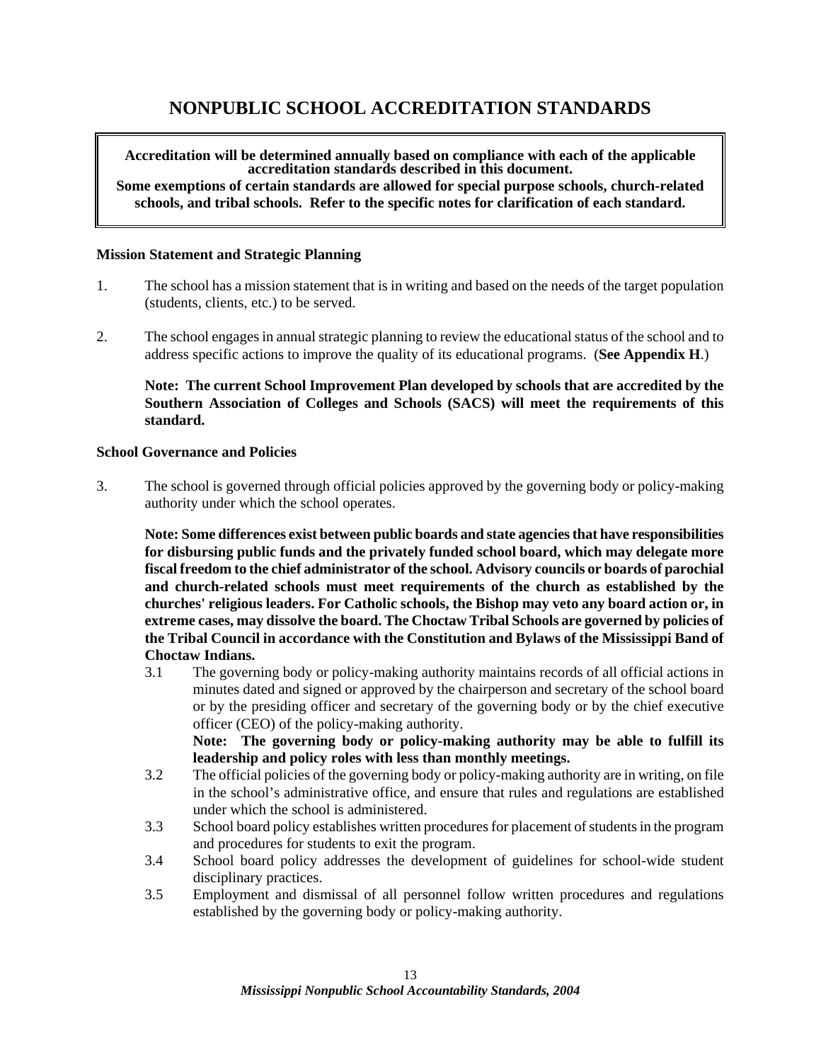# NONPUBLIC SCHOOL ACCREDITATION STANDARDS

**Accreditation will be determined annually based on compliance with each of the applicable accreditation standards described in this document.**
**Some exemptions of certain standards are allowed for special purpose schools, church-related schools, and tribal schools. Refer to the specific notes for clarification of each standard.**

**Mission Statement and Strategic Planning**

1. The school has a mission statement that is in writing and based on the needs of the target population (students, clients, etc.) to be served.

2. The school engages in annual strategic planning to review the educational status of the school and to address specific actions to improve the quality of its educational programs. (**See Appendix H**.)

   **Note: The current School Improvement Plan developed by schools that are accredited by the Southern Association of Colleges and Schools (SACS) will meet the requirements of this standard.**

**School Governance and Policies**

3. The school is governed through official policies approved by the governing body or policy-making authority under which the school operates.

   **Note: Some differences exist between public boards and state agencies that have responsibilities for disbursing public funds and the privately funded school board, which may delegate more fiscal freedom to the chief administrator of the school. Advisory councils or boards of parochial and church-related schools must meet requirements of the church as established by the churches' religious leaders. For Catholic schools, the Bishop may veto any board action or, in extreme cases, may dissolve the board. The Choctaw Tribal Schools are governed by policies of the Tribal Council in accordance with the Constitution and Bylaws of the Mississippi Band of Choctaw Indians.**

   3.1 The governing body or policy-making authority maintains records of all official actions in minutes dated and signed or approved by the chairperson and secretary of the school board or by the presiding officer and secretary of the governing body or by the chief executive officer (CEO) of the policy-making authority.
   **Note: The governing body or policy-making authority may be able to fulfill its leadership and policy roles with less than monthly meetings.**

   3.2 The official policies of the governing body or policy-making authority are in writing, on file in the school's administrative office, and ensure that rules and regulations are established under which the school is administered.

   3.3 School board policy establishes written procedures for placement of students in the program and procedures for students to exit the program.

   3.4 School board policy addresses the development of guidelines for school-wide student disciplinary practices.

   3.5 Employment and dismissal of all personnel follow written procedures and regulations established by the governing body or policy-making authority.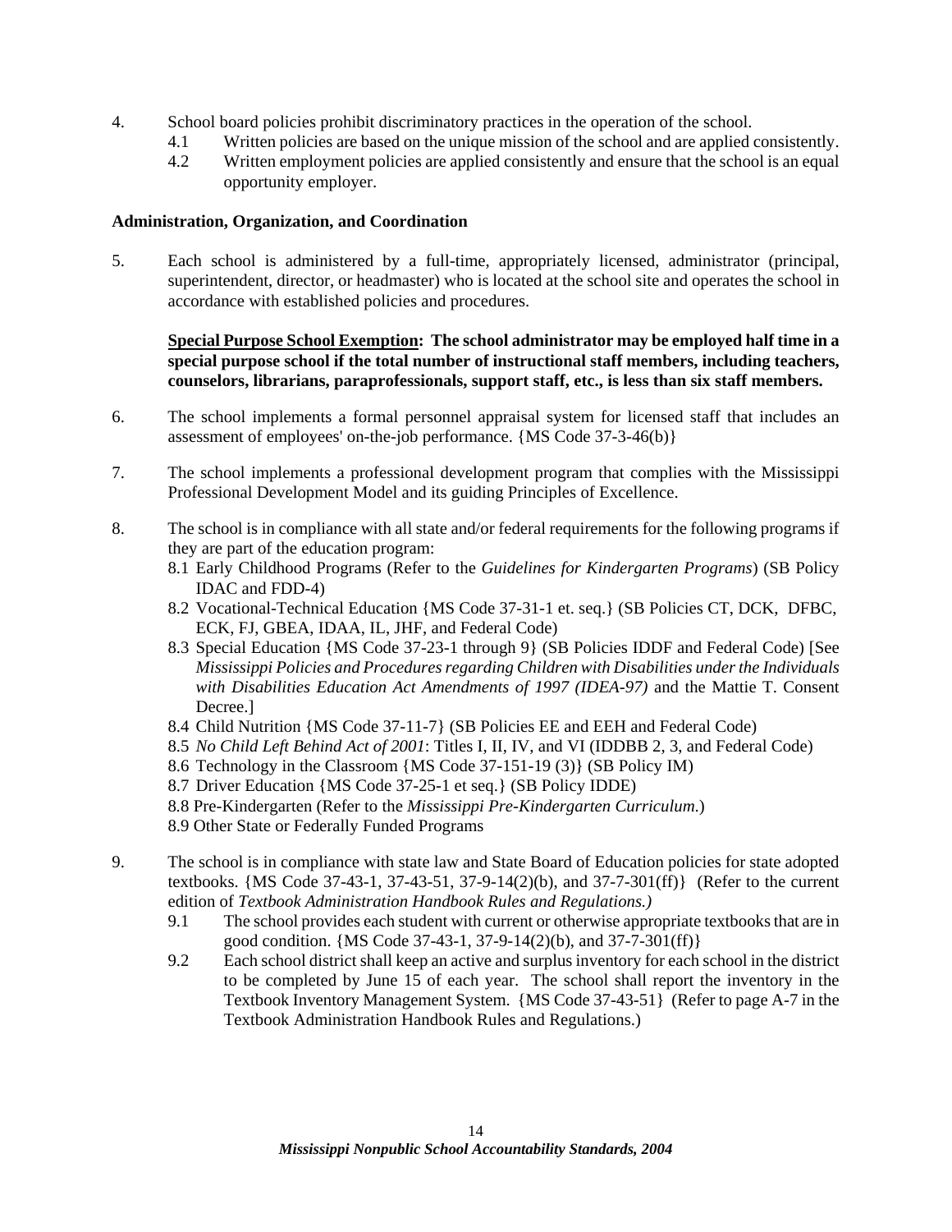4. School board policies prohibit discriminatory practices in the operation of the school.
    - 4.1 Written policies are based on the unique mission of the school and are applied consistently.
    - 4.2 Written employment policies are applied consistently and ensure that the school is an equal opportunity employer.

**Administration, Organization, and Coordination**

5. Each school is administered by a full-time, appropriately licensed, administrator (principal, superintendent, director, or headmaster) who is located at the school site and operates the school in accordance with established policies and procedures.

    **<u>Special Purpose School Exemption</u>: The school administrator may be employed half time in a special purpose school if the total number of instructional staff members, including teachers, counselors, librarians, paraprofessionals, support staff, etc., is less than six staff members.**

6. The school implements a formal personnel appraisal system for licensed staff that includes an assessment of employees' on-the-job performance. {MS Code 37-3-46(b)}

7. The school implements a professional development program that complies with the Mississippi Professional Development Model and its guiding Principles of Excellence.

8. The school is in compliance with all state and/or federal requirements for the following programs if they are part of the education program:
    - 8.1 Early Childhood Programs (Refer to the *Guidelines for Kindergarten Programs*) (SB Policy IDAC and FDD-4)
    - 8.2 Vocational-Technical Education {MS Code 37-31-1 et. seq.} (SB Policies CT, DCK, DFBC, ECK, FJ, GBEA, IDAA, IL, JHF, and Federal Code)
    - 8.3 Special Education {MS Code 37-23-1 through 9} (SB Policies IDDF and Federal Code) [See *Mississippi Policies and Procedures regarding Children with Disabilities under the Individuals with Disabilities Education Act Amendments of 1997 (IDEA-97)* and the Mattie T. Consent Decree.]
    - 8.4 Child Nutrition {MS Code 37-11-7} (SB Policies EE and EEH and Federal Code)
    - 8.5 *No Child Left Behind Act of 2001*: Titles I, II, IV, and VI (IDDBB 2, 3, and Federal Code)
    - 8.6 Technology in the Classroom {MS Code 37-151-19 (3)} (SB Policy IM)
    - 8.7 Driver Education {MS Code 37-25-1 et seq.} (SB Policy IDDE)
    - 8.8 Pre-Kindergarten (Refer to the *Mississippi Pre-Kindergarten Curriculum.*)
    - 8.9 Other State or Federally Funded Programs

9. The school is in compliance with state law and State Board of Education policies for state adopted textbooks. {MS Code 37-43-1, 37-43-51, 37-9-14(2)(b), and 37-7-301(ff)} (Refer to the current edition of *Textbook Administration Handbook Rules and Regulations.)*
    - 9.1 The school provides each student with current or otherwise appropriate textbooks that are in good condition. {MS Code 37-43-1, 37-9-14(2)(b), and 37-7-301(ff)}
    - 9.2 Each school district shall keep an active and surplus inventory for each school in the district to be completed by June 15 of each year. The school shall report the inventory in the Textbook Inventory Management System. {MS Code 37-43-51} (Refer to page A-7 in the Textbook Administration Handbook Rules and Regulations.)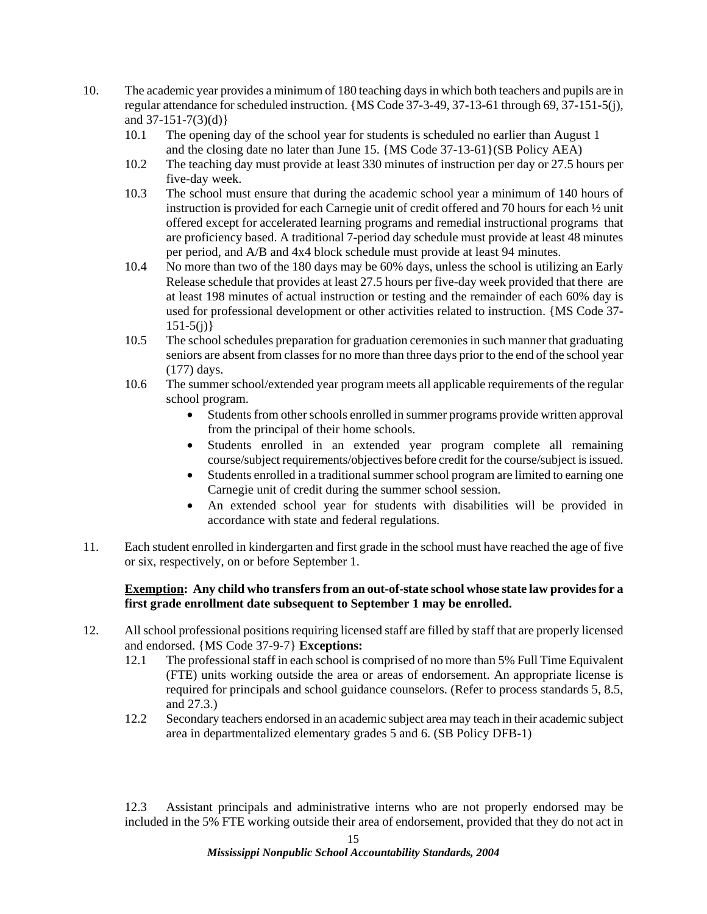10. The academic year provides a minimum of 180 teaching days in which both teachers and pupils are in regular attendance for scheduled instruction. {MS Code 37-3-49, 37-13-61 through 69, 37-151-5(j), and 37-151-7(3)(d)}
    - 10.1 The opening day of the school year for students is scheduled no earlier than August 1 and the closing date no later than June 15. {MS Code 37-13-61}(SB Policy AEA)
    - 10.2 The teaching day must provide at least 330 minutes of instruction per day or 27.5 hours per five-day week.
    - 10.3 The school must ensure that during the academic school year a minimum of 140 hours of instruction is provided for each Carnegie unit of credit offered and 70 hours for each ½ unit offered except for accelerated learning programs and remedial instructional programs that are proficiency based. A traditional 7-period day schedule must provide at least 48 minutes per period, and A/B and 4x4 block schedule must provide at least 94 minutes.
    - 10.4 No more than two of the 180 days may be 60% days, unless the school is utilizing an Early Release schedule that provides at least 27.5 hours per five-day week provided that there are at least 198 minutes of actual instruction or testing and the remainder of each 60% day is used for professional development or other activities related to instruction. {MS Code 37-151-5(j)}
    - 10.5 The school schedules preparation for graduation ceremonies in such manner that graduating seniors are absent from classes for no more than three days prior to the end of the school year (177) days.
    - 10.6 The summer school/extended year program meets all applicable requirements of the regular school program.
        - Students from other schools enrolled in summer programs provide written approval from the principal of their home schools.
        - Students enrolled in an extended year program complete all remaining course/subject requirements/objectives before credit for the course/subject is issued.
        - Students enrolled in a traditional summer school program are limited to earning one Carnegie unit of credit during the summer school session.
        - An extended school year for students with disabilities will be provided in accordance with state and federal regulations.

11. Each student enrolled in kindergarten and first grade in the school must have reached the age of five or six, respectively, on or before September 1.

    **<u>Exemption</u>: Any child who transfers from an out-of-state school whose state law provides for a first grade enrollment date subsequent to September 1 may be enrolled.**

12. All school professional positions requiring licensed staff are filled by staff that are properly licensed and endorsed. {MS Code 37-9-7} **Exceptions:**
    - 12.1 The professional staff in each school is comprised of no more than 5% Full Time Equivalent (FTE) units working outside the area or areas of endorsement. An appropriate license is required for principals and school guidance counselors. (Refer to process standards 5, 8.5, and 27.3.)
    - 12.2 Secondary teachers endorsed in an academic subject area may teach in their academic subject area in departmentalized elementary grades 5 and 6. (SB Policy DFB-1)
    - 12.3 Assistant principals and administrative interns who are not properly endorsed may be included in the 5% FTE working outside their area of endorsement, provided that they do not act in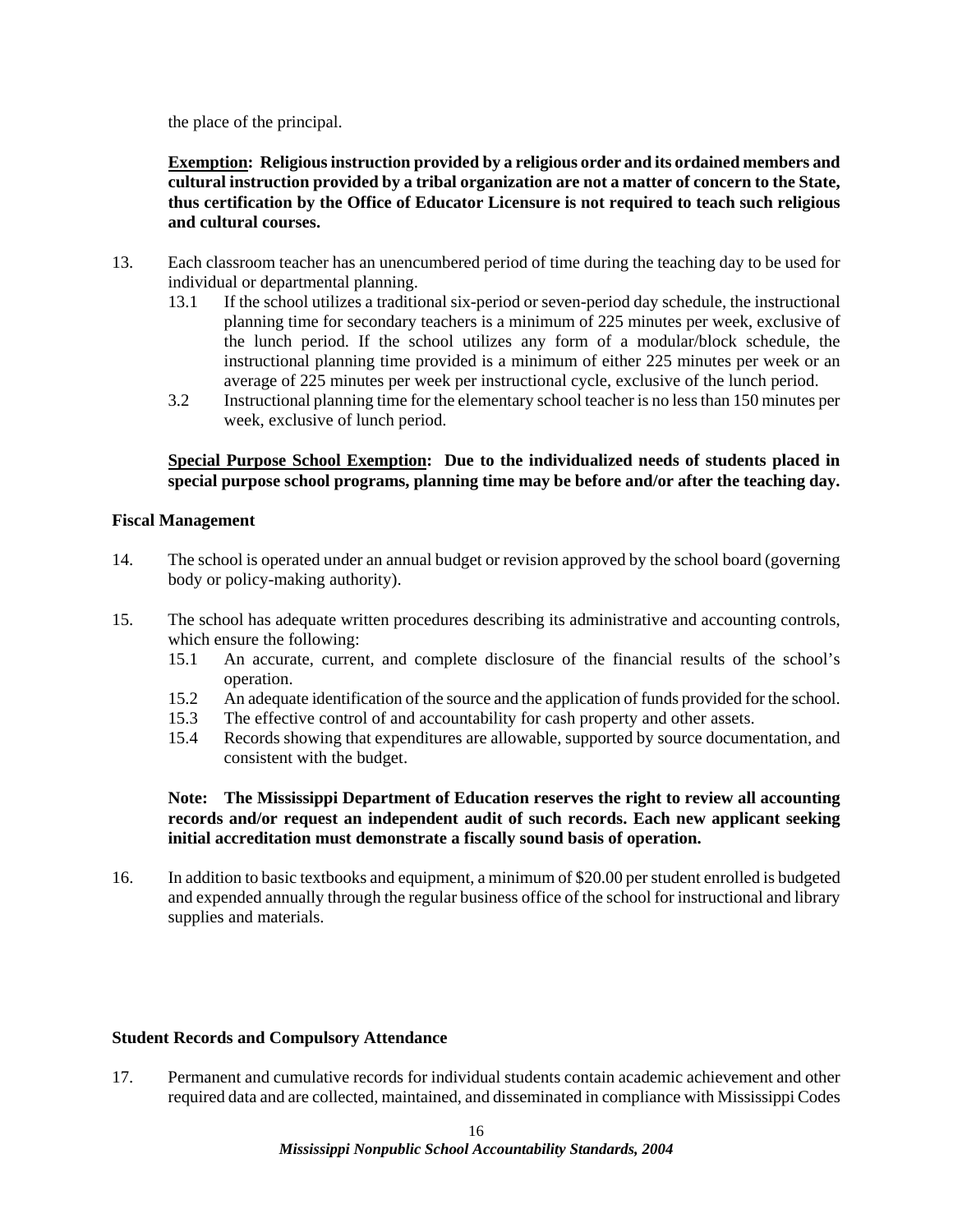the place of the principal.

**<u>Exemption</u>: Religious instruction provided by a religious order and its ordained members and cultural instruction provided by a tribal organization are not a matter of concern to the State, thus certification by the Office of Educator Licensure is not required to teach such religious and cultural courses.**

13. Each classroom teacher has an unencumbered period of time during the teaching day to be used for individual or departmental planning.
    - 13.1 If the school utilizes a traditional six-period or seven-period day schedule, the instructional planning time for secondary teachers is a minimum of 225 minutes per week, exclusive of the lunch period. If the school utilizes any form of a modular/block schedule, the instructional planning time provided is a minimum of either 225 minutes per week or an average of 225 minutes per week per instructional cycle, exclusive of the lunch period.
    - 3.2 Instructional planning time for the elementary school teacher is no less than 150 minutes per week, exclusive of lunch period.

**<u>Special Purpose School Exemption</u>: Due to the individualized needs of students placed in special purpose school programs, planning time may be before and/or after the teaching day.**

**Fiscal Management**

14. The school is operated under an annual budget or revision approved by the school board (governing body or policy-making authority).

15. The school has adequate written procedures describing its administrative and accounting controls, which ensure the following:
    - 15.1 An accurate, current, and complete disclosure of the financial results of the school's operation.
    - 15.2 An adequate identification of the source and the application of funds provided for the school.
    - 15.3 The effective control of and accountability for cash property and other assets.
    - 15.4 Records showing that expenditures are allowable, supported by source documentation, and consistent with the budget.

**Note: The Mississippi Department of Education reserves the right to review all accounting records and/or request an independent audit of such records. Each new applicant seeking initial accreditation must demonstrate a fiscally sound basis of operation.**

16. In addition to basic textbooks and equipment, a minimum of $20.00 per student enrolled is budgeted and expended annually through the regular business office of the school for instructional and library supplies and materials.

**Student Records and Compulsory Attendance**

17. Permanent and cumulative records for individual students contain academic achievement and other required data and are collected, maintained, and disseminated in compliance with Mississippi Codes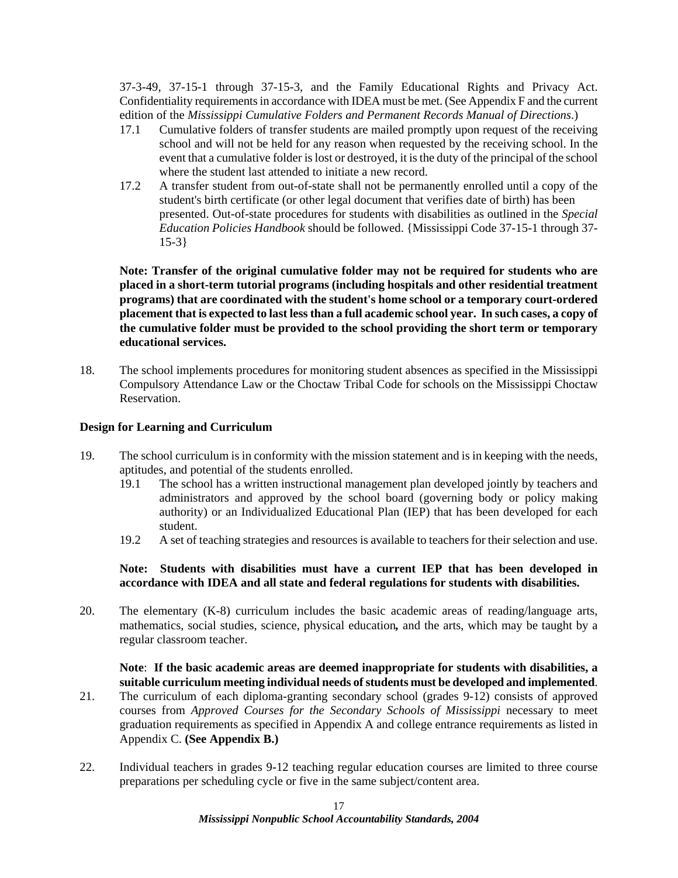37-3-49, 37-15-1 through 37-15-3, and the Family Educational Rights and Privacy Act. Confidentiality requirements in accordance with IDEA must be met. (See Appendix F and the current edition of the *Mississippi Cumulative Folders and Permanent Records Manual of Directions*.)

17.1 Cumulative folders of transfer students are mailed promptly upon request of the receiving school and will not be held for any reason when requested by the receiving school. In the event that a cumulative folder is lost or destroyed, it is the duty of the principal of the school where the student last attended to initiate a new record.

17.2 A transfer student from out-of-state shall not be permanently enrolled until a copy of the student's birth certificate (or other legal document that verifies date of birth) has been presented. Out-of-state procedures for students with disabilities as outlined in the *Special Education Policies Handbook* should be followed. {Mississippi Code 37-15-1 through 37-15-3}

**Note: Transfer of the original cumulative folder may not be required for students who are placed in a short-term tutorial programs (including hospitals and other residential treatment programs) that are coordinated with the student's home school or a temporary court-ordered placement that is expected to last less than a full academic school year. In such cases, a copy of the cumulative folder must be provided to the school providing the short term or temporary educational services.**

18. The school implements procedures for monitoring student absences as specified in the Mississippi Compulsory Attendance Law or the Choctaw Tribal Code for schools on the Mississippi Choctaw Reservation.

**Design for Learning and Curriculum**

19. The school curriculum is in conformity with the mission statement and is in keeping with the needs, aptitudes, and potential of the students enrolled.

19.1 The school has a written instructional management plan developed jointly by teachers and administrators and approved by the school board (governing body or policy making authority) or an Individualized Educational Plan (IEP) that has been developed for each student.

19.2 A set of teaching strategies and resources is available to teachers for their selection and use.

**Note: Students with disabilities must have a current IEP that has been developed in accordance with IDEA and all state and federal regulations for students with disabilities.**

20. The elementary (K-8) curriculum includes the basic academic areas of reading/language arts, mathematics, social studies, science, physical education**,** and the arts, which may be taught by a regular classroom teacher.

**Note**: **If the basic academic areas are deemed inappropriate for students with disabilities, a suitable curriculum meeting individual needs of students must be developed and implemented**.

21. The curriculum of each diploma-granting secondary school (grades 9-12) consists of approved courses from *Approved Courses for the Secondary Schools of Mississippi* necessary to meet graduation requirements as specified in Appendix A and college entrance requirements as listed in Appendix C. **(See Appendix B.)**

22. Individual teachers in grades 9-12 teaching regular education courses are limited to three course preparations per scheduling cycle or five in the same subject/content area.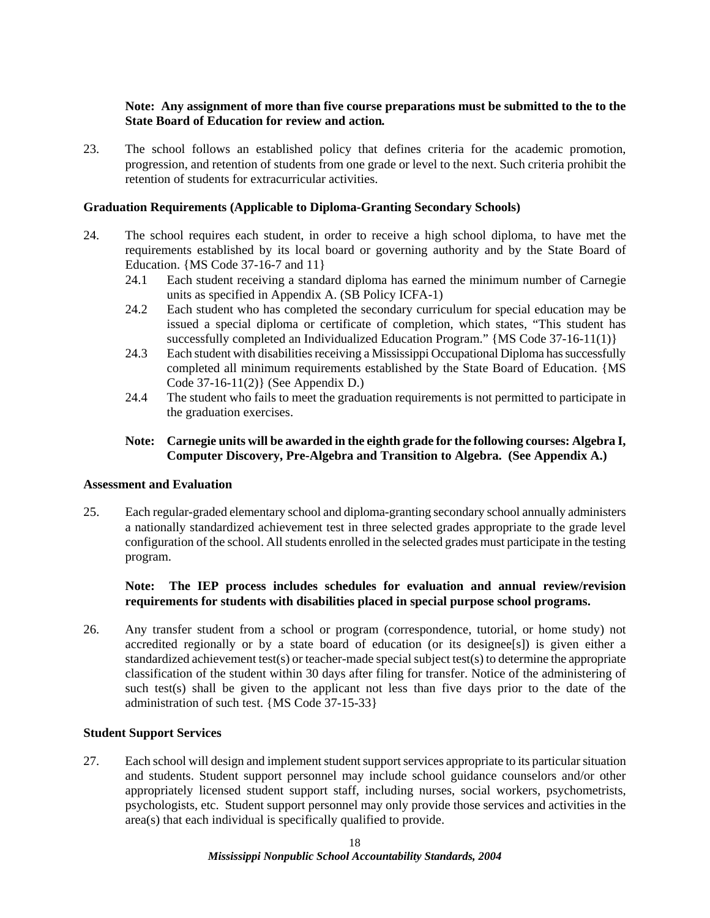**Note: Any assignment of more than five course preparations must be submitted to the to the State Board of Education for review and action.**

23. The school follows an established policy that defines criteria for the academic promotion, progression, and retention of students from one grade or level to the next. Such criteria prohibit the retention of students for extracurricular activities.

**Graduation Requirements (Applicable to Diploma-Granting Secondary Schools)**

24. The school requires each student, in order to receive a high school diploma, to have met the requirements established by its local board or governing authority and by the State Board of Education. {MS Code 37-16-7 and 11}
    - 24.1 Each student receiving a standard diploma has earned the minimum number of Carnegie units as specified in Appendix A. (SB Policy ICFA-1)
    - 24.2 Each student who has completed the secondary curriculum for special education may be issued a special diploma or certificate of completion, which states, "This student has successfully completed an Individualized Education Program." {MS Code 37-16-11(1)}
    - 24.3 Each student with disabilities receiving a Mississippi Occupational Diploma has successfully completed all minimum requirements established by the State Board of Education. {MS Code 37-16-11(2)} (See Appendix D.)
    - 24.4 The student who fails to meet the graduation requirements is not permitted to participate in the graduation exercises.

**Note: Carnegie units will be awarded in the eighth grade for the following courses: Algebra I, Computer Discovery, Pre-Algebra and Transition to Algebra. (See Appendix A.)**

**Assessment and Evaluation**

25. Each regular-graded elementary school and diploma-granting secondary school annually administers a nationally standardized achievement test in three selected grades appropriate to the grade level configuration of the school. All students enrolled in the selected grades must participate in the testing program.

**Note: The IEP process includes schedules for evaluation and annual review/revision requirements for students with disabilities placed in special purpose school programs.**

26. Any transfer student from a school or program (correspondence, tutorial, or home study) not accredited regionally or by a state board of education (or its designee[s]) is given either a standardized achievement test(s) or teacher-made special subject test(s) to determine the appropriate classification of the student within 30 days after filing for transfer. Notice of the administering of such test(s) shall be given to the applicant not less than five days prior to the date of the administration of such test. {MS Code 37-15-33}

**Student Support Services**

27. Each school will design and implement student support services appropriate to its particular situation and students. Student support personnel may include school guidance counselors and/or other appropriately licensed student support staff, including nurses, social workers, psychometrists, psychologists, etc. Student support personnel may only provide those services and activities in the area(s) that each individual is specifically qualified to provide.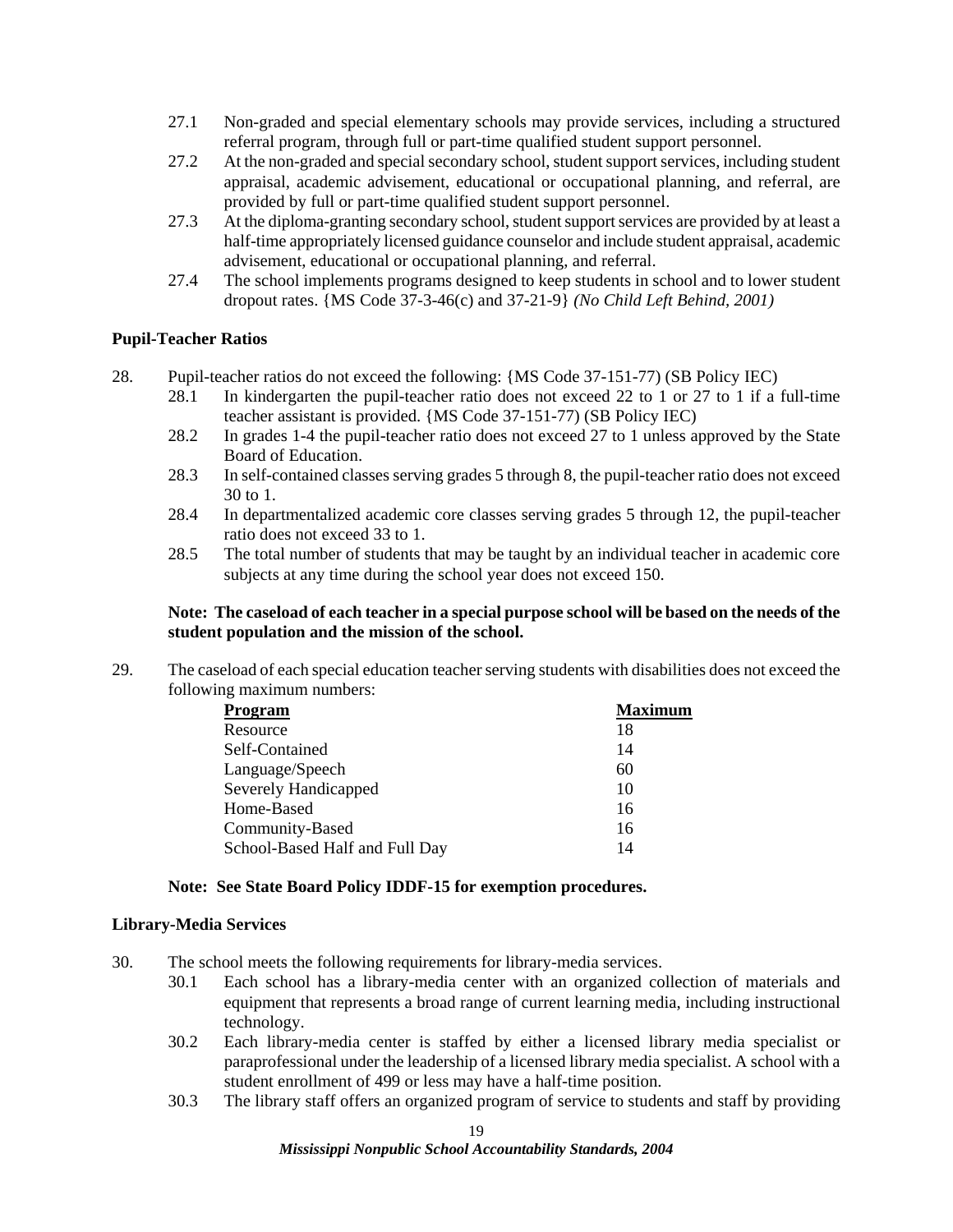27.1 Non-graded and special elementary schools may provide services, including a structured referral program, through full or part-time qualified student support personnel.

27.2 At the non-graded and special secondary school, student support services, including student appraisal, academic advisement, educational or occupational planning, and referral, are provided by full or part-time qualified student support personnel.

27.3 At the diploma-granting secondary school, student support services are provided by at least a half-time appropriately licensed guidance counselor and include student appraisal, academic advisement, educational or occupational planning, and referral.

27.4 The school implements programs designed to keep students in school and to lower student dropout rates. {MS Code 37-3-46(c) and 37-21-9} *(No Child Left Behind, 2001)*

**Pupil-Teacher Ratios**

28. Pupil-teacher ratios do not exceed the following: {MS Code 37-151-77) (SB Policy IEC)

28.1 In kindergarten the pupil-teacher ratio does not exceed 22 to 1 or 27 to 1 if a full-time teacher assistant is provided. {MS Code 37-151-77) (SB Policy IEC)

28.2 In grades 1-4 the pupil-teacher ratio does not exceed 27 to 1 unless approved by the State Board of Education.

28.3 In self-contained classes serving grades 5 through 8, the pupil-teacher ratio does not exceed 30 to 1.

28.4 In departmentalized academic core classes serving grades 5 through 12, the pupil-teacher ratio does not exceed 33 to 1.

28.5 The total number of students that may be taught by an individual teacher in academic core subjects at any time during the school year does not exceed 150.

**Note: The caseload of each teacher in a special purpose school will be based on the needs of the student population and the mission of the school.**

29. The caseload of each special education teacher serving students with disabilities does not exceed the following maximum numbers:

| Program | Maximum |
|---|---|
| Resource | 18 |
| Self-Contained | 14 |
| Language/Speech | 60 |
| Severely Handicapped | 10 |
| Home-Based | 16 |
| Community-Based | 16 |
| School-Based Half and Full Day | 14 |

**Note: See State Board Policy IDDF-15 for exemption procedures.**

**Library-Media Services**

30. The school meets the following requirements for library-media services.

30.1 Each school has a library-media center with an organized collection of materials and equipment that represents a broad range of current learning media, including instructional technology.

30.2 Each library-media center is staffed by either a licensed library media specialist or paraprofessional under the leadership of a licensed library media specialist. A school with a student enrollment of 499 or less may have a half-time position.

30.3 The library staff offers an organized program of service to students and staff by providing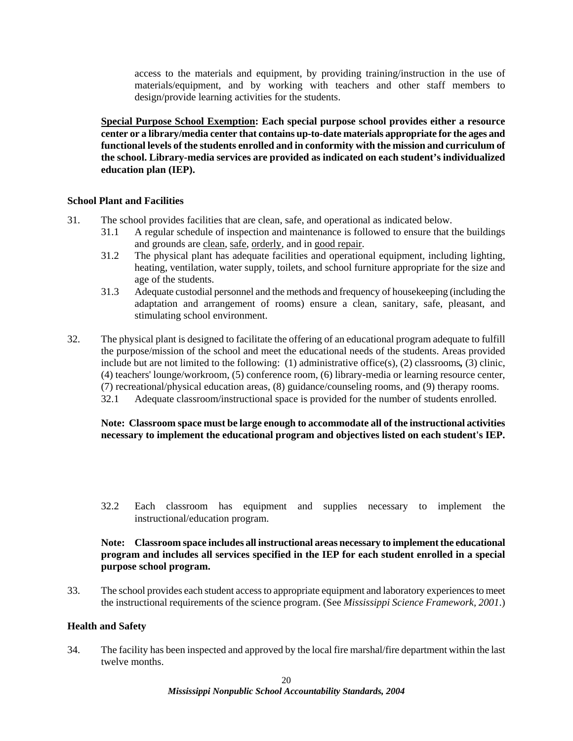access to the materials and equipment, by providing training/instruction in the use of materials/equipment, and by working with teachers and other staff members to design/provide learning activities for the students.

**<u>Special Purpose School Exemption</u>: Each special purpose school provides either a resource center or a library/media center that contains up-to-date materials appropriate for the ages and functional levels of the students enrolled and in conformity with the mission and curriculum of the school. Library-media services are provided as indicated on each student's individualized education plan (IEP).**

### School Plant and Facilities

31. The school provides facilities that are clean, safe, and operational as indicated below.
    - 31.1 A regular schedule of inspection and maintenance is followed to ensure that the buildings and grounds are <u>clean</u>, <u>safe</u>, <u>orderly</u>, and in <u>good repair</u>.
    - 31.2 The physical plant has adequate facilities and operational equipment, including lighting, heating, ventilation, water supply, toilets, and school furniture appropriate for the size and age of the students.
    - 31.3 Adequate custodial personnel and the methods and frequency of housekeeping (including the adaptation and arrangement of rooms) ensure a clean, sanitary, safe, pleasant, and stimulating school environment.

32. The physical plant is designed to facilitate the offering of an educational program adequate to fulfill the purpose/mission of the school and meet the educational needs of the students. Areas provided include but are not limited to the following: (1) administrative office(s), (2) classrooms**,** (3) clinic, (4) teachers' lounge/workroom, (5) conference room, (6) library-media or learning resource center, (7) recreational/physical education areas, (8) guidance/counseling rooms, and (9) therapy rooms.
    - 32.1 Adequate classroom/instructional space is provided for the number of students enrolled.

    **Note: Classroom space must be large enough to accommodate all of the instructional activities necessary to implement the educational program and objectives listed on each student's IEP.**

    - 32.2 Each classroom has equipment and supplies necessary to implement the instructional/education program.

    **Note: Classroom space includes all instructional areas necessary to implement the educational program and includes all services specified in the IEP for each student enrolled in a special purpose school program.**

33. The school provides each student access to appropriate equipment and laboratory experiences to meet the instructional requirements of the science program. (See *Mississippi Science Framework, 2001*.)

### Health and Safety

34. The facility has been inspected and approved by the local fire marshal/fire department within the last twelve months.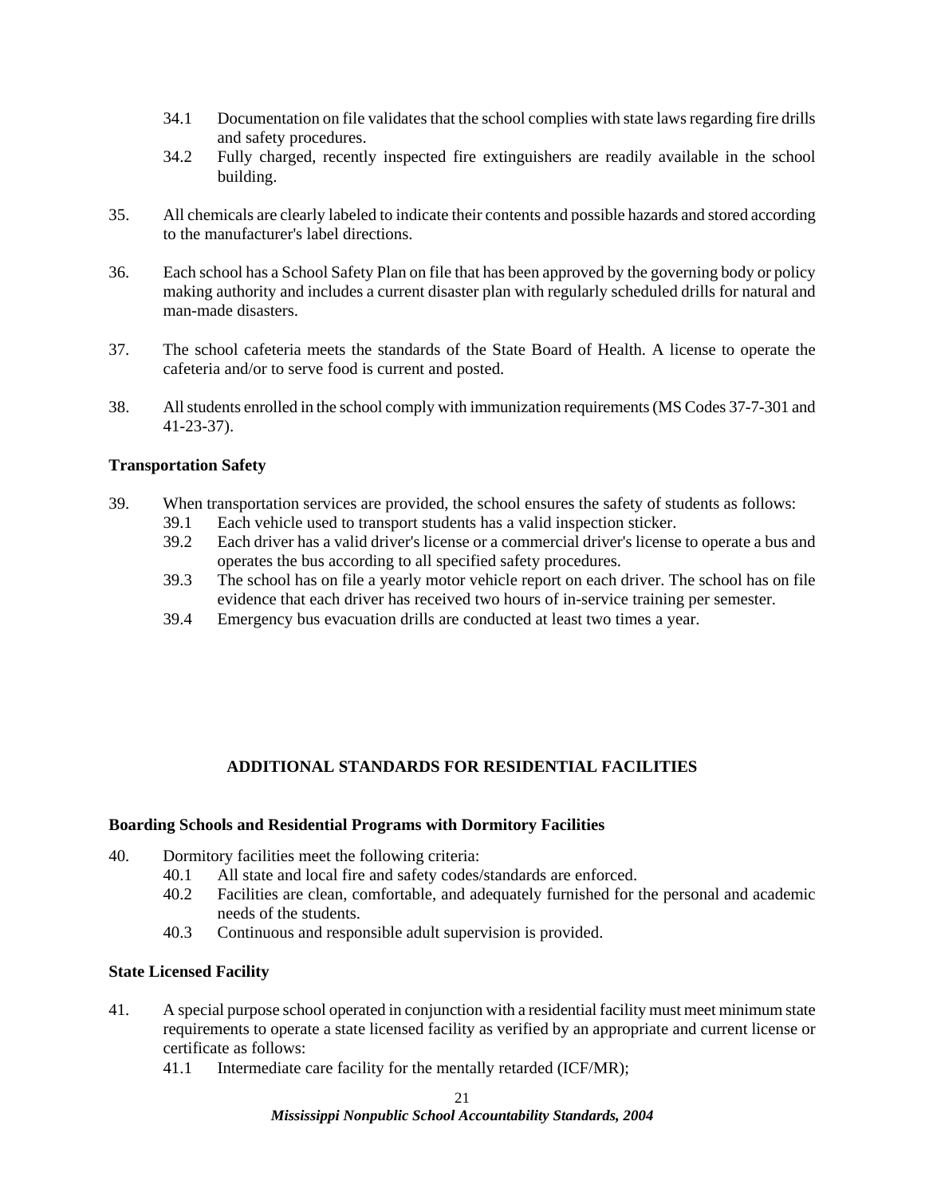34.1 Documentation on file validates that the school complies with state laws regarding fire drills and safety procedures.

34.2 Fully charged, recently inspected fire extinguishers are readily available in the school building.

35. All chemicals are clearly labeled to indicate their contents and possible hazards and stored according to the manufacturer's label directions.

36. Each school has a School Safety Plan on file that has been approved by the governing body or policy making authority and includes a current disaster plan with regularly scheduled drills for natural and man-made disasters.

37. The school cafeteria meets the standards of the State Board of Health. A license to operate the cafeteria and/or to serve food is current and posted.

38. All students enrolled in the school comply with immunization requirements (MS Codes 37-7-301 and 41-23-37).

**Transportation Safety**

39. When transportation services are provided, the school ensures the safety of students as follows:

 39.1 Each vehicle used to transport students has a valid inspection sticker.

 39.2 Each driver has a valid driver's license or a commercial driver's license to operate a bus and operates the bus according to all specified safety procedures.

 39.3 The school has on file a yearly motor vehicle report on each driver. The school has on file evidence that each driver has received two hours of in-service training per semester.

 39.4 Emergency bus evacuation drills are conducted at least two times a year.

## ADDITIONAL STANDARDS FOR RESIDENTIAL FACILITIES

**Boarding Schools and Residential Programs with Dormitory Facilities**

40. Dormitory facilities meet the following criteria:

 40.1 All state and local fire and safety codes/standards are enforced.

 40.2 Facilities are clean, comfortable, and adequately furnished for the personal and academic needs of the students.

 40.3 Continuous and responsible adult supervision is provided.

**State Licensed Facility**

41. A special purpose school operated in conjunction with a residential facility must meet minimum state requirements to operate a state licensed facility as verified by an appropriate and current license or certificate as follows:

 41.1 Intermediate care facility for the mentally retarded (ICF/MR);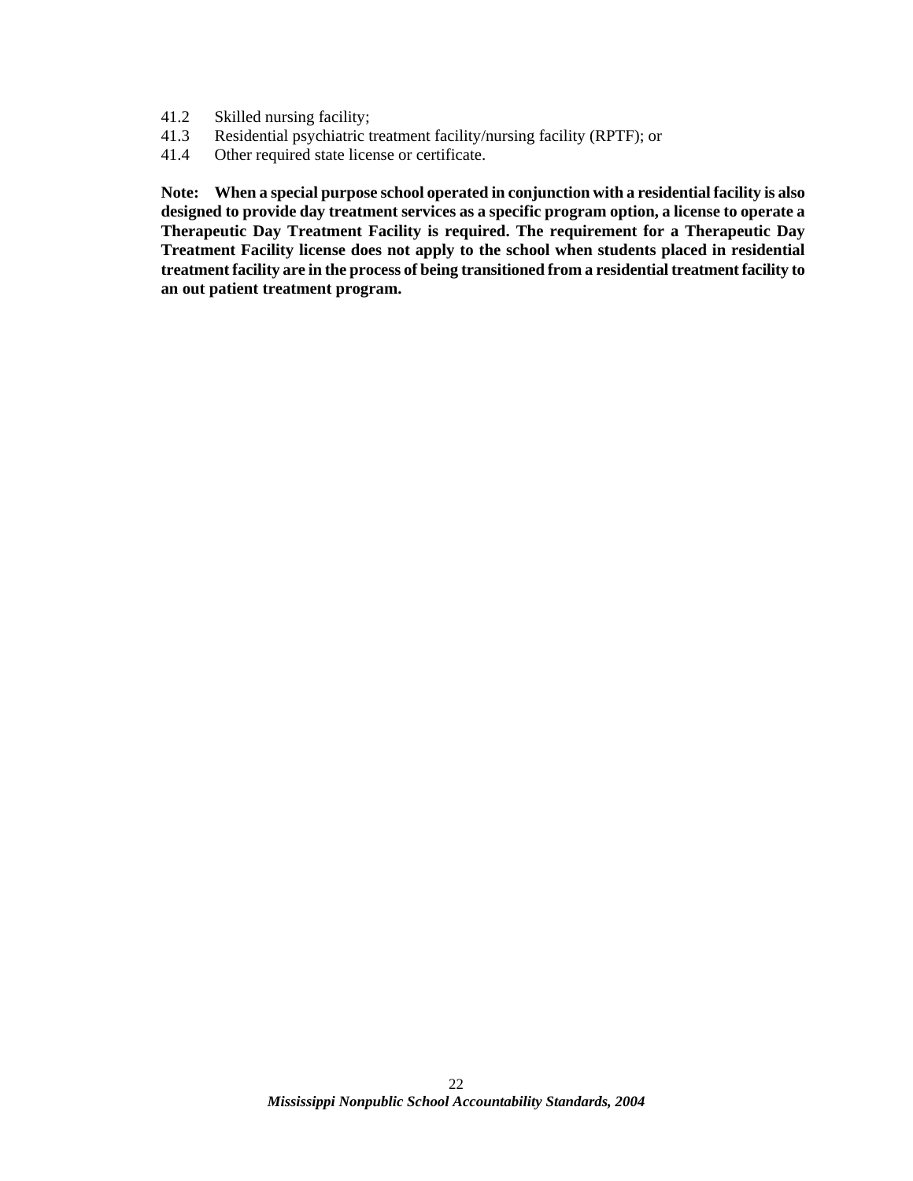41.2 Skilled nursing facility;
41.3 Residential psychiatric treatment facility/nursing facility (RPTF); or
41.4 Other required state license or certificate.

**Note: When a special purpose school operated in conjunction with a residential facility is also designed to provide day treatment services as a specific program option, a license to operate a Therapeutic Day Treatment Facility is required. The requirement for a Therapeutic Day Treatment Facility license does not apply to the school when students placed in residential treatment facility are in the process of being transitioned from a residential treatment facility to an out patient treatment program.**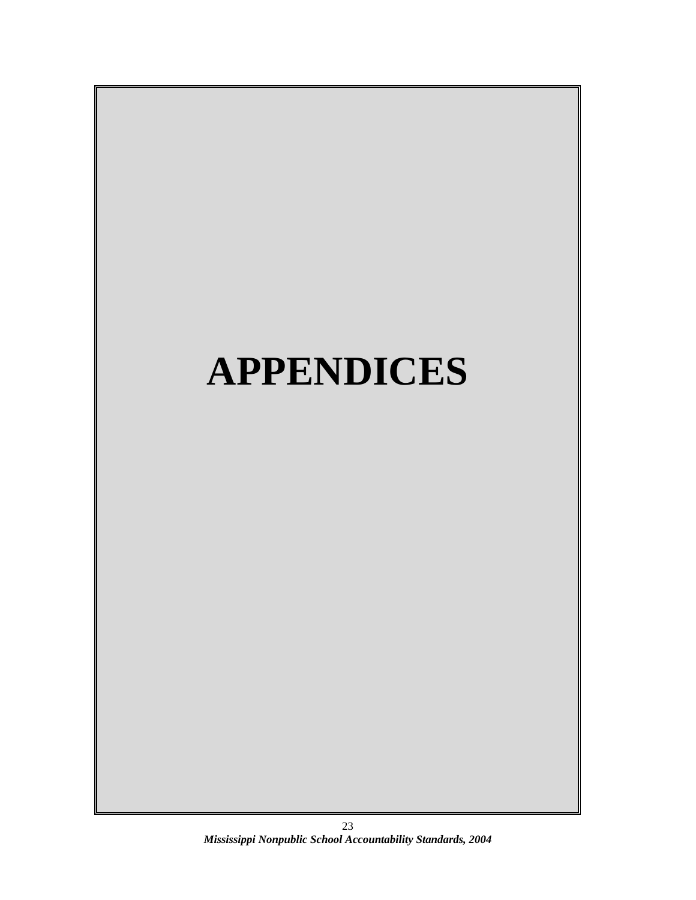# APPENDICES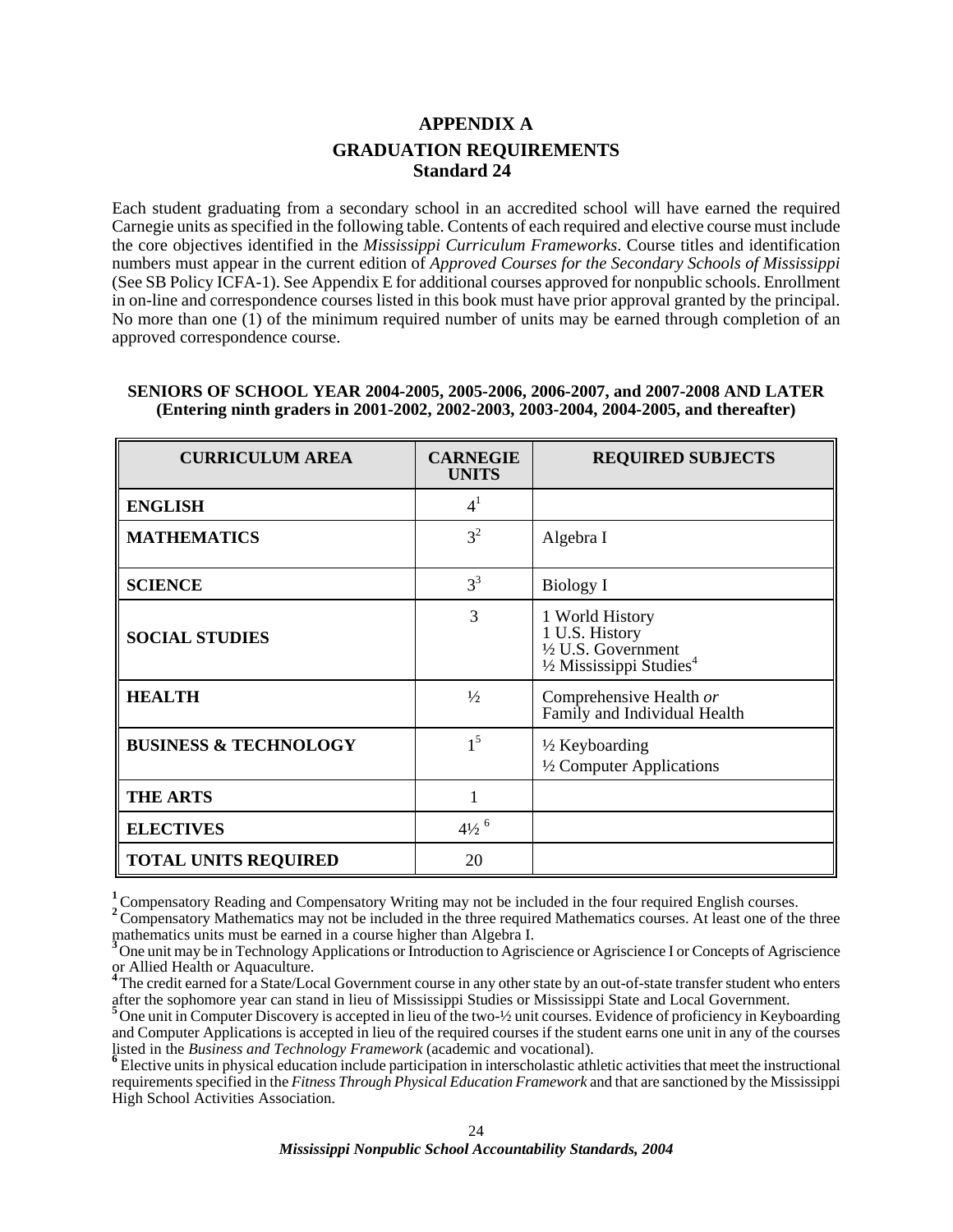# APPENDIX A

## GRADUATION REQUIREMENTS

### Standard 24

Each student graduating from a secondary school in an accredited school will have earned the required Carnegie units as specified in the following table. Contents of each required and elective course must include the core objectives identified in the *Mississippi Curriculum Frameworks*. Course titles and identification numbers must appear in the current edition of *Approved Courses for the Secondary Schools of Mississippi* (See SB Policy ICFA-1). See Appendix E for additional courses approved for nonpublic schools. Enrollment in on-line and correspondence courses listed in this book must have prior approval granted by the principal. No more than one (1) of the minimum required number of units may be earned through completion of an approved correspondence course.

**SENIORS OF SCHOOL YEAR 2004-2005, 2005-2006, 2006-2007, and 2007-2008 AND LATER (Entering ninth graders in 2001-2002, 2002-2003, 2003-2004, 2004-2005, and thereafter)**

| CURRICULUM AREA | CARNEGIE UNITS | REQUIRED SUBJECTS |
|---|---|---|
| **ENGLISH** | 4[1] | |
| **MATHEMATICS** | 3[2] | Algebra I |
| **SCIENCE** | 3[3] | Biology I |
| **SOCIAL STUDIES** | 3 | 1 World History<br>1 U.S. History<br>½ U.S. Government<br>½ Mississippi Studies[4] |
| **HEALTH** | ½ | Comprehensive Health *or* Family and Individual Health |
| **BUSINESS & TECHNOLOGY** | 1[5] | ½ Keyboarding<br>½ Computer Applications |
| **THE ARTS** | 1 | |
| **ELECTIVES** | 4½ [6] | |
| **TOTAL UNITS REQUIRED** | 20 | |

**1** Compensatory Reading and Compensatory Writing may not be included in the four required English courses.
**2** Compensatory Mathematics may not be included in the three required Mathematics courses. At least one of the three mathematics units must be earned in a course higher than Algebra I.
**3** One unit may be in Technology Applications or Introduction to Agriscience or Agriscience I or Concepts of Agriscience or Allied Health or Aquaculture.
**4** The credit earned for a State/Local Government course in any other state by an out-of-state transfer student who enters after the sophomore year can stand in lieu of Mississippi Studies or Mississippi State and Local Government.
**5** One unit in Computer Discovery is accepted in lieu of the two-½ unit courses. Evidence of proficiency in Keyboarding and Computer Applications is accepted in lieu of the required courses if the student earns one unit in any of the courses listed in the *Business and Technology Framework* (academic and vocational).
**6** Elective units in physical education include participation in interscholastic athletic activities that meet the instructional requirements specified in the *Fitness Through Physical Education Framework* and that are sanctioned by the Mississippi High School Activities Association.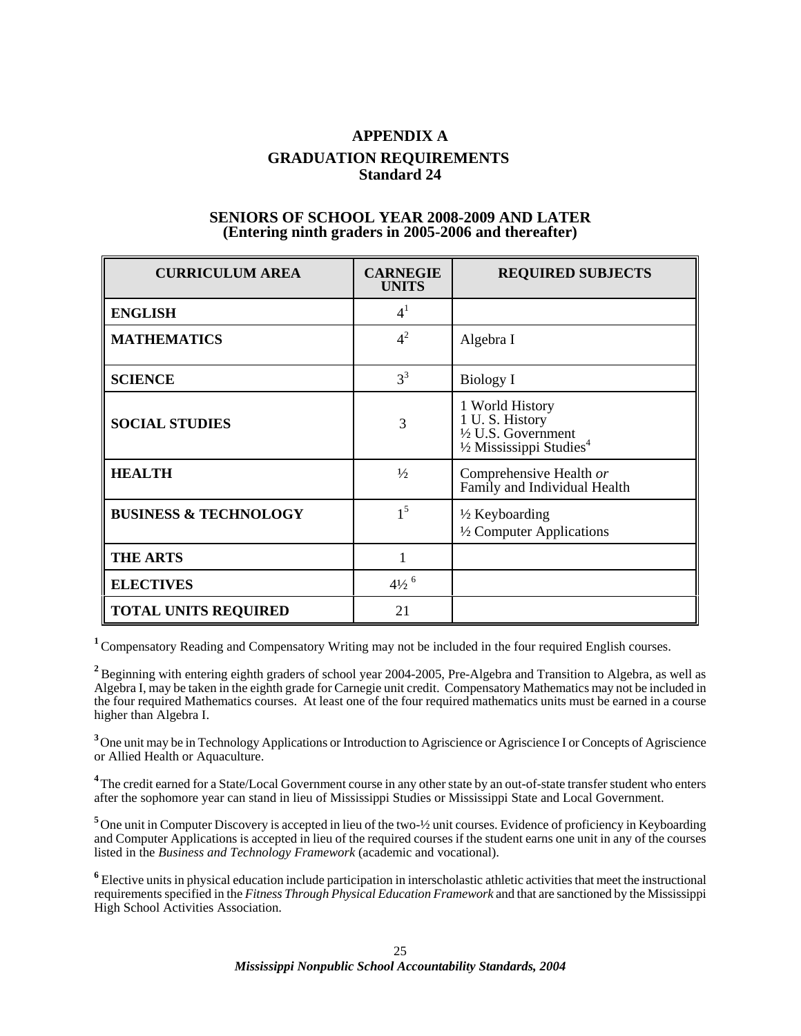# APPENDIX A

## GRADUATION REQUIREMENTS
### Standard 24

### SENIORS OF SCHOOL YEAR 2008-2009 AND LATER
### (Entering ninth graders in 2005-2006 and thereafter)

| CURRICULUM AREA | CARNEGIE UNITS | REQUIRED SUBJECTS |
|---|---|---|
| **ENGLISH** | 4[1] | |
| **MATHEMATICS** | 4[2] | Algebra I |
| **SCIENCE** | 3[3] | Biology I |
| **SOCIAL STUDIES** | 3 | 1 World History<br>1 U. S. History<br>½ U.S. Government<br>½ Mississippi Studies[4] |
| **HEALTH** | ½ | Comprehensive Health *or* Family and Individual Health |
| **BUSINESS & TECHNOLOGY** | 1[5] | ½ Keyboarding<br>½ Computer Applications |
| **THE ARTS** | 1 | |
| **ELECTIVES** | 4½ [6] | |
| **TOTAL UNITS REQUIRED** | 21 | |

[1] Compensatory Reading and Compensatory Writing may not be included in the four required English courses.

[2] Beginning with entering eighth graders of school year 2004-2005, Pre-Algebra and Transition to Algebra, as well as Algebra I, may be taken in the eighth grade for Carnegie unit credit. Compensatory Mathematics may not be included in the four required Mathematics courses. At least one of the four required mathematics units must be earned in a course higher than Algebra I.

[3] One unit may be in Technology Applications or Introduction to Agriscience or Agriscience I or Concepts of Agriscience or Allied Health or Aquaculture.

[4] The credit earned for a State/Local Government course in any other state by an out-of-state transfer student who enters after the sophomore year can stand in lieu of Mississippi Studies or Mississippi State and Local Government.

[5] One unit in Computer Discovery is accepted in lieu of the two-½ unit courses. Evidence of proficiency in Keyboarding and Computer Applications is accepted in lieu of the required courses if the student earns one unit in any of the courses listed in the *Business and Technology Framework* (academic and vocational).

[6] Elective units in physical education include participation in interscholastic athletic activities that meet the instructional requirements specified in the *Fitness Through Physical Education Framework* and that are sanctioned by the Mississippi High School Activities Association.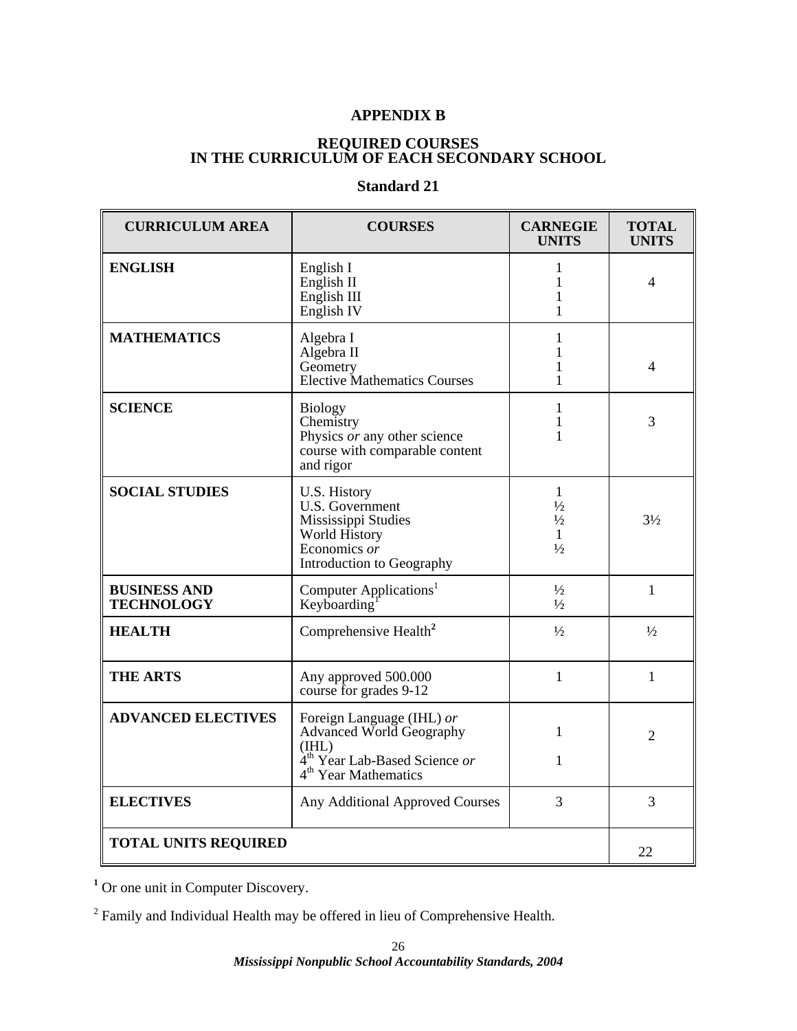# APPENDIX B

## REQUIRED COURSES IN THE CURRICULUM OF EACH SECONDARY SCHOOL

### Standard 21

| CURRICULUM AREA | COURSES | CARNEGIE UNITS | TOTAL UNITS |
|---|---|---|---|
| **ENGLISH** | English I<br>English II<br>English III<br>English IV | 1<br>1<br>1<br>1 | 4 |
| **MATHEMATICS** | Algebra I<br>Algebra II<br>Geometry<br>Elective Mathematics Courses | 1<br>1<br>1<br>1 | 4 |
| **SCIENCE** | Biology<br>Chemistry<br>Physics *or* any other science course with comparable content and rigor | 1<br>1<br>1 | 3 |
| **SOCIAL STUDIES** | U.S. History<br>U.S. Government<br>Mississippi Studies<br>World History<br>Economics *or*<br>Introduction to Geography | 1<br>½<br>½<br>1<br>½ | 3½ |
| **BUSINESS AND TECHNOLOGY** | Computer Applications[1]<br>Keyboarding[1] | ½<br>½ | 1 |
| **HEALTH** | Comprehensive Health[2] | ½ | ½ |
| **THE ARTS** | Any approved 500.000 course for grades 9-12 | 1 | 1 |
| **ADVANCED ELECTIVES** | Foreign Language (IHL) *or* Advanced World Geography (IHL)<br>4th Year Lab-Based Science *or* 4th Year Mathematics | 1<br><br>1 | 2 |
| **ELECTIVES** | Any Additional Approved Courses | 3 | 3 |
| **TOTAL UNITS REQUIRED** | | | 22 |

[1] Or one unit in Computer Discovery.

[2] Family and Individual Health may be offered in lieu of Comprehensive Health.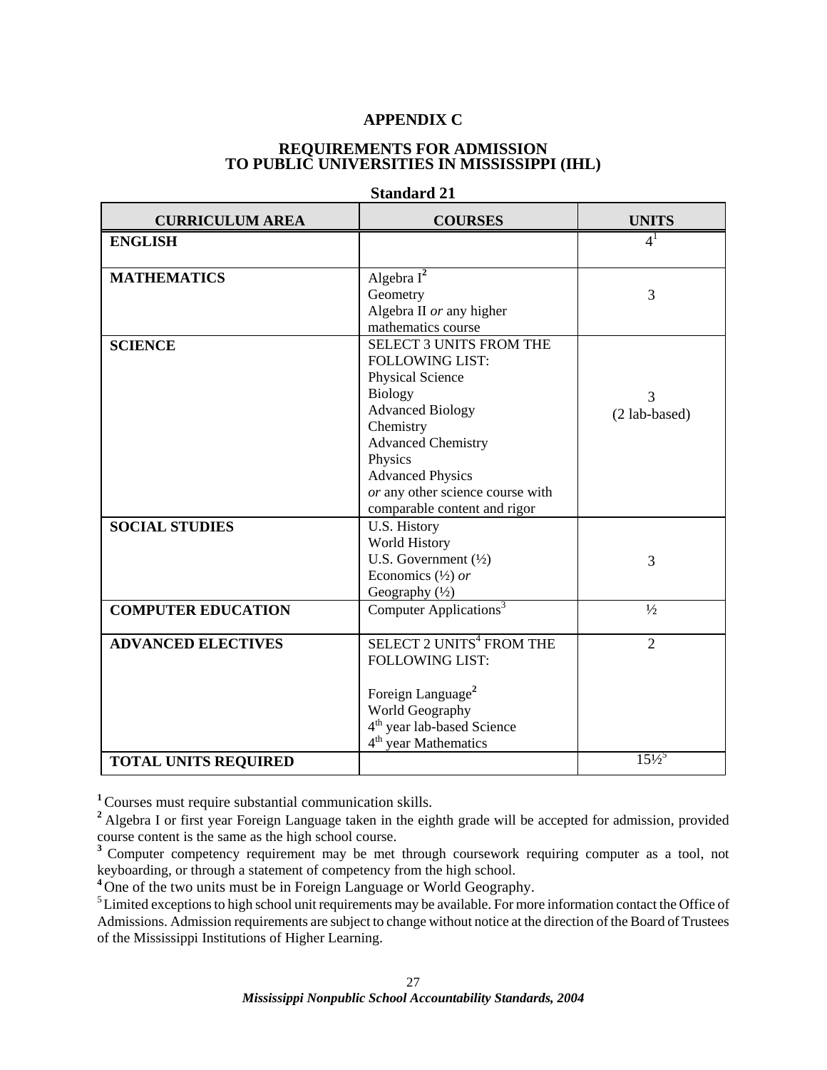# APPENDIX C

## REQUIREMENTS FOR ADMISSION TO PUBLIC UNIVERSITIES IN MISSISSIPPI (IHL)

**Standard 21**

| CURRICULUM AREA | COURSES | UNITS |
|---|---|---|
| **ENGLISH** | | 4[1] |
| **MATHEMATICS** | Algebra I[2]<br>Geometry<br>Algebra II *or* any higher mathematics course | 3 |
| **SCIENCE** | SELECT 3 UNITS FROM THE FOLLOWING LIST:<br>Physical Science<br>Biology<br>Advanced Biology<br>Chemistry<br>Advanced Chemistry<br>Physics<br>Advanced Physics<br>*or* any other science course with comparable content and rigor | 3<br>(2 lab-based) |
| **SOCIAL STUDIES** | U.S. History<br>World History<br>U.S. Government (½)<br>Economics (½) *or*<br>Geography (½) | 3 |
| **COMPUTER EDUCATION** | Computer Applications[3] | ½ |
| **ADVANCED ELECTIVES** | SELECT 2 UNITS[4] FROM THE FOLLOWING LIST:<br><br>Foreign Language[2]<br>World Geography<br>4th year lab-based Science<br>4th year Mathematics | 2 |
| **TOTAL UNITS REQUIRED** | | 15½[5] |

[1] Courses must require substantial communication skills.

[2] Algebra I or first year Foreign Language taken in the eighth grade will be accepted for admission, provided course content is the same as the high school course.

[3] Computer competency requirement may be met through coursework requiring computer as a tool, not keyboarding, or through a statement of competency from the high school.

[4] One of the two units must be in Foreign Language or World Geography.

[5] Limited exceptions to high school unit requirements may be available. For more information contact the Office of Admissions. Admission requirements are subject to change without notice at the direction of the Board of Trustees of the Mississippi Institutions of Higher Learning.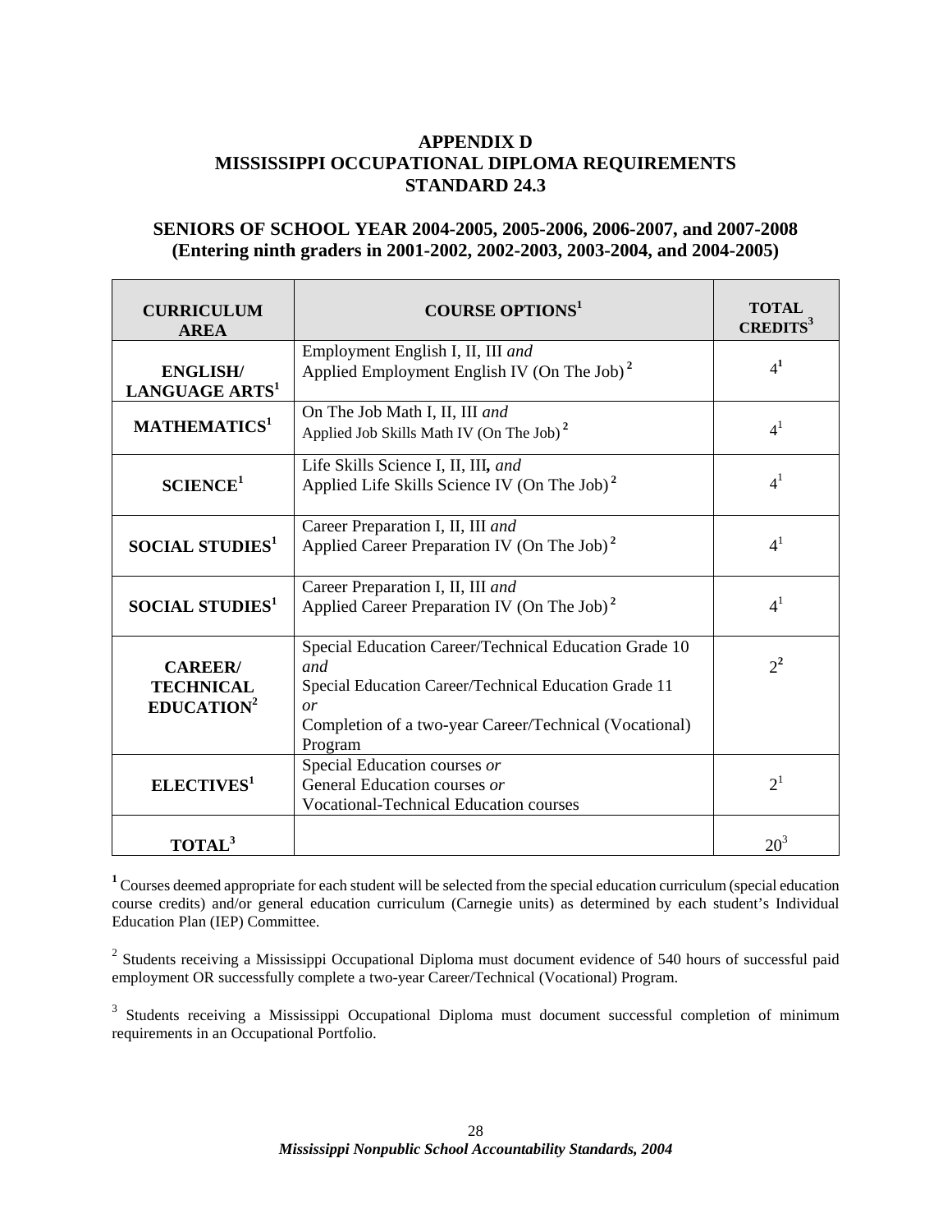# APPENDIX D
# MISSISSIPPI OCCUPATIONAL DIPLOMA REQUIREMENTS
# STANDARD 24.3

## SENIORS OF SCHOOL YEAR 2004-2005, 2005-2006, 2006-2007, and 2007-2008
## (Entering ninth graders in 2001-2002, 2002-2003, 2003-2004, and 2004-2005)

| CURRICULUM AREA | COURSE OPTIONS[1] | TOTAL CREDITS[3] |
|---|---|---|
| **ENGLISH/ LANGUAGE ARTS[1]** | Employment English I, II, III *and* Applied Employment English IV (On The Job)[2] | 4[1] |
| **MATHEMATICS[1]** | On The Job Math I, II, III *and* Applied Job Skills Math IV (On The Job)[2] | 4[1] |
| **SCIENCE[1]** | Life Skills Science I, II, III*, and* Applied Life Skills Science IV (On The Job)[2] | 4[1] |
| **SOCIAL STUDIES[1]** | Career Preparation I, II, III *and* Applied Career Preparation IV (On The Job)[2] | 4[1] |
| **SOCIAL STUDIES[1]** | Career Preparation I, II, III *and* Applied Career Preparation IV (On The Job)[2] | 4[1] |
| **CAREER/ TECHNICAL EDUCATION[2]** | Special Education Career/Technical Education Grade 10 *and* Special Education Career/Technical Education Grade 11 *or* Completion of a two-year Career/Technical (Vocational) Program | 2[2] |
| **ELECTIVES[1]** | Special Education courses *or* General Education courses *or* Vocational-Technical Education courses | 2[1] |
| **TOTAL[3]** | | 20[3] |

[1] Courses deemed appropriate for each student will be selected from the special education curriculum (special education course credits) and/or general education curriculum (Carnegie units) as determined by each student's Individual Education Plan (IEP) Committee.

[2] Students receiving a Mississippi Occupational Diploma must document evidence of 540 hours of successful paid employment OR successfully complete a two-year Career/Technical (Vocational) Program.

[3] Students receiving a Mississippi Occupational Diploma must document successful completion of minimum requirements in an Occupational Portfolio.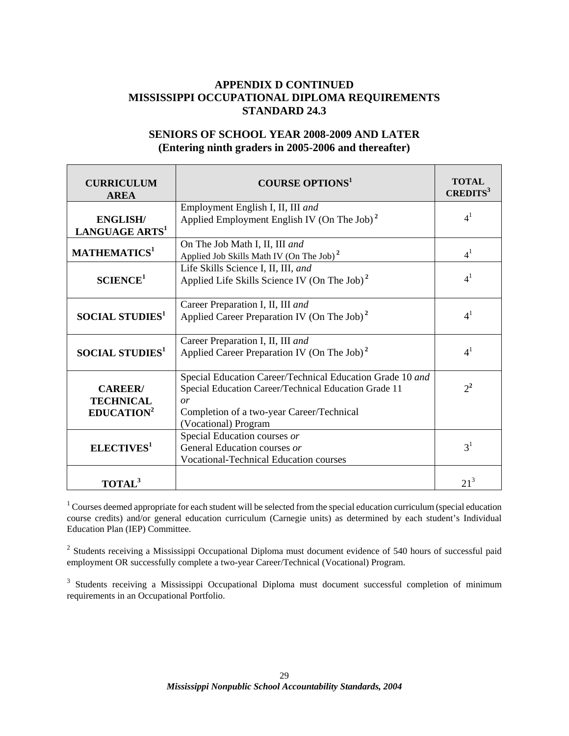## APPENDIX D CONTINUED
## MISSISSIPPI OCCUPATIONAL DIPLOMA REQUIREMENTS
## STANDARD 24.3

### SENIORS OF SCHOOL YEAR 2008-2009 AND LATER
### (Entering ninth graders in 2005-2006 and thereafter)

| CURRICULUM AREA | COURSE OPTIONS[1] | TOTAL CREDITS[3] |
|---|---|---|
| ENGLISH/ LANGUAGE ARTS[1] | Employment English I, II, III *and* Applied Employment English IV (On The Job)[2] | 4[1] |
| MATHEMATICS[1] | On The Job Math I, II, III *and* Applied Job Skills Math IV (On The Job)[2] | 4[1] |
| SCIENCE[1] | Life Skills Science I, II, III, *and* Applied Life Skills Science IV (On The Job)[2] | 4[1] |
| SOCIAL STUDIES[1] | Career Preparation I, II, III *and* Applied Career Preparation IV (On The Job)[2] | 4[1] |
| SOCIAL STUDIES[1] | Career Preparation I, II, III *and* Applied Career Preparation IV (On The Job)[2] | 4[1] |
| CAREER/ TECHNICAL EDUCATION[2] | Special Education Career/Technical Education Grade 10 *and* Special Education Career/Technical Education Grade 11 *or* Completion of a two-year Career/Technical (Vocational) Program | 2[2] |
| ELECTIVES[1] | Special Education courses *or* General Education courses *or* Vocational-Technical Education courses | 3[1] |
| TOTAL[3] | | 21[3] |

[1] Courses deemed appropriate for each student will be selected from the special education curriculum (special education course credits) and/or general education curriculum (Carnegie units) as determined by each student's Individual Education Plan (IEP) Committee.

[2] Students receiving a Mississippi Occupational Diploma must document evidence of 540 hours of successful paid employment OR successfully complete a two-year Career/Technical (Vocational) Program.

[3] Students receiving a Mississippi Occupational Diploma must document successful completion of minimum requirements in an Occupational Portfolio.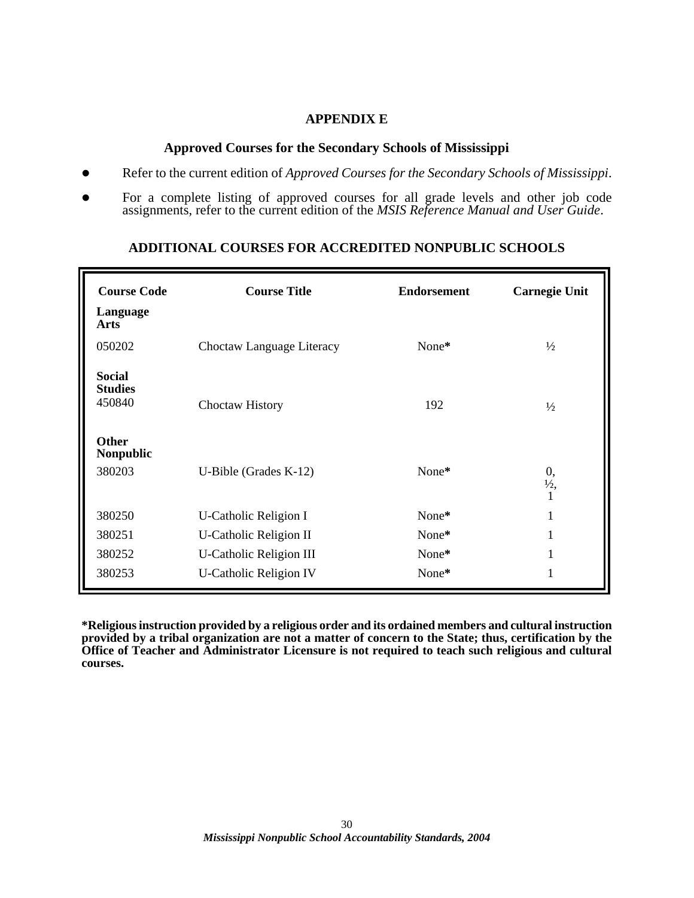# APPENDIX E

## Approved Courses for the Secondary Schools of Mississippi

- Refer to the current edition of *Approved Courses for the Secondary Schools of Mississippi*.
- For a complete listing of approved courses for all grade levels and other job code assignments, refer to the current edition of the *MSIS Reference Manual and User Guide*.

## ADDITIONAL COURSES FOR ACCREDITED NONPUBLIC SCHOOLS

| Course Code | Course Title | Endorsement | Carnegie Unit |
|---|---|---|---|
| **Language Arts** | | | |
| 050202 | Choctaw Language Literacy | None**\*** | ½ |
| **Social Studies** | | | |
| 450840 | Choctaw History | 192 | ½ |
| **Other Nonpublic** | | | |
| 380203 | U-Bible (Grades K-12) | None**\*** | 0, ½, 1 |
| 380250 | U-Catholic Religion I | None**\*** | 1 |
| 380251 | U-Catholic Religion II | None**\*** | 1 |
| 380252 | U-Catholic Religion III | None**\*** | 1 |
| 380253 | U-Catholic Religion IV | None**\*** | 1 |

**\*Religious instruction provided by a religious order and its ordained members and cultural instruction provided by a tribal organization are not a matter of concern to the State; thus, certification by the Office of Teacher and Administrator Licensure is not required to teach such religious and cultural courses.**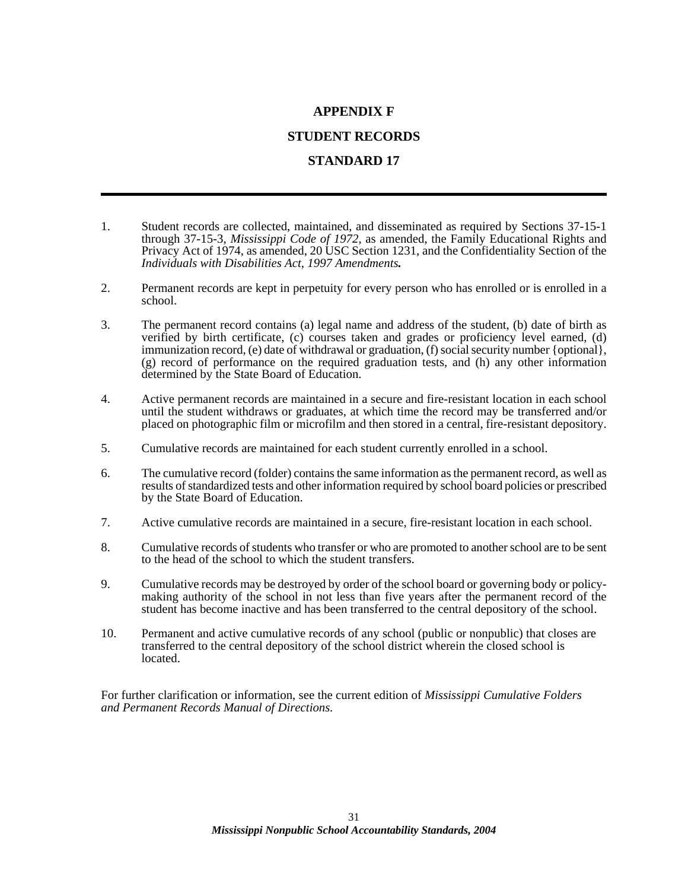# APPENDIX F

# STUDENT RECORDS

# STANDARD 17

1. Student records are collected, maintained, and disseminated as required by Sections 37-15-1 through 37-15-3, *Mississippi Code of 1972*, as amended, the Family Educational Rights and Privacy Act of 1974, as amended, 20 USC Section 1231, and the Confidentiality Section of the *Individuals with Disabilities Act, 1997 Amendments.*

2. Permanent records are kept in perpetuity for every person who has enrolled or is enrolled in a school.

3. The permanent record contains (a) legal name and address of the student, (b) date of birth as verified by birth certificate, (c) courses taken and grades or proficiency level earned, (d) immunization record, (e) date of withdrawal or graduation, (f) social security number {optional}, (g) record of performance on the required graduation tests, and (h) any other information determined by the State Board of Education.

4. Active permanent records are maintained in a secure and fire-resistant location in each school until the student withdraws or graduates, at which time the record may be transferred and/or placed on photographic film or microfilm and then stored in a central, fire-resistant depository.

5. Cumulative records are maintained for each student currently enrolled in a school.

6. The cumulative record (folder) contains the same information as the permanent record, as well as results of standardized tests and other information required by school board policies or prescribed by the State Board of Education.

7. Active cumulative records are maintained in a secure, fire-resistant location in each school.

8. Cumulative records of students who transfer or who are promoted to another school are to be sent to the head of the school to which the student transfers.

9. Cumulative records may be destroyed by order of the school board or governing body or policy-making authority of the school in not less than five years after the permanent record of the student has become inactive and has been transferred to the central depository of the school.

10. Permanent and active cumulative records of any school (public or nonpublic) that closes are transferred to the central depository of the school district wherein the closed school is located.

For further clarification or information, see the current edition of *Mississippi Cumulative Folders and Permanent Records Manual of Directions.*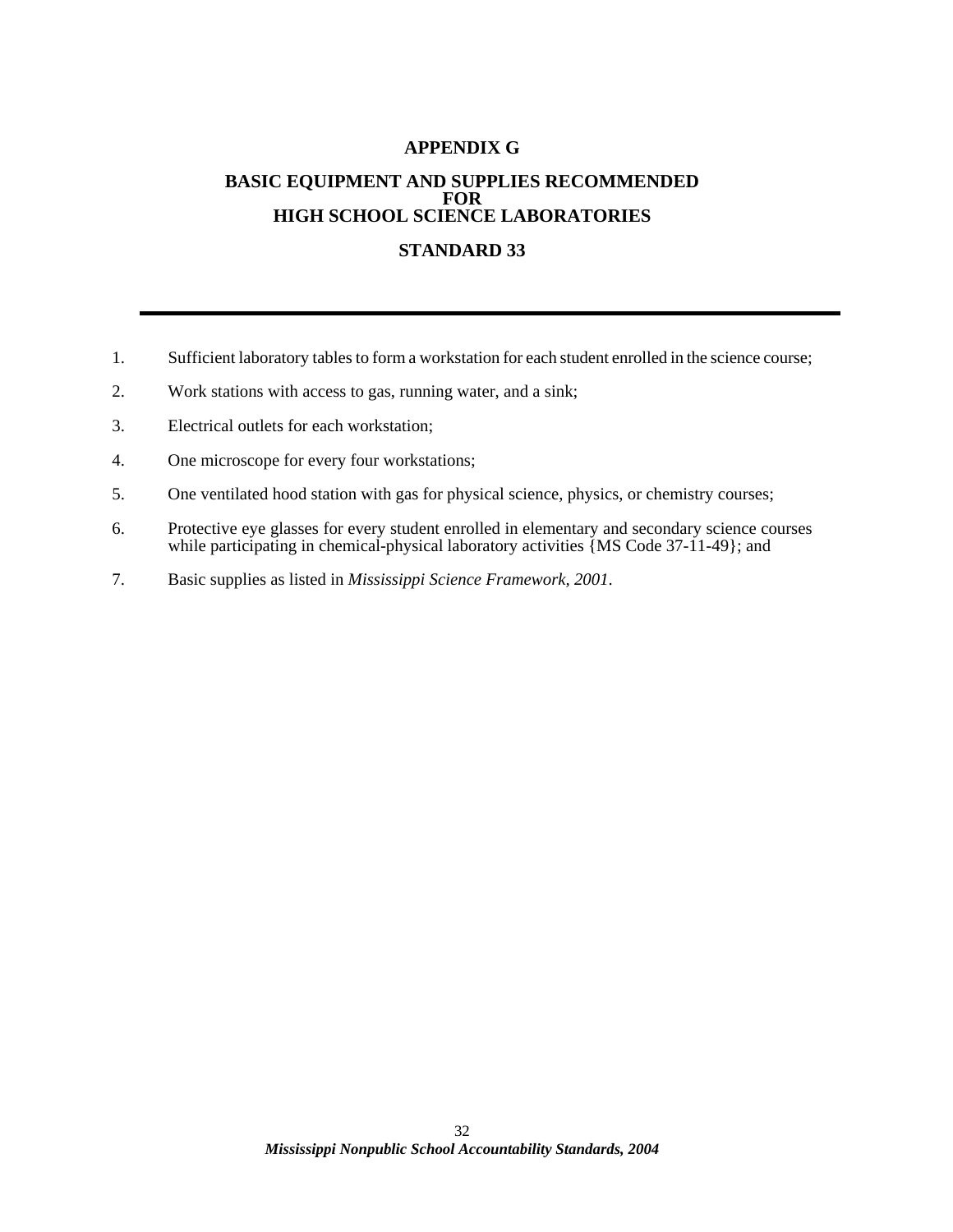# APPENDIX G

## BASIC EQUIPMENT AND SUPPLIES RECOMMENDED FOR HIGH SCHOOL SCIENCE LABORATORIES

## STANDARD 33

---

1. Sufficient laboratory tables to form a workstation for each student enrolled in the science course;
2. Work stations with access to gas, running water, and a sink;
3. Electrical outlets for each workstation;
4. One microscope for every four workstations;
5. One ventilated hood station with gas for physical science, physics, or chemistry courses;
6. Protective eye glasses for every student enrolled in elementary and secondary science courses while participating in chemical-physical laboratory activities {MS Code 37-11-49}; and
7. Basic supplies as listed in *Mississippi Science Framework, 2001*.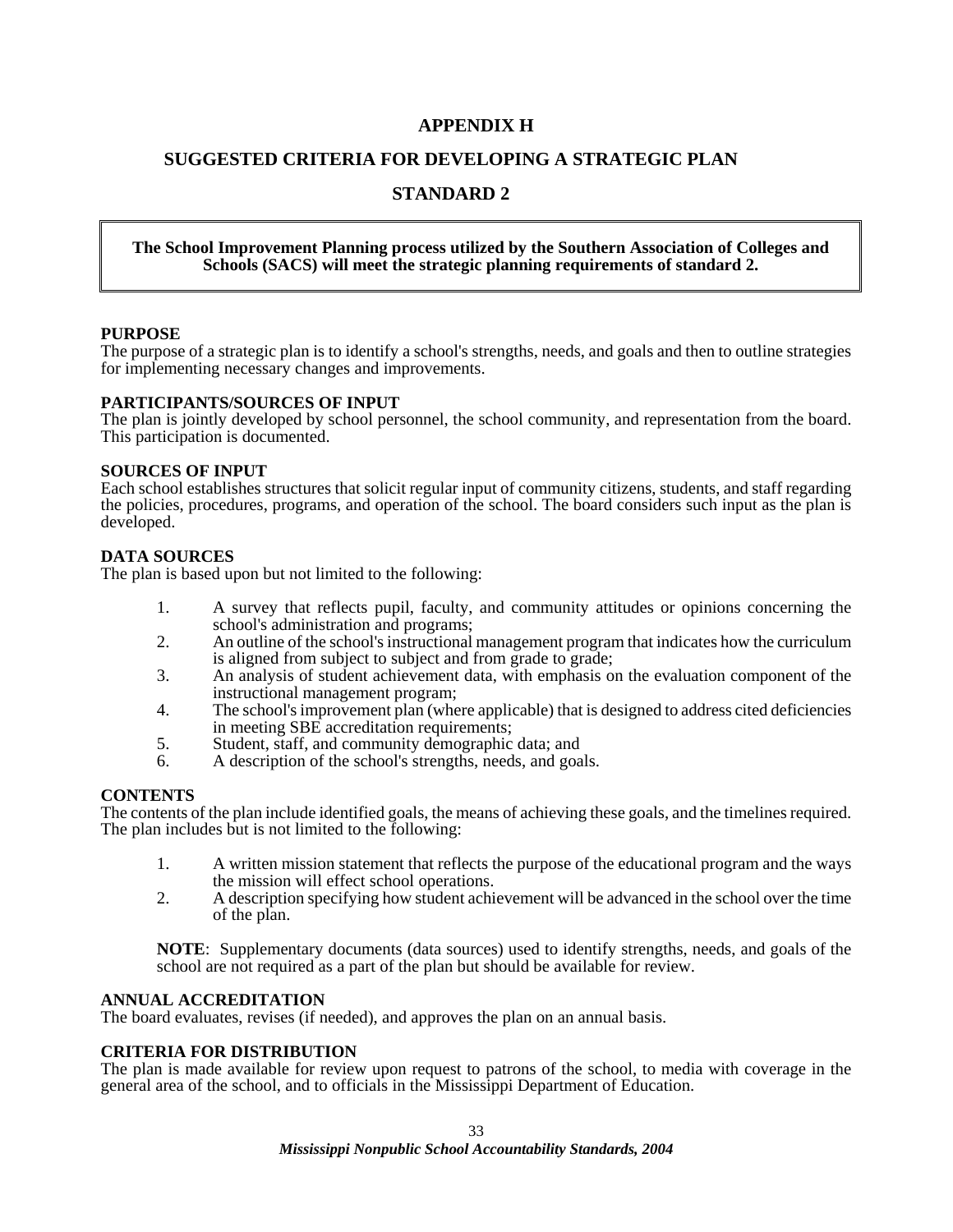# APPENDIX H

## SUGGESTED CRITERIA FOR DEVELOPING A STRATEGIC PLAN

## STANDARD 2

**The School Improvement Planning process utilized by the Southern Association of Colleges and Schools (SACS) will meet the strategic planning requirements of standard 2.**

### PURPOSE

The purpose of a strategic plan is to identify a school's strengths, needs, and goals and then to outline strategies for implementing necessary changes and improvements.

### PARTICIPANTS/SOURCES OF INPUT

The plan is jointly developed by school personnel, the school community, and representation from the board. This participation is documented.

### SOURCES OF INPUT

Each school establishes structures that solicit regular input of community citizens, students, and staff regarding the policies, procedures, programs, and operation of the school. The board considers such input as the plan is developed.

### DATA SOURCES

The plan is based upon but not limited to the following:

1. A survey that reflects pupil, faculty, and community attitudes or opinions concerning the school's administration and programs;
2. An outline of the school's instructional management program that indicates how the curriculum is aligned from subject to subject and from grade to grade;
3. An analysis of student achievement data, with emphasis on the evaluation component of the instructional management program;
4. The school's improvement plan (where applicable) that is designed to address cited deficiencies in meeting SBE accreditation requirements;
5. Student, staff, and community demographic data; and
6. A description of the school's strengths, needs, and goals.

### CONTENTS

The contents of the plan include identified goals, the means of achieving these goals, and the timelines required. The plan includes but is not limited to the following:

1. A written mission statement that reflects the purpose of the educational program and the ways the mission will effect school operations.
2. A description specifying how student achievement will be advanced in the school over the time of the plan.

**NOTE**: Supplementary documents (data sources) used to identify strengths, needs, and goals of the school are not required as a part of the plan but should be available for review.

### ANNUAL ACCREDITATION

The board evaluates, revises (if needed), and approves the plan on an annual basis.

### CRITERIA FOR DISTRIBUTION

The plan is made available for review upon request to patrons of the school, to media with coverage in the general area of the school, and to officials in the Mississippi Department of Education.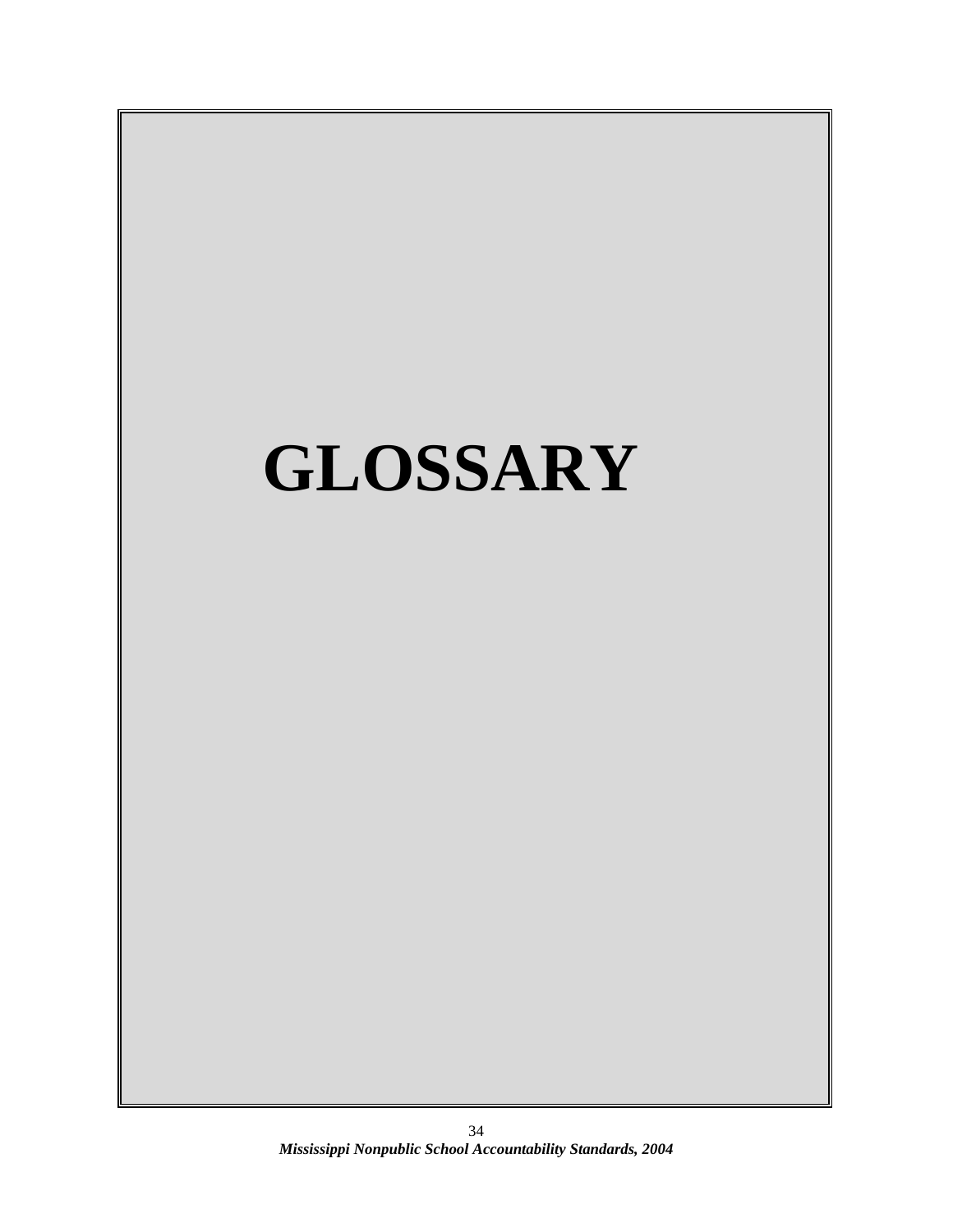# GLOSSARY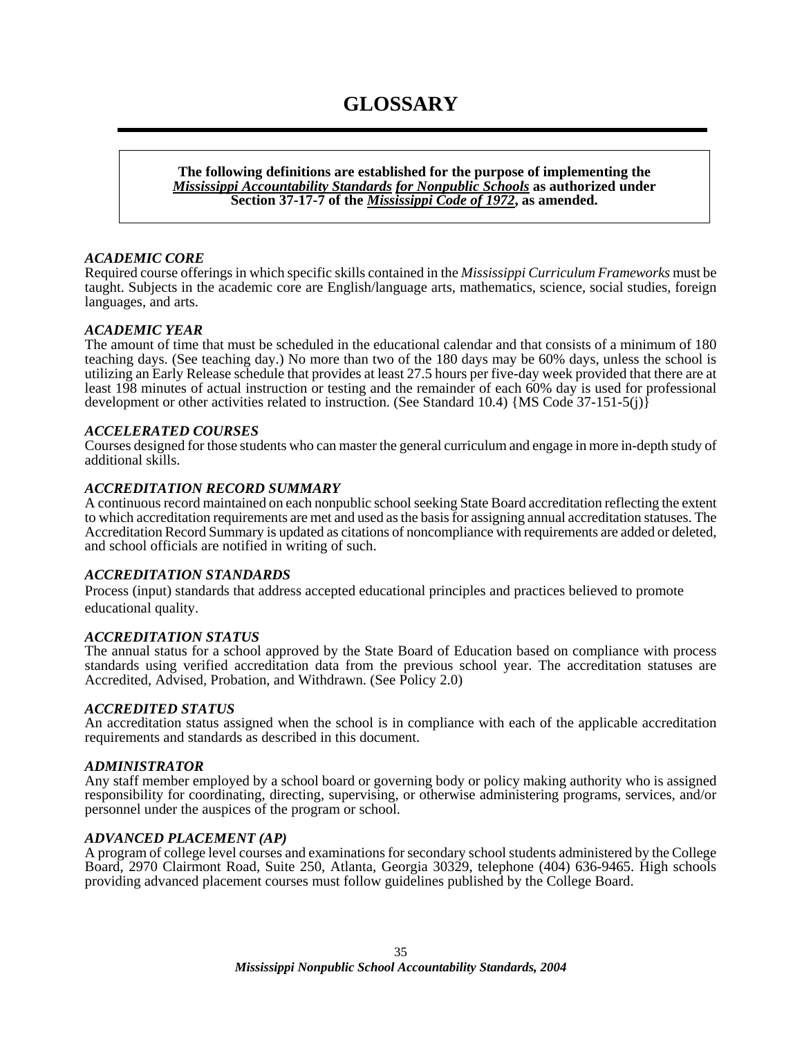# GLOSSARY

**The following definitions are established for the purpose of implementing the *Mississippi Accountability Standards for Nonpublic Schools* as authorized under Section 37-17-7 of the *Mississippi Code of 1972*, as amended.**

***ACADEMIC CORE***

Required course offerings in which specific skills contained in the *Mississippi Curriculum Frameworks* must be taught. Subjects in the academic core are English/language arts, mathematics, science, social studies, foreign languages, and arts.

***ACADEMIC YEAR***

The amount of time that must be scheduled in the educational calendar and that consists of a minimum of 180 teaching days. (See teaching day.) No more than two of the 180 days may be 60% days, unless the school is utilizing an Early Release schedule that provides at least 27.5 hours per five-day week provided that there are at least 198 minutes of actual instruction or testing and the remainder of each 60% day is used for professional development or other activities related to instruction. (See Standard 10.4) {MS Code 37-151-5(j)}

***ACCELERATED COURSES***

Courses designed for those students who can master the general curriculum and engage in more in-depth study of additional skills.

***ACCREDITATION RECORD SUMMARY***

A continuous record maintained on each nonpublic school seeking State Board accreditation reflecting the extent to which accreditation requirements are met and used as the basis for assigning annual accreditation statuses. The Accreditation Record Summary is updated as citations of noncompliance with requirements are added or deleted, and school officials are notified in writing of such.

***ACCREDITATION STANDARDS***

Process (input) standards that address accepted educational principles and practices believed to promote educational quality.

***ACCREDITATION STATUS***

The annual status for a school approved by the State Board of Education based on compliance with process standards using verified accreditation data from the previous school year. The accreditation statuses are Accredited, Advised, Probation, and Withdrawn. (See Policy 2.0)

***ACCREDITED STATUS***

An accreditation status assigned when the school is in compliance with each of the applicable accreditation requirements and standards as described in this document.

***ADMINISTRATOR***

Any staff member employed by a school board or governing body or policy making authority who is assigned responsibility for coordinating, directing, supervising, or otherwise administering programs, services, and/or personnel under the auspices of the program or school.

***ADVANCED PLACEMENT (AP)***

A program of college level courses and examinations for secondary school students administered by the College Board, 2970 Clairmont Road, Suite 250, Atlanta, Georgia 30329, telephone (404) 636-9465. High schools providing advanced placement courses must follow guidelines published by the College Board.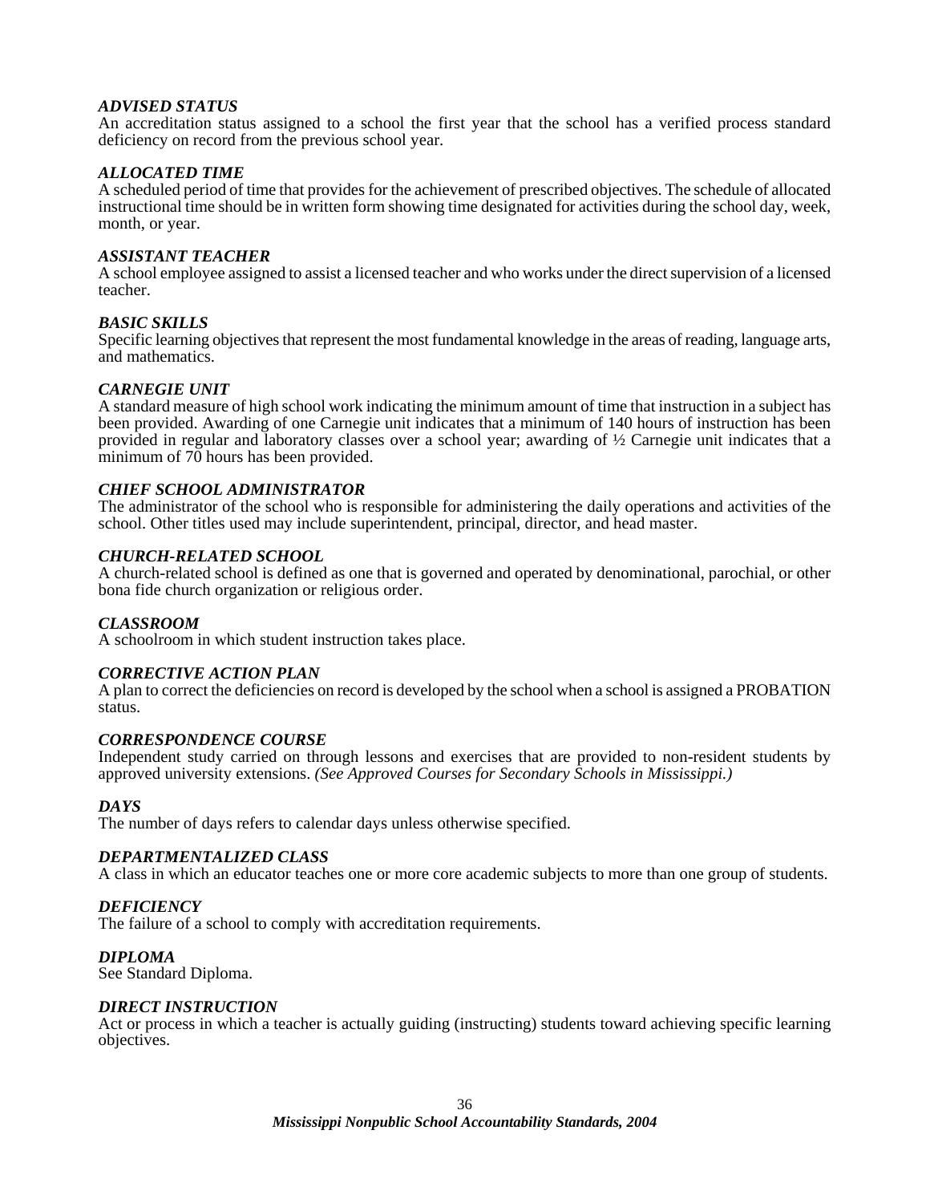***ADVISED STATUS***
An accreditation status assigned to a school the first year that the school has a verified process standard deficiency on record from the previous school year.

***ALLOCATED TIME***
A scheduled period of time that provides for the achievement of prescribed objectives. The schedule of allocated instructional time should be in written form showing time designated for activities during the school day, week, month, or year.

***ASSISTANT TEACHER***
A school employee assigned to assist a licensed teacher and who works under the direct supervision of a licensed teacher.

***BASIC SKILLS***
Specific learning objectives that represent the most fundamental knowledge in the areas of reading, language arts, and mathematics.

***CARNEGIE UNIT***
A standard measure of high school work indicating the minimum amount of time that instruction in a subject has been provided. Awarding of one Carnegie unit indicates that a minimum of 140 hours of instruction has been provided in regular and laboratory classes over a school year; awarding of ½ Carnegie unit indicates that a minimum of 70 hours has been provided.

***CHIEF SCHOOL ADMINISTRATOR***
The administrator of the school who is responsible for administering the daily operations and activities of the school. Other titles used may include superintendent, principal, director, and head master.

***CHURCH-RELATED SCHOOL***
A church-related school is defined as one that is governed and operated by denominational, parochial, or other bona fide church organization or religious order.

***CLASSROOM***
A schoolroom in which student instruction takes place.

***CORRECTIVE ACTION PLAN***
A plan to correct the deficiencies on record is developed by the school when a school is assigned a PROBATION status.

***CORRESPONDENCE COURSE***
Independent study carried on through lessons and exercises that are provided to non-resident students by approved university extensions. *(See Approved Courses for Secondary Schools in Mississippi.)*

***DAYS***
The number of days refers to calendar days unless otherwise specified.

***DEPARTMENTALIZED CLASS***
A class in which an educator teaches one or more core academic subjects to more than one group of students.

***DEFICIENCY***
The failure of a school to comply with accreditation requirements.

***DIPLOMA***
See Standard Diploma.

***DIRECT INSTRUCTION***
Act or process in which a teacher is actually guiding (instructing) students toward achieving specific learning objectives.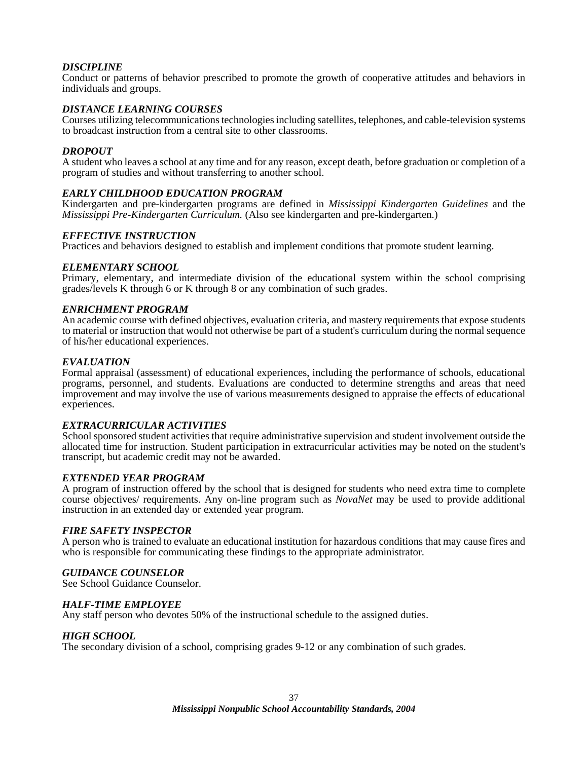***DISCIPLINE***
Conduct or patterns of behavior prescribed to promote the growth of cooperative attitudes and behaviors in individuals and groups.

***DISTANCE LEARNING COURSES***
Courses utilizing telecommunications technologies including satellites, telephones, and cable-television systems to broadcast instruction from a central site to other classrooms.

***DROPOUT***
A student who leaves a school at any time and for any reason, except death, before graduation or completion of a program of studies and without transferring to another school.

***EARLY CHILDHOOD EDUCATION PROGRAM***
Kindergarten and pre-kindergarten programs are defined in *Mississippi Kindergarten Guidelines* and the *Mississippi Pre-Kindergarten Curriculum.* (Also see kindergarten and pre-kindergarten.)

***EFFECTIVE INSTRUCTION***
Practices and behaviors designed to establish and implement conditions that promote student learning.

***ELEMENTARY SCHOOL***
Primary, elementary, and intermediate division of the educational system within the school comprising grades/levels K through 6 or K through 8 or any combination of such grades.

***ENRICHMENT PROGRAM***
An academic course with defined objectives, evaluation criteria, and mastery requirements that expose students to material or instruction that would not otherwise be part of a student's curriculum during the normal sequence of his/her educational experiences.

***EVALUATION***
Formal appraisal (assessment) of educational experiences, including the performance of schools, educational programs, personnel, and students. Evaluations are conducted to determine strengths and areas that need improvement and may involve the use of various measurements designed to appraise the effects of educational experiences.

***EXTRACURRICULAR ACTIVITIES***
School sponsored student activities that require administrative supervision and student involvement outside the allocated time for instruction. Student participation in extracurricular activities may be noted on the student's transcript, but academic credit may not be awarded.

***EXTENDED YEAR PROGRAM***
A program of instruction offered by the school that is designed for students who need extra time to complete course objectives/ requirements. Any on-line program such as *NovaNet* may be used to provide additional instruction in an extended day or extended year program.

***FIRE SAFETY INSPECTOR***
A person who is trained to evaluate an educational institution for hazardous conditions that may cause fires and who is responsible for communicating these findings to the appropriate administrator.

***GUIDANCE COUNSELOR***
See School Guidance Counselor.

***HALF-TIME EMPLOYEE***
Any staff person who devotes 50% of the instructional schedule to the assigned duties.

***HIGH SCHOOL***
The secondary division of a school, comprising grades 9-12 or any combination of such grades.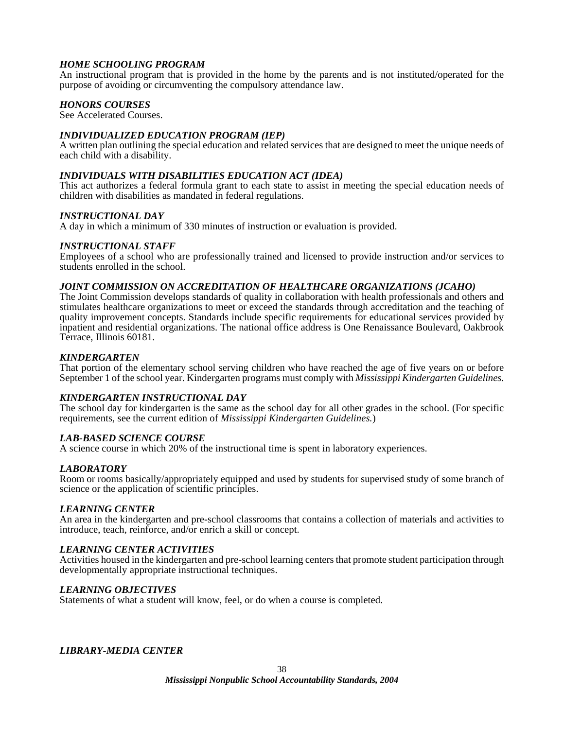***HOME SCHOOLING PROGRAM***
An instructional program that is provided in the home by the parents and is not instituted/operated for the purpose of avoiding or circumventing the compulsory attendance law.

***HONORS COURSES***
See Accelerated Courses.

***INDIVIDUALIZED EDUCATION PROGRAM (IEP)***
A written plan outlining the special education and related services that are designed to meet the unique needs of each child with a disability.

***INDIVIDUALS WITH DISABILITIES EDUCATION ACT (IDEA)***
This act authorizes a federal formula grant to each state to assist in meeting the special education needs of children with disabilities as mandated in federal regulations.

***INSTRUCTIONAL DAY***
A day in which a minimum of 330 minutes of instruction or evaluation is provided.

***INSTRUCTIONAL STAFF***
Employees of a school who are professionally trained and licensed to provide instruction and/or services to students enrolled in the school.

***JOINT COMMISSION ON ACCREDITATION OF HEALTHCARE ORGANIZATIONS (JCAHO)***
The Joint Commission develops standards of quality in collaboration with health professionals and others and stimulates healthcare organizations to meet or exceed the standards through accreditation and the teaching of quality improvement concepts. Standards include specific requirements for educational services provided by inpatient and residential organizations. The national office address is One Renaissance Boulevard, Oakbrook Terrace, Illinois 60181.

***KINDERGARTEN***
That portion of the elementary school serving children who have reached the age of five years on or before September 1 of the school year. Kindergarten programs must comply with *Mississippi Kindergarten Guidelines.*

***KINDERGARTEN INSTRUCTIONAL DAY***
The school day for kindergarten is the same as the school day for all other grades in the school. (For specific requirements, see the current edition of *Mississippi Kindergarten Guidelines.*)

***LAB-BASED SCIENCE COURSE***
A science course in which 20% of the instructional time is spent in laboratory experiences.

***LABORATORY***
Room or rooms basically/appropriately equipped and used by students for supervised study of some branch of science or the application of scientific principles.

***LEARNING CENTER***
An area in the kindergarten and pre-school classrooms that contains a collection of materials and activities to introduce, teach, reinforce, and/or enrich a skill or concept.

***LEARNING CENTER ACTIVITIES***
Activities housed in the kindergarten and pre-school learning centers that promote student participation through developmentally appropriate instructional techniques.

***LEARNING OBJECTIVES***
Statements of what a student will know, feel, or do when a course is completed.

***LIBRARY-MEDIA CENTER***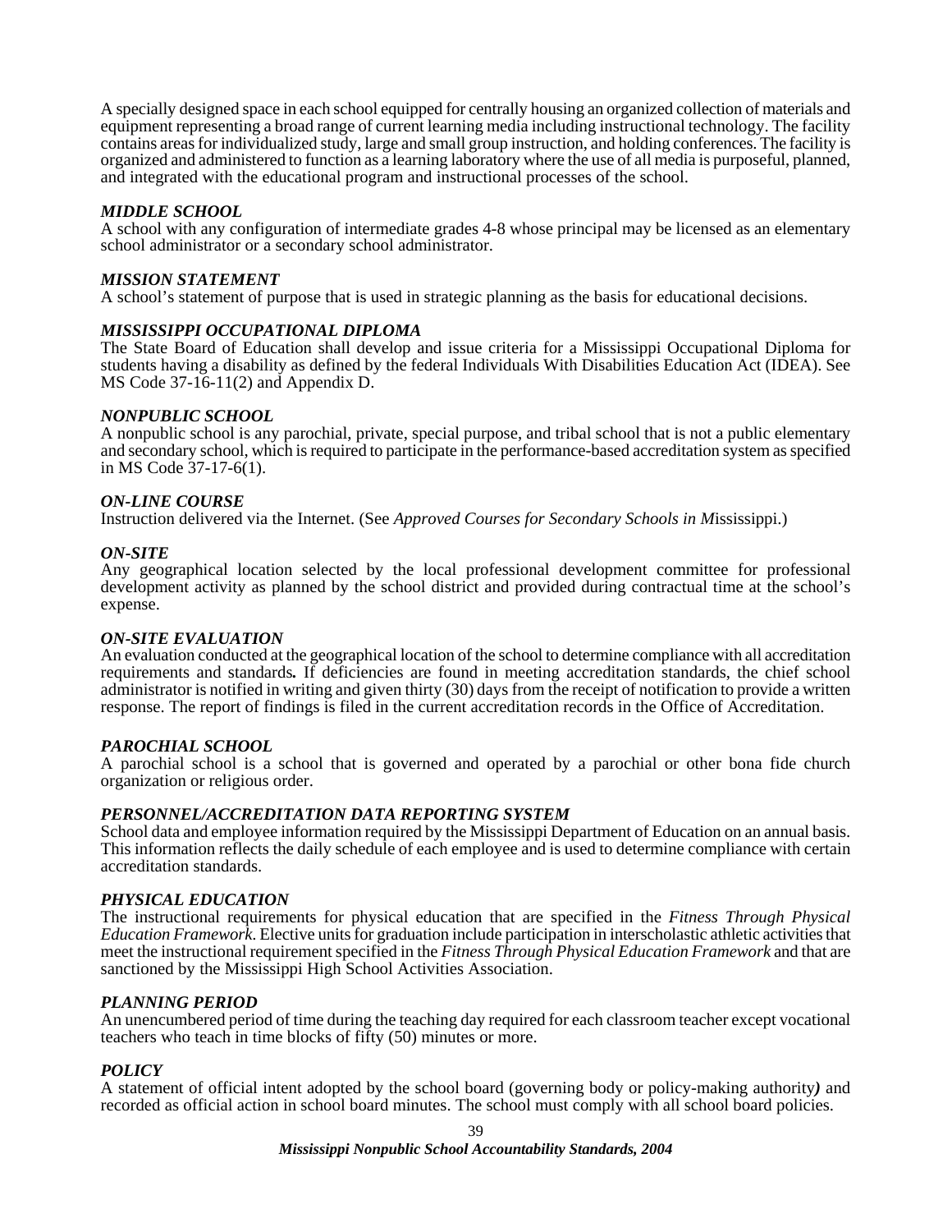A specially designed space in each school equipped for centrally housing an organized collection of materials and equipment representing a broad range of current learning media including instructional technology. The facility contains areas for individualized study, large and small group instruction, and holding conferences. The facility is organized and administered to function as a learning laboratory where the use of all media is purposeful, planned, and integrated with the educational program and instructional processes of the school.

***MIDDLE SCHOOL***
A school with any configuration of intermediate grades 4-8 whose principal may be licensed as an elementary school administrator or a secondary school administrator.

***MISSION STATEMENT***
A school's statement of purpose that is used in strategic planning as the basis for educational decisions.

***MISSISSIPPI OCCUPATIONAL DIPLOMA***
The State Board of Education shall develop and issue criteria for a Mississippi Occupational Diploma for students having a disability as defined by the federal Individuals With Disabilities Education Act (IDEA). See MS Code 37-16-11(2) and Appendix D.

***NONPUBLIC SCHOOL***
A nonpublic school is any parochial, private, special purpose, and tribal school that is not a public elementary and secondary school, which is required to participate in the performance-based accreditation system as specified in MS Code 37-17-6(1).

***ON-LINE COURSE***
Instruction delivered via the Internet. (See *Approved Courses for Secondary Schools in M*ississippi.)

***ON-SITE***
Any geographical location selected by the local professional development committee for professional development activity as planned by the school district and provided during contractual time at the school's expense.

***ON-SITE EVALUATION***
An evaluation conducted at the geographical location of the school to determine compliance with all accreditation requirements and standards**.** If deficiencies are found in meeting accreditation standards, the chief school administrator is notified in writing and given thirty (30) days from the receipt of notification to provide a written response. The report of findings is filed in the current accreditation records in the Office of Accreditation.

***PAROCHIAL SCHOOL***
A parochial school is a school that is governed and operated by a parochial or other bona fide church organization or religious order.

***PERSONNEL/ACCREDITATION DATA REPORTING SYSTEM***
School data and employee information required by the Mississippi Department of Education on an annual basis. This information reflects the daily schedule of each employee and is used to determine compliance with certain accreditation standards.

***PHYSICAL EDUCATION***
The instructional requirements for physical education that are specified in the *Fitness Through Physical Education Framework*. Elective units for graduation include participation in interscholastic athletic activities that meet the instructional requirement specified in the *Fitness Through Physical Education Framework* and that are sanctioned by the Mississippi High School Activities Association.

***PLANNING PERIOD***
An unencumbered period of time during the teaching day required for each classroom teacher except vocational teachers who teach in time blocks of fifty (50) minutes or more.

***POLICY***
A statement of official intent adopted by the school board (governing body or policy-making authority***)*** and recorded as official action in school board minutes. The school must comply with all school board policies.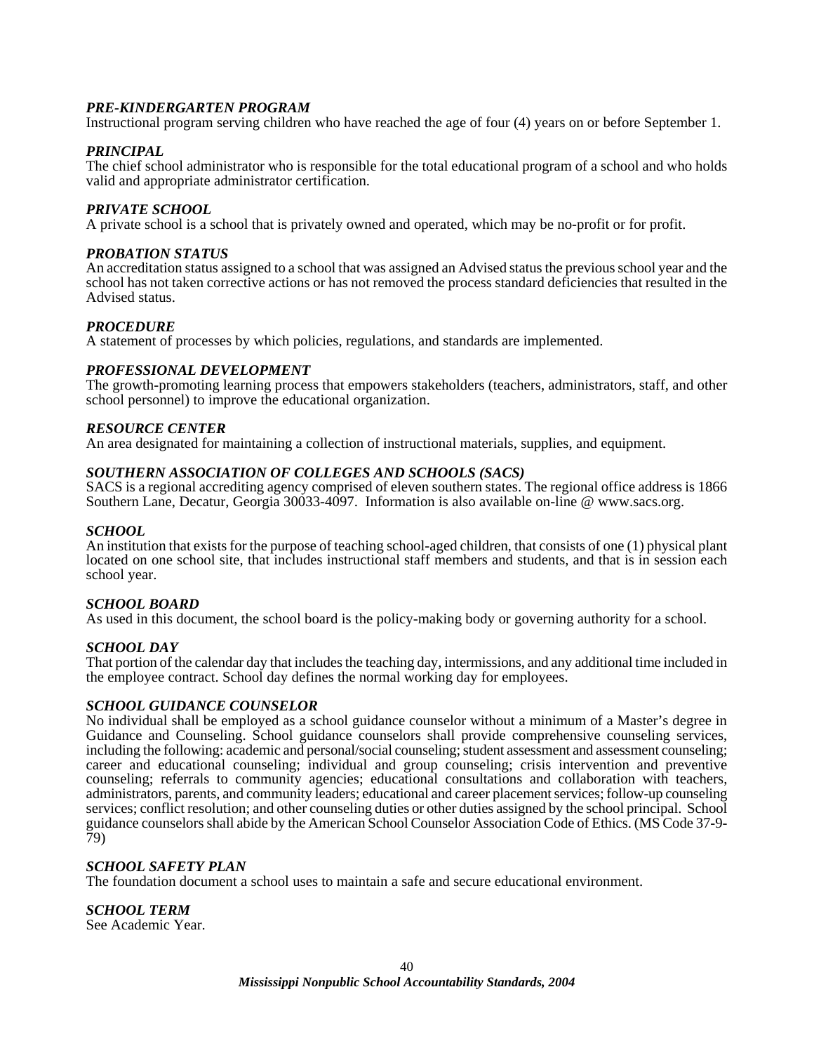***PRE-KINDERGARTEN PROGRAM***
Instructional program serving children who have reached the age of four (4) years on or before September 1.

***PRINCIPAL***
The chief school administrator who is responsible for the total educational program of a school and who holds valid and appropriate administrator certification.

***PRIVATE SCHOOL***
A private school is a school that is privately owned and operated, which may be no-profit or for profit.

***PROBATION STATUS***
An accreditation status assigned to a school that was assigned an Advised status the previous school year and the school has not taken corrective actions or has not removed the process standard deficiencies that resulted in the Advised status.

***PROCEDURE***
A statement of processes by which policies, regulations, and standards are implemented.

***PROFESSIONAL DEVELOPMENT***
The growth-promoting learning process that empowers stakeholders (teachers, administrators, staff, and other school personnel) to improve the educational organization.

***RESOURCE CENTER***
An area designated for maintaining a collection of instructional materials, supplies, and equipment.

***SOUTHERN ASSOCIATION OF COLLEGES AND SCHOOLS (SACS)***
SACS is a regional accrediting agency comprised of eleven southern states. The regional office address is 1866 Southern Lane, Decatur, Georgia 30033-4097. Information is also available on-line @ www.sacs.org.

***SCHOOL***
An institution that exists for the purpose of teaching school-aged children, that consists of one (1) physical plant located on one school site, that includes instructional staff members and students, and that is in session each school year.

***SCHOOL BOARD***
As used in this document, the school board is the policy-making body or governing authority for a school.

***SCHOOL DAY***
That portion of the calendar day that includes the teaching day, intermissions, and any additional time included in the employee contract. School day defines the normal working day for employees.

***SCHOOL GUIDANCE COUNSELOR***
No individual shall be employed as a school guidance counselor without a minimum of a Master's degree in Guidance and Counseling. School guidance counselors shall provide comprehensive counseling services, including the following: academic and personal/social counseling; student assessment and assessment counseling; career and educational counseling; individual and group counseling; crisis intervention and preventive counseling; referrals to community agencies; educational consultations and collaboration with teachers, administrators, parents, and community leaders; educational and career placement services; follow-up counseling services; conflict resolution; and other counseling duties or other duties assigned by the school principal. School guidance counselors shall abide by the American School Counselor Association Code of Ethics. (MS Code 37-9-79)

***SCHOOL SAFETY PLAN***
The foundation document a school uses to maintain a safe and secure educational environment.

***SCHOOL TERM***
See Academic Year.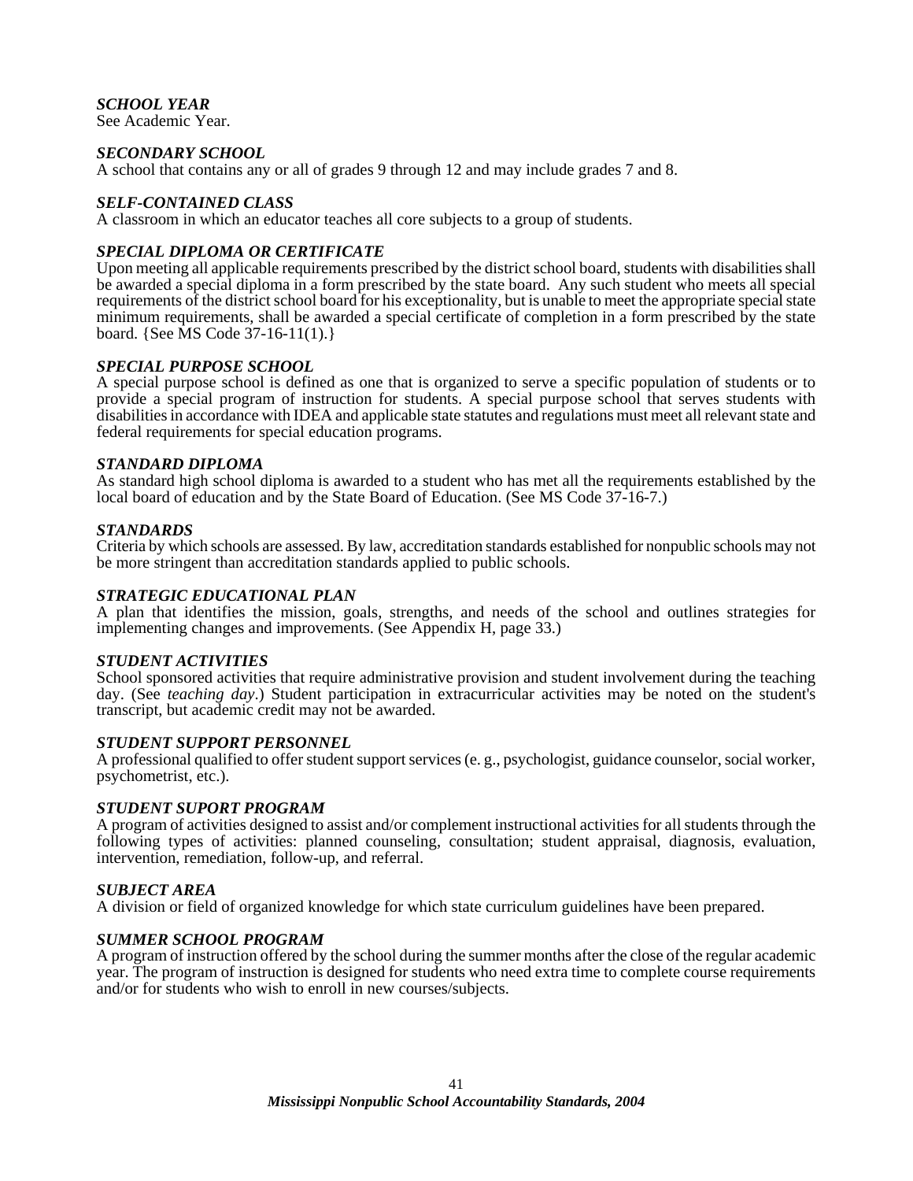***SCHOOL YEAR***
See Academic Year.

***SECONDARY SCHOOL***
A school that contains any or all of grades 9 through 12 and may include grades 7 and 8.

***SELF-CONTAINED CLASS***
A classroom in which an educator teaches all core subjects to a group of students.

***SPECIAL DIPLOMA OR CERTIFICATE***
Upon meeting all applicable requirements prescribed by the district school board, students with disabilities shall be awarded a special diploma in a form prescribed by the state board. Any such student who meets all special requirements of the district school board for his exceptionality, but is unable to meet the appropriate special state minimum requirements, shall be awarded a special certificate of completion in a form prescribed by the state board. {See MS Code 37-16-11(1).}

***SPECIAL PURPOSE SCHOOL***
A special purpose school is defined as one that is organized to serve a specific population of students or to provide a special program of instruction for students. A special purpose school that serves students with disabilities in accordance with IDEA and applicable state statutes and regulations must meet all relevant state and federal requirements for special education programs.

***STANDARD DIPLOMA***
As standard high school diploma is awarded to a student who has met all the requirements established by the local board of education and by the State Board of Education. (See MS Code 37-16-7.)

***STANDARDS***
Criteria by which schools are assessed. By law, accreditation standards established for nonpublic schools may not be more stringent than accreditation standards applied to public schools.

***STRATEGIC EDUCATIONAL PLAN***
A plan that identifies the mission, goals, strengths, and needs of the school and outlines strategies for implementing changes and improvements. (See Appendix H, page 33.)

***STUDENT ACTIVITIES***
School sponsored activities that require administrative provision and student involvement during the teaching day. (See *teaching day*.) Student participation in extracurricular activities may be noted on the student's transcript, but academic credit may not be awarded.

***STUDENT SUPPORT PERSONNEL***
A professional qualified to offer student support services (e. g., psychologist, guidance counselor, social worker, psychometrist, etc.).

***STUDENT SUPORT PROGRAM***
A program of activities designed to assist and/or complement instructional activities for all students through the following types of activities: planned counseling, consultation; student appraisal, diagnosis, evaluation, intervention, remediation, follow-up, and referral.

***SUBJECT AREA***
A division or field of organized knowledge for which state curriculum guidelines have been prepared.

***SUMMER SCHOOL PROGRAM***
A program of instruction offered by the school during the summer months after the close of the regular academic year. The program of instruction is designed for students who need extra time to complete course requirements and/or for students who wish to enroll in new courses/subjects.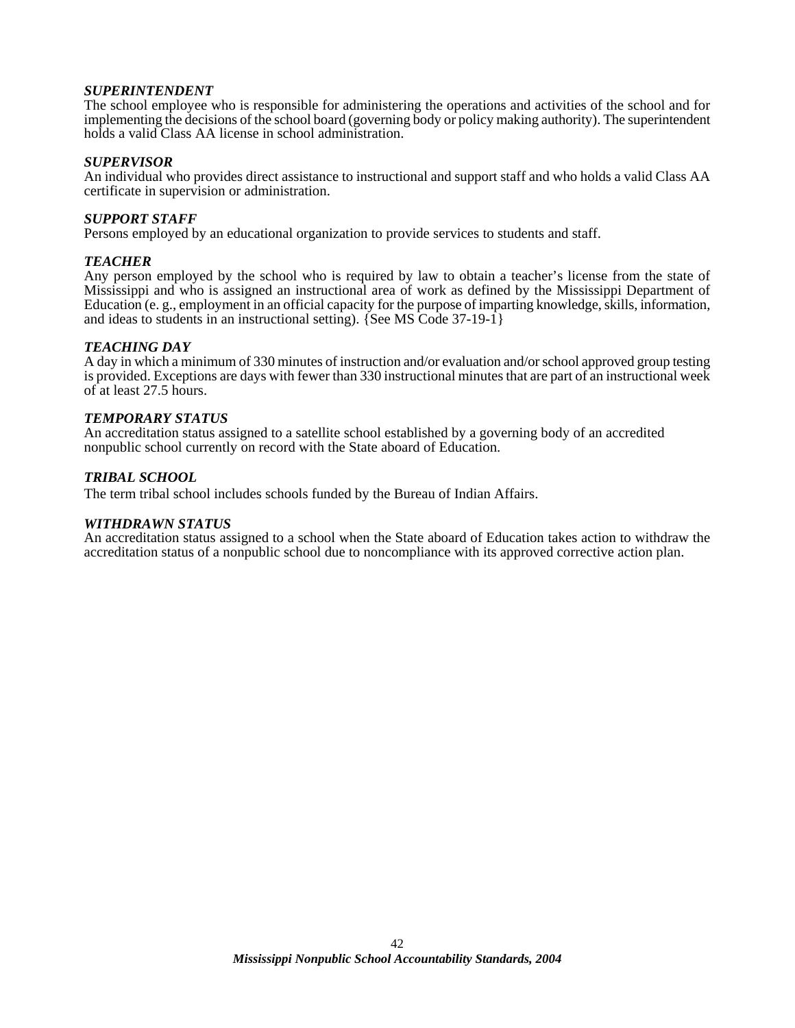***SUPERINTENDENT***
The school employee who is responsible for administering the operations and activities of the school and for implementing the decisions of the school board (governing body or policy making authority). The superintendent holds a valid Class AA license in school administration.

***SUPERVISOR***
An individual who provides direct assistance to instructional and support staff and who holds a valid Class AA certificate in supervision or administration.

***SUPPORT STAFF***
Persons employed by an educational organization to provide services to students and staff.

***TEACHER***
Any person employed by the school who is required by law to obtain a teacher's license from the state of Mississippi and who is assigned an instructional area of work as defined by the Mississippi Department of Education (e. g., employment in an official capacity for the purpose of imparting knowledge, skills, information, and ideas to students in an instructional setting). {See MS Code 37-19-1}

***TEACHING DAY***
A day in which a minimum of 330 minutes of instruction and/or evaluation and/or school approved group testing is provided. Exceptions are days with fewer than 330 instructional minutes that are part of an instructional week of at least 27.5 hours.

***TEMPORARY STATUS***
An accreditation status assigned to a satellite school established by a governing body of an accredited nonpublic school currently on record with the State aboard of Education.

***TRIBAL SCHOOL***
The term tribal school includes schools funded by the Bureau of Indian Affairs.

***WITHDRAWN STATUS***
An accreditation status assigned to a school when the State aboard of Education takes action to withdraw the accreditation status of a nonpublic school due to noncompliance with its approved corrective action plan.